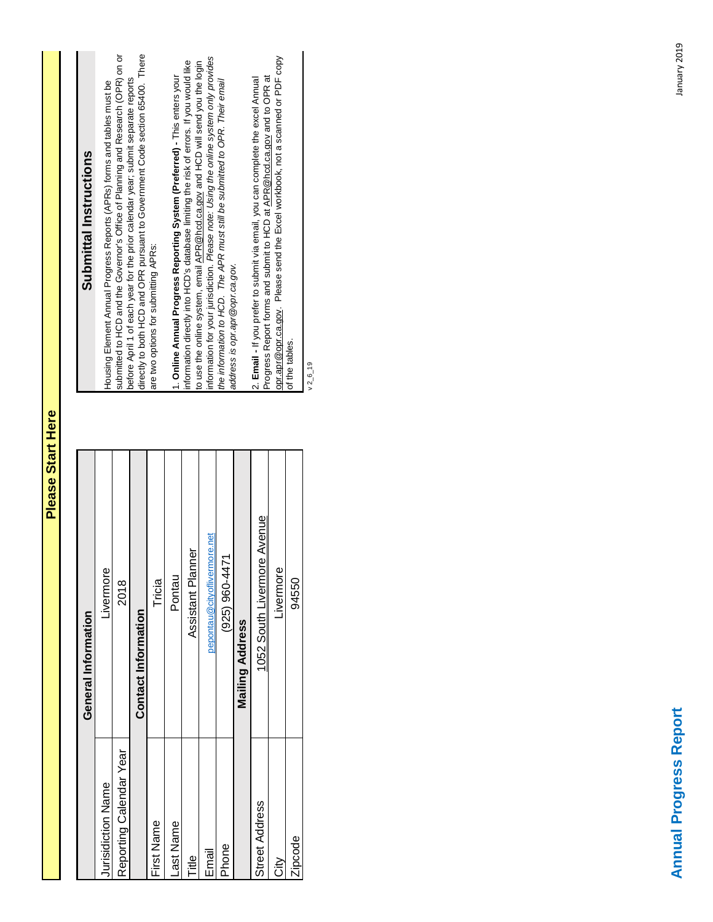# Annual Progress Report

## Please Start Here

| General Information | |
|---|---|
| Jurisidiction Name | Livermore |
| Reporting Calendar Year | 2018 |
| **Contact Information** | |
| First Name | Tricia |
| Last Name | Pontau |
| Title | Assistant Planner |
| Email | pepontau@cityoflivermore.net |
| Phone | (925) 960-4471 |
| **Mailing Address** | |
| Street Address | 1052 South Livermore Avenue |
| City | Livermore |
| Zipcode | 94550 |

## Submittal Instructions

Housing Element Annual Progress Reports (APRs) forms and tables must be submitted to HCD and the Governor's Office of Planning and Research (OPR) on or before April 1 of each year for the prior calendar year; submit separate reports directly to both HCD and OPR pursuant to Government Code section 65400. There are two options for submitting APRs:

1. **Online Annual Progress Reporting System (Preferred) -** This enters your information directly into HCD's database limiting the risk of errors. If you would like to use the online system, email APR@hcd.ca.gov and HCD will send you the login information for your jurisdiction. *Please note: Using the online system only provides the information to HCD. The APR must still be submitted to OPR. Their email address is opr.apr@opr.ca.gov.*

2. **Email -** If you prefer to submit via email, you can complete the excel Annual Progress Report forms and submit to HCD at APR@hcd.ca.gov and to OPR at opr.apr@opr.ca.gov. Please send the Excel workbook, not a scanned or PDF copy of the tables.

v 2_6_19

January 2019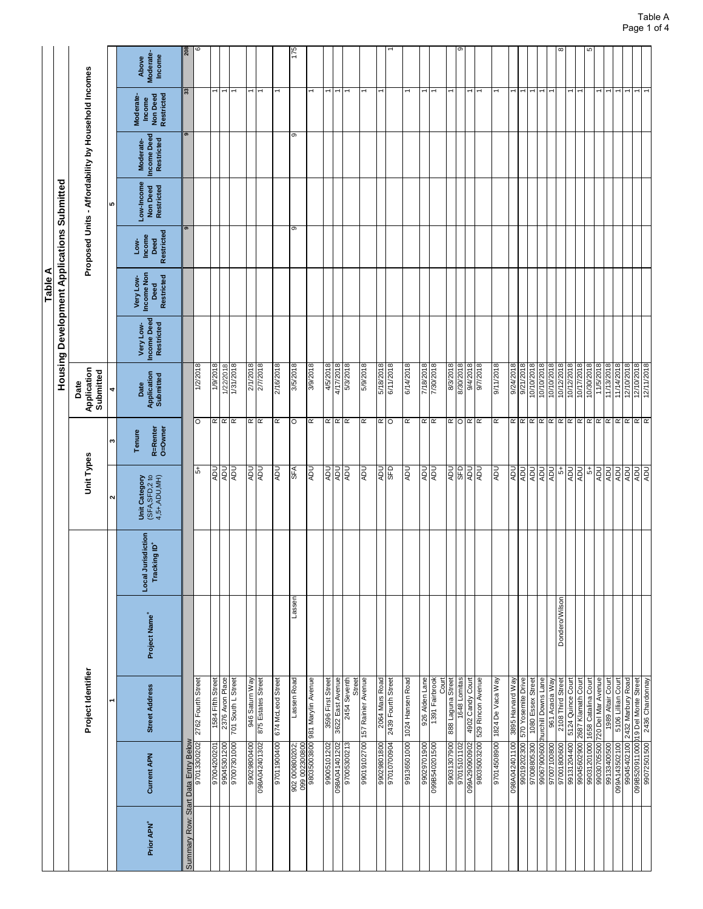# Table A

## Housing Development Applications Submitted

| Project Identifier | | | | | Unit Types | | Date Application Submitted | Proposed Units - Affordability by Household Incomes | | | | | | |
|---|---|---|---|---|---|---|---|---|---|---|---|---|---|---|
| 1 | | | | | 2 | 3 | 4 | 5 | | | | | | |
| Prior APN+ | Current APN | Street Address | Project Name+ | Local Jurisdiction Tracking ID+ | Unit Category (SFA,SFD,2 to 4,5+,ADU,MH) | Tenure R=Renter O=Owner | Date Application Submitted | Very Low-Income Deed Restricted | Very Low-Income Non Deed Restricted | Low-Income Deed Restricted | Low-Income Non Deed Restricted | Moderate-Income Deed Restricted | Moderate-Income Non Deed Restricted | Above Moderate-Income |
| Summary Row: Start Data Entry Below | | | | | | | | | | 9 | | 9 | 33 | 208 |
| | 97013300202 | 2762 Fourth Street | | | 5+ | O | 1/2/2018 | | | | | | | 6 |
| | 97004200201 | 1584 Fifth Street | | | ADU | R | 1/9/2018 | | | | | | 1 | |
| | 99045301200 | 2376 Avon Place | | | ADU | R | 1/22/2018 | | | | | | 1 | |
| | 97007301000 | 701 South L Street | | | ADU | R | 1/31/2018 | | | | | | 1 | |
| | 99029800400 | 946 Saturn Way | | | ADU | R | 2/1/2018 | | | | | | 1 | |
| | 098A042401302 | 875 Estates Street | | | ADU | R | 2/7/2018 | | | | | | 1 | |
| | 97011900400 | 674 McLeod Street | | | ADU | R | 2/16/2018 | | | | | | 1 | |
| | 902 000800202; 099 002300800 | Lassen Road | Lassen | | SFA | O | 3/5/2018 | | | 9 | | 9 | | 175 |
| | 98035003800 | 981 Marylin Avenue | | | ADU | R | 3/9/2018 | | | | | | 1 | |
| | 99005101202 | 3596 First Street | | | ADU | R | 4/5/2018 | | | | | | 1 | |
| | 098A041401202 | 3622 East Avenue | | | ADU | R | 4/17/2018 | | | | | | 1 | |
| | 97005300213 | 2454 Seventh Street | | | ADU | R | 5/3/2018 | | | | | | 1 | |
| | 99019102700 | 157 Rainier Avenue | | | ADU | R | 5/9/2018 | | | | | | 1 | |
| | 99029801800 | 2064 Mars Road | | | ADU | R | 5/18/2018 | | | | | | 1 | |
| | 97010700904 | 2439 Fourth Street | | | SFD | O | 6/11/2018 | | | | | | | 1 |
| | 99136501000 | 1024 Hansen Road | | | ADU | R | 6/14/2018 | | | | | | 1 | |
| | 99029701900 | 926 Alden Lane | | | ADU | R | 7/18/2018 | | | | | | 1 | |
| | 099B540201500 | 1391 Fairbrook Court | | | ADU | R | 7/30/2018 | | | | | | 1 | |
| | 99031307900 | 888 Laguna Street | | | ADU | R | 8/3/2018 | | | | | | 1 | |
| | 97015101102 | 1648 Lomitas | | | SFD | O | 8/30/2018 | | | | | | | 9 |
| | 099A290900902 | 4902 Candy Court | | | ADU | R | 9/4/2018 | | | | | | 1 | |
| | 98035003200 | 529 Rincon Avenue | | | ADU | R | 9/7/2018 | | | | | | 1 | |
| | 97014508900 | 1824 De Vaca Way | | | ADU | R | 9/11/2018 | | | | | | 1 | |
| | 098A042401100 | 3895 Harvard Way | | | ADU | R | 9/24/2018 | | | | | | 1 | |
| | 99019202300 | 570 Yosemite Drive | | | ADU | R | 9/21/2018 | | | | | | 1 | |
| | 97008805300 | 1080 Essex Street | | | ADU | R | 10/10/2018 | | | | | | 1 | |
| | 99067900600 | hurchill Downs Lane | | | ADU | R | 10/10/2018 | | | | | | 1 | |
| | 97007100800 | 961 Acacia Way | | | ADU | R | 10/10/2018 | | | | | | 1 | |
| | 97001800600 | 2108 Third Street | Dondero/Wilson | | 5+ | R | 10/12/2018 | | | | | | | 8 |
| | 99131204400 | 5124 Quince Court | | | ADU | R | 10/12/2018 | | | | | | 1 | |
| | 99045602900 | 2687 Klamath Court | | | ADU | R | 10/17/2018 | | | | | | 1 | |
| | 99031201000 | 1658 Catalina Court | | | 5+ | R | 10/30/2018 | | | | | | | 5 |
| | 99030705500 | 720 Del Mar Avenue | | | ADU | R | 11/5/2018 | | | | | | 1 | |
| | 99133400500 | 1989 Altair Court | | | ADU | R | 11/13/2018 | | | | | | 1 | |
| | 099A143502100 | 5106 Lillian Court | | | ADU | R | 11/14/2018 | | | | | | 1 | |
| | 99045402100 | 2432 Marbury Road | | | ADU | R | 12/10/2018 | | | | | | 1 | |
| | 099B520911000 | 119 Del Monte Street | | | ADU | R | 12/10/2018 | | | | | | 1 | |
| | 99072501500 | 2436 Chardonnay | | | ADU | R | 12/11/2018 | | | | | | 1 | |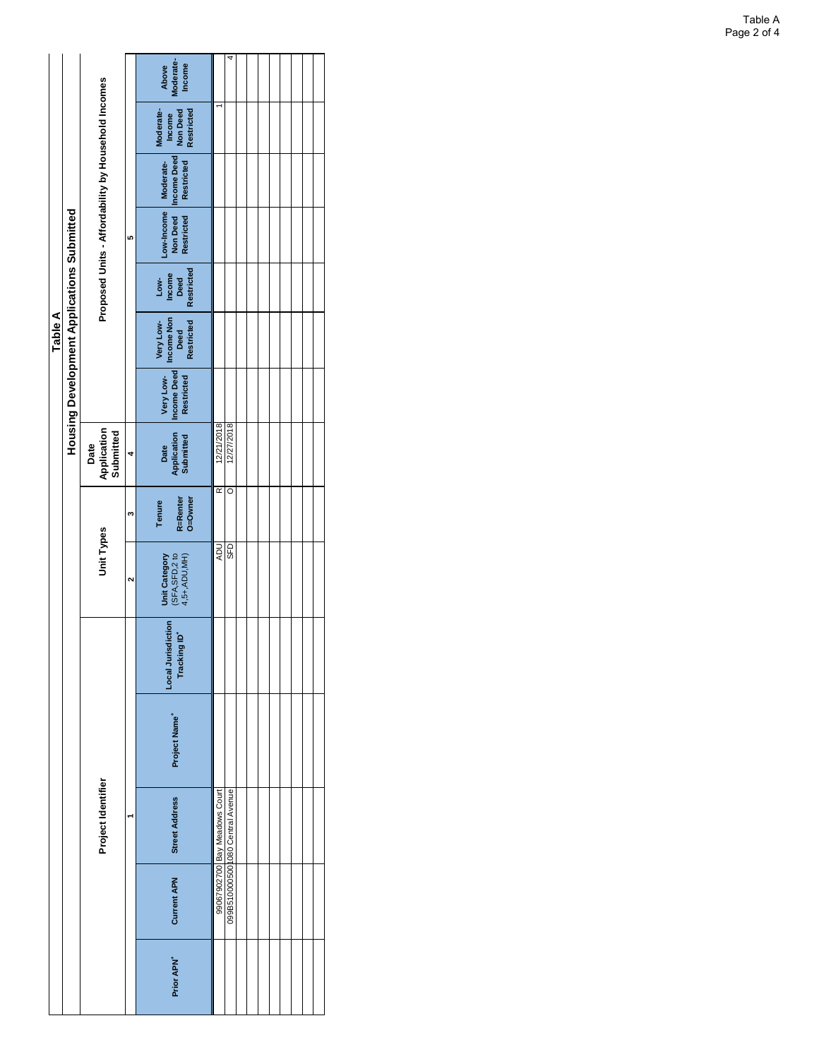# Table A

## Housing Development Applications Submitted

| Project Identifier | | | | Unit Types | | Date Application Submitted | Proposed Units - Affordability by Household Incomes | | | | | | |
|---|---|---|---|---|---|---|---|---|---|---|---|---|---|
| 1 | | | | 2 | 3 | 4 | 5 | | | | | | |
| Prior APN+ | Current APN | Street Address | Project Name+ | Local Jurisdiction Tracking ID+ | Unit Category (SFA,SFD,2 to 4,5+,ADU,MH) | Tenure R=Renter O=Owner | Date Application Submitted | Very Low-Income Deed Restricted | Very Low-Income Non Deed Restricted | Low-Income Deed Restricted | Low-Income Non Deed Restricted | Moderate-Income Deed Restricted | Moderate-Income Non Deed Restricted | Above Moderate-Income |
| | 99067902700 | Bay Meadows Court | | | ADU | R | 12/21/2018 | | | | | | | 1 |
| | 099B510000500 | 1080 Central Avenue | | | SFD | O | 12/27/2018 | | | | | | | 4 |
| | | | | | | | | | | | | | | |
| | | | | | | | | | | | | | | |
| | | | | | | | | | | | | | | |
| | | | | | | | | | | | | | | |
| | | | | | | | | | | | | | | |
| | | | | | | | | | | | | | | |
| | | | | | | | | | | | | | | |
| | | | | | | | | | | | | | | |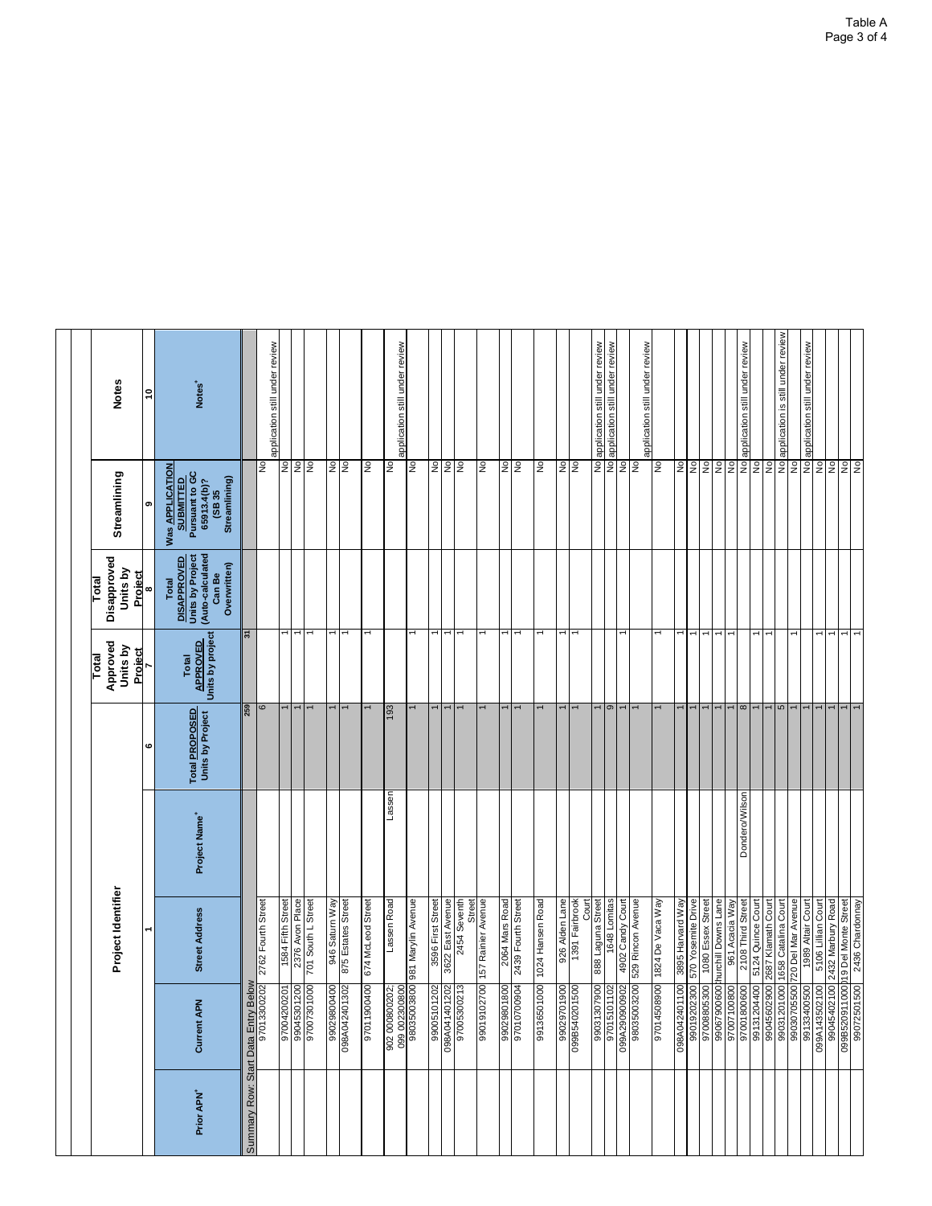| Project Identifier | | | | | Total Approved Units by Project | Total Disapproved Units by Project | Streamlining | Notes |
|---|---|---|---|---|---|---|---|---|
| | 1 | | | 6 | 7 | 8 | 9 | 10 |
| Prior APN[+] | Current APN | Street Address | Project Name[+] | Total PROPOSED Units by Project | Total APPROVED Units by project | Total DISAPPROVED Units by Project (Auto-calculated Can Be Overwritten) | Was APPLICATION SUBMITTED Pursuant to GC 65913.4(b)? (SB 35 Streamlining) | Notes[+] |
| Summary Row: Start Data Entry Below | | | | 259 | 31 | | | |
| | 97013300202 | 2762 Fourth Street | | 6 | | | No | application still under review |
| | 97004200201 | 1584 Fifth Street | | 1 | 1 | | No | |
| | 99045301200 | 2376 Avon Place | | 1 | 1 | | No | |
| | 97007301000 | 701 South L Street | | 1 | 1 | | No | |
| | 99029800400 | 946 Saturn Way | | 1 | 1 | | No | |
| | 098A04240130​2 | 875 Estates Street | | 1 | 1 | | No | |
| | 97011900400 | 674 McLeod Street | | 1 | 1 | | No | |
| | 902 000800202; 099 002300800 | Lassen Road | Lassen | 193 | | | No | application still under review |
| | 98035003800 | 981 Marylin Avenue | | 1 | 1 | | No | |
| | 99005101202 | 3596 First Street | | 1 | 1 | | No | |
| | 098A04140120​2 | 3622 East Avenue | | 1 | 1 | | No | |
| | 97005300213 | 2454 Seventh Street | | 1 | 1 | | No | |
| | 99019102700 | 157 Rainier Avenue | | 1 | 1 | | No | |
| | 99029801800 | 2064 Mars Road | | 1 | 1 | | No | |
| | 97010700904 | 2439 Fourth Street | | 1 | 1 | | No | |
| | 99136501000 | 1024 Hansen Road | | 1 | 1 | | No | |
| | 99029701900 | 926 Alden Lane | | 1 | 1 | | No | |
| | 099B540201500 | 1391 Fairbrook Court | | 1 | 1 | | No | |
| | 99031307900 | 888 Laguna Street | | 1 | | | No | application still under review |
| | 97015101102 | 1648 Lomitas | | 9 | | | No | application still under review |
| | 099A290900902 | 4902 Candy Court | | 1 | 1 | | No | |
| | 98035003200 | 529 Rincon Avenue | | 1 | | | No | application still under review |
| | 97014508900 | 1824 De Vaca Way | | 1 | 1 | | No | |
| | 098A04240110​0 | 3895 Harvard Way | | 1 | 1 | | No | |
| | 99019202300 | 570 Yosemite Drive | | 1 | 1 | | No | |
| | 97008805300 | 1080 Essex Street | | 1 | 1 | | No | |
| | 99067900600 | hurchill Downs Lane | | 1 | 1 | | No | |
| | 97007100800 | 961 Acacia Way | | 1 | 1 | | No | |
| | 97001800600 | 2108 Third Street | Dondero/Wilson | 8 | | | No | application still under review |
| | 99131204400 | 5124 Quince Court | | 1 | 1 | | No | |
| | 99045602900 | 2687 Klamath Court | | 1 | 1 | | No | |
| | 99031201000 | 1658 Catalina Court | | 5 | | | No | application is still under review |
| | 99030705500 | 720 Del Mar Avenue | | 1 | 1 | | No | |
| | 99133400500 | 1989 Altair Court | | 1 | | | No | application still under review |
| | 099A143502100 | 5106 Lillian Court | | 1 | 1 | | No | |
| | 99045402100 | 2432 Marbury Road | | 1 | 1 | | No | |
| | 099B52091100​0 | 119 Del Monte Street | | 1 | 1 | | No | |
| | 99072501500 | 2436 Chardonnay | | 1 | 1 | | No | |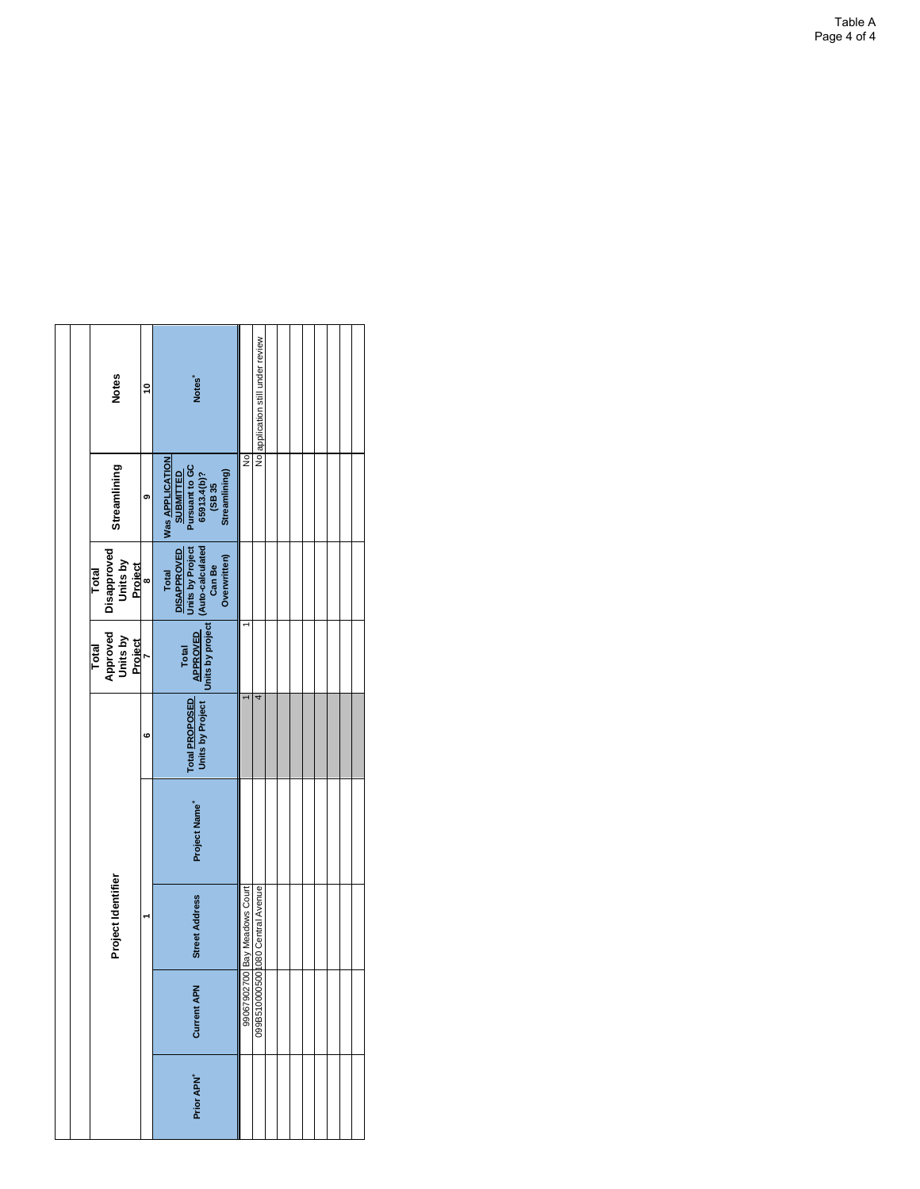Table A

| Project Identifier | | | | | Total Approved Units by Project | Total Disapproved Units by Project | Streamlining | Notes |
|---|---|---|---|---|---|---|---|---|
| 1 | | | | 6 | 7 | 8 | 9 | 10 |
| Prior APN[+] | Current APN | Street Address | Project Name[+] | Total **PROPOSED** Units by Project | Total **APPROVED** Units by project | Total **DISAPPROVED** Units by Project (Auto-calculated Can Be Overwritten) | Was **APPLICATION SUBMITTED** Pursuant to GC 65913.4(b)? (SB 35 Streamlining) | Notes[+] |
| | 99067902700 | Bay Meadows Court | | 1 | 1 | | No | |
| | 099B510000500 | 1080 Central Avenue | | 4 | | | No | application still under review |
| | | | | | | | | |
| | | | | | | | | |
| | | | | | | | | |
| | | | | | | | | |
| | | | | | | | | |
| | | | | | | | | |
| | | | | | | | | |
| | | | | | | | | |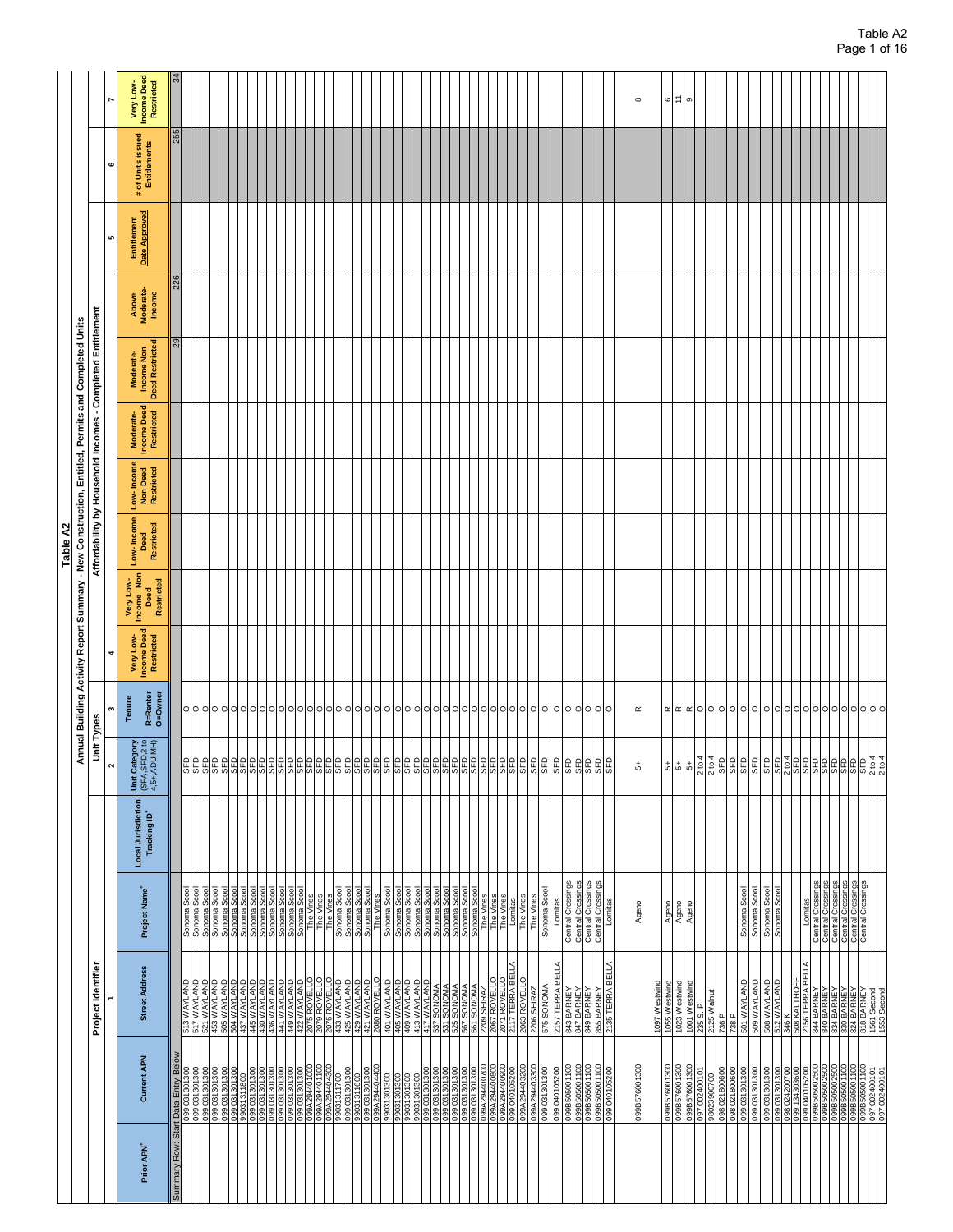# Table A2

## Annual Building Activity Report Summary - New Construction, Entitled, Permits and Completed Units

| Project Identifier | | | | | Unit Types | | Affordability by Household Incomes - Completed Entitlement | | | | | | | | | |
|---|---|---|---|---|---|---|---|---|---|---|---|---|---|---|---|---|
| 1 | | | | | 2 | 3 | 4 | | | | | | | 5 | 6 | 7 |
| Prior APN+ | Current APN | Street Address | Project Name+ | Local Jurisdiction Tracking ID+ | Unit Category (SFA,SFD,2 to 4,5+,ADU,MH) | Tenure R=Renter O=Owner | Very Low-Income Deed Restricted | Very Low-Income Non Deed Restricted | Low-Income Deed Restricted | Low-Income Non Deed Restricted | Moderate-Income Deed Restricted | Moderate-Income Non Deed Restricted | Above Moderate-Income | Entitlement Date Approved | # of Units issued Entitlements | Very Low-Income Deed Restricted |
| Summary Row: Start Data Entry Below | | | | | | | | | | | | 29 | 226 | | 255 | 34 |
| | 099 031301300 | 513 WAYLAND | Sonoma Scool | | SFD | O | | | | | | | | | | |
| | 099 031301300 | 517 WAYLAND | Sonoma Scool | | SFD | O | | | | | | | | | | |
| | 099 031301300 | 521 WAYLAND | Sonoma Scool | | SFD | O | | | | | | | | | | |
| | 099 031301300 | 453 WAYLAND | Sonoma Scool | | SFD | O | | | | | | | | | | |
| | 099 031301300 | 505 WAYLAND | Sonoma Scool | | SFD | O | | | | | | | | | | |
| | 099 031301300 | 504 WAYLAND | Sonoma Scool | | SFD | O | | | | | | | | | | |
| | 99031311800 | 437 WAYLAND | Sonoma Scool | | SFD | O | | | | | | | | | | |
| | 099 031301300 | 445 WAYLAND | Sonoma Scool | | SFD | O | | | | | | | | | | |
| | 099 031301300 | 430 WAYLAND | Sonoma Scool | | SFD | O | | | | | | | | | | |
| | 099 031301300 | 436 WAYLAND | Sonoma Scool | | SFD | O | | | | | | | | | | |
| | 099 031301300 | 441 WAYLAND | Sonoma Scool | | SFD | O | | | | | | | | | | |
| | 099 031301300 | 449 WAYLAND | Sonoma Scool | | SFD | O | | | | | | | | | | |
| | 099 031301300 | 422 WAYLAND | Sonoma Scool | | SFD | O | | | | | | | | | | |
| | 099A294401000 | 2075 ROVELLO | The Vines | | SFD | O | | | | | | | | | | |
| | 099A294401100 | 2079 ROVELLO | The Vines | | SFD | O | | | | | | | | | | |
| | 099A294404300 | 2076 ROVELLO | The Vines | | SFD | O | | | | | | | | | | |
| | 99031311700 | 433 WAYLAND | Sonoma Scool | | SFD | O | | | | | | | | | | |
| | 099 031301300 | 425 WAYLAND | Sonoma Scool | | SFD | O | | | | | | | | | | |
| | 99031311600 | 429 WAYLAND | Sonoma Scool | | SFD | O | | | | | | | | | | |
| | 099 031301300 | 421 WAYLAND | Sonoma Scool | | SFD | O | | | | | | | | | | |
| | 099A294404400 | 2080 ROVELLO | The Vines | | SFD | O | | | | | | | | | | |
| | 99031301300 | 401 WAYLAND | Sonoma Scool | | SFD | O | | | | | | | | | | |
| | 99031301300 | 405 WAYLAND | Sonoma Scool | | SFD | O | | | | | | | | | | |
| | 99031301300 | 409 WAYLAND | Sonoma Scool | | SFD | O | | | | | | | | | | |
| | 99031301300 | 413 WAYLAND | Sonoma Scool | | SFD | O | | | | | | | | | | |
| | 099 031301300 | 417 WAYLAND | Sonoma Scool | | SFD | O | | | | | | | | | | |
| | 099 031301300 | 537 SONOMA | Sonoma Scool | | SFD | O | | | | | | | | | | |
| | 099 031301300 | 531 SONOMA | Sonoma Scool | | SFD | O | | | | | | | | | | |
| | 099 031301300 | 525 SONOMA | Sonoma Scool | | SFD | O | | | | | | | | | | |
| | 099 031301300 | 567 SONOMA | Sonoma Scool | | SFD | O | | | | | | | | | | |
| | 099 031301300 | 561 SONOMA | Sonoma Scool | | SFD | O | | | | | | | | | | |
| | 099A294400700 | 2209 SHIRAZ | The Vines | | SFD | O | | | | | | | | | | |
| | 099A294400800 | 2067 ROVELLO | The Vines | | SFD | O | | | | | | | | | | |
| | 099A294400900 | 2071 ROVELLO | The Vines | | SFD | O | | | | | | | | | | |
| | 099 040105200 | 2117 TERRA BELLA | Lomitas | | SFD | O | | | | | | | | | | |
| | 099A294403200 | 2063 ROVELLO | The Vines | | SFD | O | | | | | | | | | | |
| | 099A294403300 | 2206 SHIRAZ | The Vines | | SFD | O | | | | | | | | | | |
| | 099 031301300 | 575 SONOMA | Sonoma Scool | | SFD | O | | | | | | | | | | |
| | 099 040105200 | 2157 TERRA BELLA | Lomitas | | SFD | O | | | | | | | | | | |
| | 099B505001100 | 843 BARNEY | Central Crossings | | SFD | O | | | | | | | | | | |
| | 099B505001100 | 847 BARNEY | Central Crossings | | SFD | O | | | | | | | | | | |
| | 099B505001100 | 849 BARNEY | Central Crossings | | SFD | O | | | | | | | | | | |
| | 099B505001100 | 855 BARNEY | Central Crossings | | SFD | O | | | | | | | | | | |
| | 099 040108200 | 2135 TERRA BELLA | Lomitas | | SFD | O | | | | | | | | | | |
| | 099B576001300 | 1097 Westwind | Ageno | | 5+ | R | | | | | | | | | | 8 |
| | 099B576001300 | 1055 Westwind | Ageno | | 5+ | R | | | | | | | | | | 6 |
| | 099B576001300 | 1023 Westwind | Ageno | | 5+ | R | | | | | | | | | | 11 |
| | 099B576001300 | 1001 Westwind | Ageno | | 5+ | R | | | | | | | | | | 9 |
| | 097 002400101 | 235 S. P | | | 2 to 4 | O | | | | | | | | | | |
| | 98023900700 | 2125 Walnut | | | 2 to 4 | O | | | | | | | | | | |
| | 098 021800600 | 736 P | | | SFD | O | | | | | | | | | | |
| | 098 021800600 | 738 P | | | SFD | O | | | | | | | | | | |
| | 099 031301300 | 501 WAYLAND | Sonoma Scool | | SFD | O | | | | | | | | | | |
| | 099 031301300 | 509 WAYLAND | Sonoma Scool | | SFD | O | | | | | | | | | | |
| | 099 031301300 | 508 WAYLAND | Sonoma Scool | | SFD | O | | | | | | | | | | |
| | 099 031301300 | 512 WAYLAND | Sonoma Scool | | SFD | O | | | | | | | | | | |
| | 098 024200700 | 346 K | | | 2 to 4 | O | | | | | | | | | | |
| | 099 134308600 | 508 KALTHOFF | | | SFD | O | | | | | | | | | | |
| | 099 040105200 | 2156 TERRA BELLA | Lomitas | | SFD | O | | | | | | | | | | |
| | 099B505002500 | 844 BARNEY | Central Crossings | | SFD | O | | | | | | | | | | |
| | 099B505002500 | 840 BARNEY | Central Crossings | | SFD | O | | | | | | | | | | |
| | 099B505002500 | 834 BARNEY | Central Crossings | | SFD | O | | | | | | | | | | |
| | 099B505001100 | 830 BARNEY | Central Crossings | | SFD | O | | | | | | | | | | |
| | 099B505001100 | 824 BARNEY | Central Crossings | | SFD | O | | | | | | | | | | |
| | 099B505001100 | 818 BARNEY | Central Crossings | | SFD | O | | | | | | | | | | |
| | 097 002400101 | 1561 Second | | | 2 to 4 | O | | | | | | | | | | |
| | 097 002400101 | 1553 Second | | | 2 to 4 | O | | | | | | | | | | |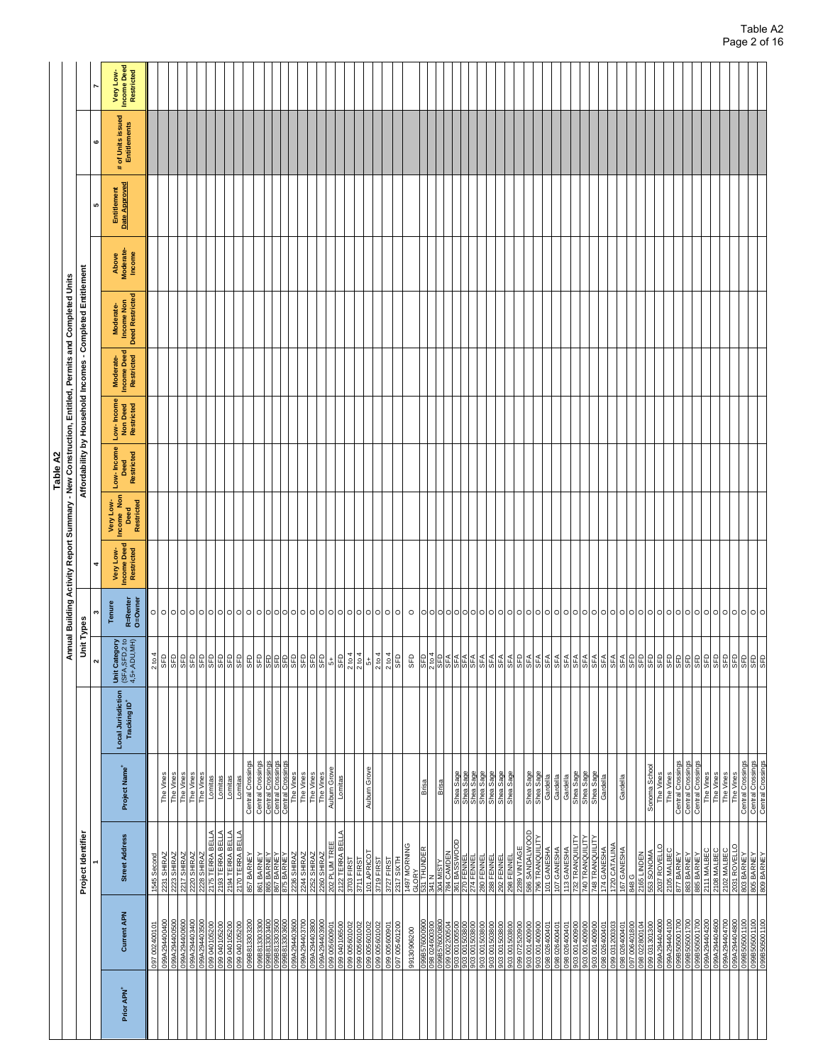# Table A2

## Annual Building Activity Report Summary - New Construction, Entitled, Permits and Completed Units

| Project Identifier | | | | | Unit Types | | Affordability by Household Incomes - Completed Entitlement | | | | | | | | | |
|---|---|---|---|---|---|---|---|---|---|---|---|---|---|---|---|---|
| | 1 | | | | 2 | 3 | 4 | | | | | | | 5 | 6 | 7 |
| Prior APN⁺ | Current APN | Street Address | Project Name⁺ | Local Jurisdiction Tracking ID⁺ | Unit Category (SFA,SFD,2 to 4,5+,ADU,MH) | Tenure R=Renter O=Owner | Very Low- Income Deed Restricted | Very Low- Income Non Deed Restricted | Low- Income Deed Restricted | Low- Income Non Deed Restricted | Moderate- Income Deed Restricted | Moderate- Income Non Deed Restricted | Above Moderate- Income | Entitlement Date Approved | # of Units issued Entitlements | Very Low- Income Deed Restricted |
| | 097 002400101 | 1545 Second | | | 2 to 4 | O | | | | | | | | | | |
| | 099A294400400 | 2231 SHIRAZ | The Vines | | SFD | O | | | | | | | | | | |
| | 099A294400500 | 2223 SHIRAZ | The Vines | | SFD | O | | | | | | | | | | |
| | 099A294400600 | 2217 SHIRAZ | The Vines | | SFD | O | | | | | | | | | | |
| | 099A294403400 | 2220 SHIRAZ | The Vines | | SFD | O | | | | | | | | | | |
| | 099A294403500 | 2228 SHIRAZ | The Vines | | SFD | O | | | | | | | | | | |
| | 099 040105200 | 2175 TERRA BELLA | Lomitas | | SFD | O | | | | | | | | | | |
| | 099 040105200 | 2193 TERRA BELLA | Lomitas | | SFD | O | | | | | | | | | | |
| | 099 040105200 | 2194 TERRA BELLA | Lomitas | | SFD | O | | | | | | | | | | |
| | 099 040105200 | 2170 TERRA BELLA | Lomitas | | SFD | O | | | | | | | | | | |
| | 099B813303200 | 857 BARNEY | Central Crossings | | SFD | O | | | | | | | | | | |
| | 099B813303300 | 861 BARNEY | Central Crossings | | SFD | O | | | | | | | | | | |
| | 099B813303400 | 865 BARNEY | Central Crossings | | SFD | O | | | | | | | | | | |
| | 099B813303500 | 867 BARNEY | Central Crossings | | SFD | O | | | | | | | | | | |
| | 099B813303600 | 875 BARNEY | Central Crossings | | SFD | O | | | | | | | | | | |
| | 099A294403600 | 2236 SHIRAZ | The Vines | | SFD | O | | | | | | | | | | |
| | 099A294403700 | 2244 SHIRAZ | The Vines | | SFD | O | | | | | | | | | | |
| | 099A294403800 | 2252 SHIRAZ | The Vines | | SFD | O | | | | | | | | | | |
| | 099A294403900 | 2260 SHIRAZ | The Vines | | SFD | O | | | | | | | | | | |
| | 099 005600901 | 202 PLUM TREE | Auburn Grove | | 5+ | O | | | | | | | | | | |
| | 099 040105200 | 2122 TERRA BELLA | Lomitas | | SFD | O | | | | | | | | | | |
| | 099 005601002 | 3703 FIRST | | | 2 to 4 | O | | | | | | | | | | |
| | 099 005601002 | 3711 FIRST | | | 2 to 4 | O | | | | | | | | | | |
| | 099 005601002 | 101 APRICOT | Auburn Grove | | 5+ | O | | | | | | | | | | |
| | 099 005601002 | 3719 FIRST | | | 2 to 4 | O | | | | | | | | | | |
| | 099 005600901 | 3727 FIRST | | | 2 to 4 | O | | | | | | | | | | |
| | 097 005401200 | 2317 SIXTH | | | SFD | O | | | | | | | | | | |
| | 9913090620 0 | 1497 MORNING GLORY | | | SFD | O | | | | | | | | | | |
| | 099B576000900 | 531 THUNDER | Brisa | | SFD | O | | | | | | | | | | |
| | 098 024600300 | 341 N | | | 2 to 4 | O | | | | | | | | | | |
| | 099B576000800 | 304 MISTY | Brisa | | SFD | O | | | | | | | | | | |
| | 099 002200504 | 784 CAMDEN | Shea Sage | | SFA | O | | | | | | | | | | |
| | 903 001005500 | 361 BASSWOOD | Shea Sage | | SFA | O | | | | | | | | | | |
| | 903 001503800 | 270 FENNEL | Shea Sage | | SFA | O | | | | | | | | | | |
| | 903 001503800 | 274 FENNEL | Shea Sage | | SFA | O | | | | | | | | | | |
| | 903 001503800 | 280 FENNEL | Shea Sage | | SFA | O | | | | | | | | | | |
| | 903 001503800 | 288 FENNEL | Shea Sage | | SFA | O | | | | | | | | | | |
| | 903 001503800 | 292 FENNEL | Shea Sage | | SFA | O | | | | | | | | | | |
| | 903 001503800 | 298 FENNEL | Shea Sage | | SFA | O | | | | | | | | | | |
| | 099 072520900 | 2289 VINTAGE | | | SFD | O | | | | | | | | | | |
| | 903 001400900 | 586 SANDALWOOD | Shea Sage | | SFA | O | | | | | | | | | | |
| | 903 001400900 | 796 TRANQUILITY | Shea Sage | | SFA | O | | | | | | | | | | |
| | 098 026400401 | 101 GANESHA | Gardella | | SFA | O | | | | | | | | | | |
| | 098 026400401 | 107 GANESHA | Gardella | | SFA | O | | | | | | | | | | |
| | 098 026400401 | 113 GANESHA | Gardella | | SFA | O | | | | | | | | | | |
| | 903 001400900 | 732 TRANQUILITY | Shea Sage | | SFA | O | | | | | | | | | | |
| | 903 001400900 | 740 TRANQUILITY | Shea Sage | | SFA | O | | | | | | | | | | |
| | 903 001400900 | 748 TRANQUILITY | Shea Sage | | SFA | O | | | | | | | | | | |
| | 098 026400401 | 174 GANESHA | Gardella | | SFA | O | | | | | | | | | | |
| | 099 031200303 | 1720 CATALINA | | | SFA | O | | | | | | | | | | |
| | 098 026400401 | 167 GANESHA | Gardella | | SFA | O | | | | | | | | | | |
| | 097 006401800 | 848 G | | | SFD | O | | | | | | | | | | |
| | 098 022800104 | 2165 LINDEN | | | SFD | O | | | | | | | | | | |
| | 099 031301300 | 553 SONOMA | Sonoma School | | SFD | O | | | | | | | | | | |
| | 099A294404000 | 2037 ROVELLO | The Vines | | SFD | O | | | | | | | | | | |
| | 099A294404100 | 2105 MALBEC | The Vines | | SFD | O | | | | | | | | | | |
| | 099B505001700 | 877 BARNEY | Central Crossings | | SFD | O | | | | | | | | | | |
| | 099B505001700 | 883 BARNEY | Central Crossings | | SFD | O | | | | | | | | | | |
| | 099B505001700 | 885 BARNEY | Central Crossings | | SFD | O | | | | | | | | | | |
| | 099A294404200 | 2111 MALBEC | The Vines | | SFD | O | | | | | | | | | | |
| | 099A294404600 | 2108 MALBEC | The Vines | | SFD | O | | | | | | | | | | |
| | 099A294404700 | 2102 MALBEC | The Vines | | SFD | O | | | | | | | | | | |
| | 099A294404800 | 2031 ROVELLO | The Vines | | SFD | O | | | | | | | | | | |
| | 099B505001100 | 803 BARNEY | Central Crossings | | SFD | O | | | | | | | | | | |
| | 099B505001100 | 805 BARNEY | Central Crossings | | SFD | O | | | | | | | | | | |
| | 099B505001100 | 809 BARNEY | Central Crossings | | SFD | O | | | | | | | | | | |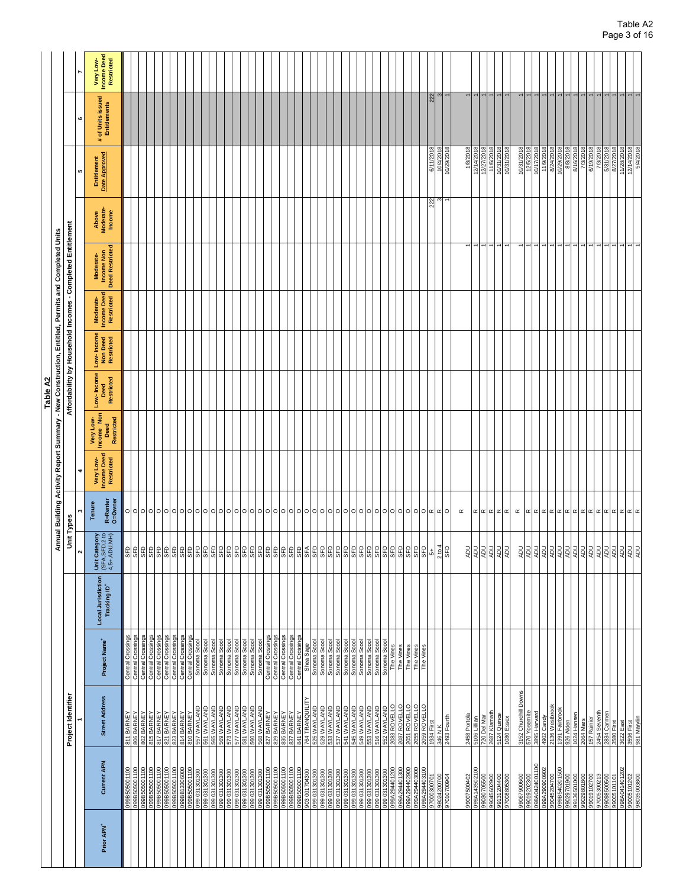# Table A2

## Annual Building Activity Report Summary - New Construction, Entitled, Permits and Completed Units

| Project Identifier | | | | | Unit Types | | Affordability by Household Incomes - Completed Entitlement | | | | | | | | | |
|---|---|---|---|---|---|---|---|---|---|---|---|---|---|---|---|---|
| 1 | | | | | 2 | 3 | 4 | | | | | | | 5 | 6 | 7 |
| Prior APN⁺ | Current APN | Street Address | Project Name⁺ | Local Jurisdiction Tracking ID⁺ | Unit Category (SFA,SFD,2 to 4,5+,ADU,MH) | Tenure R=Renter O=Owner | Very Low-Income Deed Restricted | Very Low-Income Non Deed Restricted | Low-Income Deed Restricted | Low-Income Non Deed Restricted | Moderate-Income Deed Restricted | Moderate-Income Non Deed Restricted | Above Moderate-Income | Entitlement Date Approved | # of Units issued Entitlements | Very Low-Income Deed Restricted |
| | 099B505001100 | 811 BARNEY | Central Crossings | | SFD | O | | | | | | | | | | |
| | 099B505001100 | 806 BARNEY | Central Crossings | | SFD | O | | | | | | | | | | |
| | 099B505001100 | 802 BARNEY | Central Crossings | | SFD | O | | | | | | | | | | |
| | 099B505001100 | 815 BARNEY | Central Crossings | | SFD | O | | | | | | | | | | |
| | 099B505001100 | 817 BARNEY | Central Crossings | | SFD | O | | | | | | | | | | |
| | 099B505001100 | 821 BARNEY | Central Crossings | | SFD | O | | | | | | | | | | |
| | 099B505001100 | 823 BARNEY | Central Crossings | | SFD | O | | | | | | | | | | |
| | 099B813305600 | 814 BARNEY | Central Crossings | | SFD | O | | | | | | | | | | |
| | 099B505001100 | 810 BARNEY | Central Crossings | | SFD | O | | | | | | | | | | |
| | 099 031301300 | 557 WAYLAND | Sonoma Scool | | SFD | O | | | | | | | | | | |
| | 099 031301300 | 561 WAYLAND | Sonoma Scool | | SFD | O | | | | | | | | | | |
| | 099 031301300 | 565 WAYLAND | Sonoma Scool | | SFD | O | | | | | | | | | | |
| | 099 031301300 | 569 WAYLAND | Sonoma Scool | | SFD | O | | | | | | | | | | |
| | 099 031301300 | 573 WAYLAND | Sonoma Scool | | SFD | O | | | | | | | | | | |
| | 099 031301300 | 577 WAYLAND | Sonoma Scool | | SFD | O | | | | | | | | | | |
| | 099 031301300 | 581 WAYLAND | Sonoma Scool | | SFD | O | | | | | | | | | | |
| | 099 031301300 | 560 WAYLAND | Sonoma Scool | | SFD | O | | | | | | | | | | |
| | 099 031301300 | 568 WAYLAND | Sonoma Scool | | SFD | O | | | | | | | | | | |
| | 099B505001100 | 827 BARNEY | Central Crossings | | SFD | O | | | | | | | | | | |
| | 099B505001100 | 829 BARNEY | Central Crossings | | SFD | O | | | | | | | | | | |
| | 099B505001100 | 835 BARNEY | Central Crossings | | SFD | O | | | | | | | | | | |
| | 099B505001100 | 837 BARNEY | Central Crossings | | SFD | O | | | | | | | | | | |
| | 099B505001100 | 841 BARNEY | Central Crossings | | SFD | O | | | | | | | | | | |
| | 903 001704300 | 764 TRANQUILITY | Shea Sage | | SFA | O | | | | | | | | | | |
| | 099 031301300 | 525 WAYLAND | Sonoma Scool | | SFD | O | | | | | | | | | | |
| | 099 031301300 | 529 WAYLAND | Sonoma Scool | | SFD | O | | | | | | | | | | |
| | 099 031301300 | 533 WAYLAND | Sonoma Scool | | SFD | O | | | | | | | | | | |
| | 099 031301300 | 537 WAYLAND | Sonoma Scool | | SFD | O | | | | | | | | | | |
| | 099 031301300 | 541 WAYLAND | Sonoma Scool | | SFD | O | | | | | | | | | | |
| | 099 031301300 | 545 WAYLAND | Sonoma Scool | | SFD | O | | | | | | | | | | |
| | 099 031301300 | 549 WAYLAND | Sonoma Scool | | SFD | O | | | | | | | | | | |
| | 099 031301300 | 553 WAYLAND | Sonoma Scool | | SFD | O | | | | | | | | | | |
| | 099 031301300 | 516 WAYLAND | Sonoma Scool | | SFD | O | | | | | | | | | | |
| | 099 031301300 | 552 WAYLAND | Sonoma Scool | | SFD | O | | | | | | | | | | |
| | 099A294401200 | 2083 ROVELLO | The Vines | | SFD | O | | | | | | | | | | |
| | 099A294401300 | 2087 ROVELLO | The Vines | | SFD | O | | | | | | | | | | |
| | 099A294402900 | 2051 ROVELLO | The Vines | | SFD | O | | | | | | | | | | |
| | 099A294403000 | 2055 ROVELLO | The Vines | | SFD | O | | | | | | | | | | |
| | 099A294403100 | 2059 ROVELLO | The Vines | | SFD | O | | | | | | | | | | |
| | 970003000701 | 1934 First | | | 5+ | R | | | | | | | 222 | 6/11/2018 | 222 | |
| | 9602A200700 | 346 N K | | | 2 to 4 | R | | | | | | | 3 | 10/4/2018 | 3 | |
| | 97010700904 | 2493 Fourth | | | SFD | O | | | | | | | 1 | 10/29/2018 | 1 | |
| | | | | | | R | | | | | | | | | | |
| | 99007500402 | 2458 Portola | | | ADU | R | | | | | | 1 | | 1/8/2018 | 1 | |
| | 099A143502100 | 5106 Lillian | | | ADU | R | | | | | | 1 | | 12/14/2018 | 1 | |
| | 99030705500 | 720 Del Mar | | | ADU | R | | | | | | 1 | | 12/27/2018 | 1 | |
| | 99045602900 | 2687 Klamath | | | ADU | R | | | | | | 1 | | 11/6/2018 | 1 | |
| | 99131204400 | 5124 Quince | | | ADU | R | | | | | | 1 | | 10/31/2018 | 1 | |
| | 97008805300 | 1080 Essex | | | ADU | R | | | | | | 1 | | 10/31/2018 | 1 | |
| | | | | | | R | | | | | | | | | | |
| | 99067900600 | 3152 Churchill Downs | | | ADU | R | | | | | | 1 | | 10/31/2018 | 1 | |
| | 99019202300 | 570 Yosemite | | | ADU | R | | | | | | 1 | | 12/5/2018 | 1 | |
| | 098A0424001100 | 3895 Harvard | | | ADU | R | | | | | | 1 | | 10/17/2018 | 1 | |
| | 099A290900902 | 4902 Candy | | | ADU | R | | | | | | 1 | | 11/9/2018 | 1 | |
| | 99045204700 | 2136 Westbrook | | | ADU | R | | | | | | 1 | | 8/24/2018 | 1 | |
| | 099B540201500 | 1391 Fairbrook | | | ADU | R | | | | | | 1 | | 10/29/2018 | 1 | |
| | 99029701900 | 926 Alden | | | ADU | R | | | | | | 1 | | 8/8/2018 | 1 | |
| | 99136501000 | 1024 Hansen | | | ADU | R | | | | | | 1 | | 8/16/2018 | 1 | |
| | 99029801800 | 2064 Mars | | | ADU | R | | | | | | 1 | | 7/3/2018 | 1 | |
| | 99019102700 | 157 Rainier | | | ADU | R | | | | | | 1 | | 6/19/2018 | 1 | |
| | 97005300213 | 2454 Seventh | | | ADU | R | | | | | | 1 | | 7/3/2018 | 1 | |
| | 99098500500 | 2834 Carmen | | | ADU | R | | | | | | 1 | | 5/31/2018 | 1 | |
| | 99005101101 | 3580 First | | | ADU | R | | | | | | 1 | | 8/27/2018 | 1 | |
| | 098A041401202 | 3622 East | | | ADU | R | | | | | | 1 | | 11/28/2018 | 1 | |
| | 99005101202 | 3596 First | | | ADU | R | | | | | | 1 | | 12/14/2018 | 1 | |
| | 98035003800 | 981 Marylin | | | ADU | R | | | | | | 1 | | 5/4/2018 | 1 | |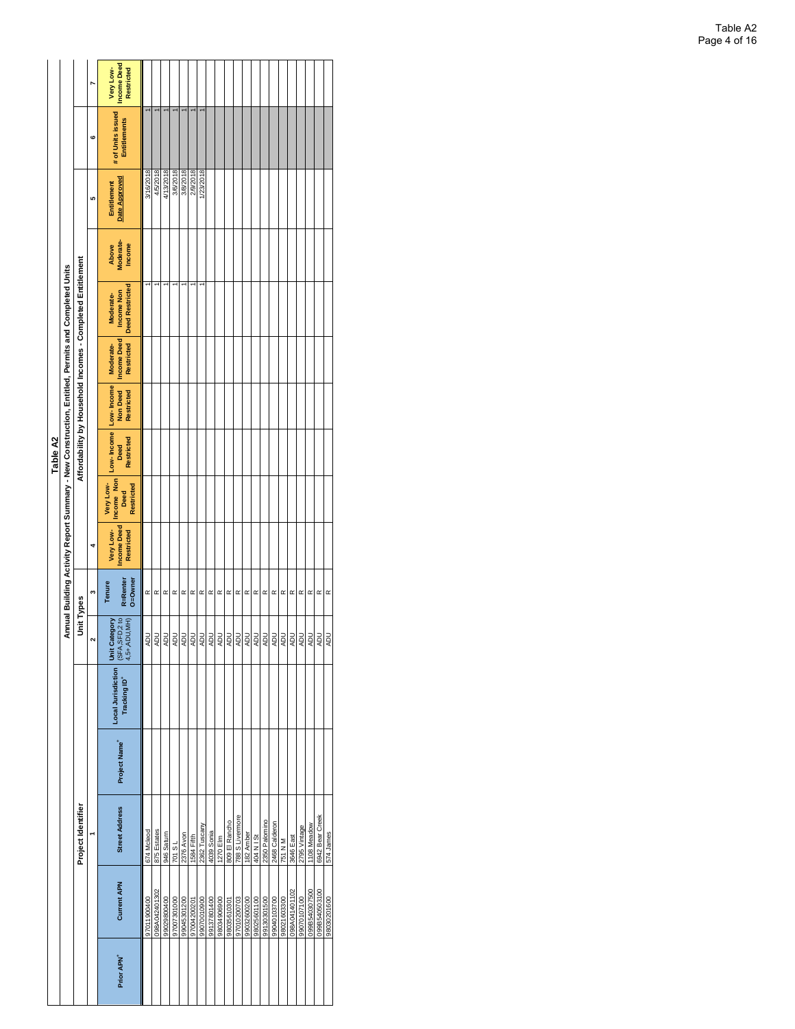## Table A2

### Annual Building Activity Report Summary - New Construction, Entitled, Permits and Completed Units

| | Project Identifier | | | | Unit Types | | Affordability by Household Incomes - Completed Entitlement | | | | | | | | | |
|---|---|---|---|---|---|---|---|---|---|---|---|---|---|---|---|---|
| | 1 | | | | 2 | 3 | 4 | | | | | | | 5 | 6 | 7 |
| Prior APN[+] | Current APN | Street Address | Project Name[+] | Local Jurisdiction Tracking ID[+] | Unit Category (SFA,SFD,2 to 4,5+,ADU,MH) | Tenure R=Renter O=Owner | Very Low-Income Deed Restricted | Very Low-Income Non Deed Restricted | Low-Income Deed Restricted | Low-Income Non Deed Restricted | Moderate-Income Deed Restricted | Moderate-Income Non Deed Restricted | Above Moderate-Income | Entitlement Date Approved | # of Units issued Entitlements | Very Low-Income Deed Restricted |
| | 97011900400 | 674 Mcleod | | | ADU | R | | | | | | 1 | | 3/16/2018 | 1 | |
| | 098A042401302 | 875 Estates | | | ADU | R | | | | | | 1 | | 4/5/2018 | 1 | |
| | 99029800400 | 946 Saturn | | | ADU | R | | | | | | 1 | | 4/13/2018 | 1 | |
| | 97007301000 | 701 S L | | | ADU | R | | | | | | 1 | | 3/6/2018 | 1 | |
| | 99045301200 | 2376 Avon | | | ADU | R | | | | | | 1 | | 3/8/2018 | 1 | |
| | 97004200201 | 1584 Fifth | | | ADU | R | | | | | | 1 | | 2/9/2018 | 1 | |
| | 99070010900 | 2362 Tuscany | | | ADU | R | | | | | | 1 | | 1/23/2018 | 1 | |
| | 99137801400 | 4039 Sonia | | | ADU | R | | | | | | | | | | |
| | 98034906900 | 1270 Elm | | | ADU | R | | | | | | | | | | |
| | 98035610301 | 809 El Rancho | | | ADU | R | | | | | | | | | | |
| | 97010200703 | 788 S Livermore | | | ADU | R | | | | | | | | | | |
| | 99032600200 | 182 Amber | | | ADU | R | | | | | | | | | | |
| | 98025601100 | 404 N I St | | | ADU | R | | | | | | | | | | |
| | 99130301500 | 2350 Palomino | | | ADU | R | | | | | | | | | | |
| | 99040103700 | 2468 Calderon | | | ADU | R | | | | | | | | | | |
| | 98021603300 | 751 N M | | | ADU | R | | | | | | | | | | |
| | 098A041401102 | 3646 East | | | ADU | R | | | | | | | | | | |
| | 99070107100 | 2795 Vintage | | | ADU | R | | | | | | | | | | |
| | 099B540307500 | 1108 Meadow | | | ADU | R | | | | | | | | | | |
| | 099B540503100 | 6942 Bear Creek | | | ADU | R | | | | | | | | | | |
| | 98030201600 | 574 James | | | ADU | R | | | | | | | | | | |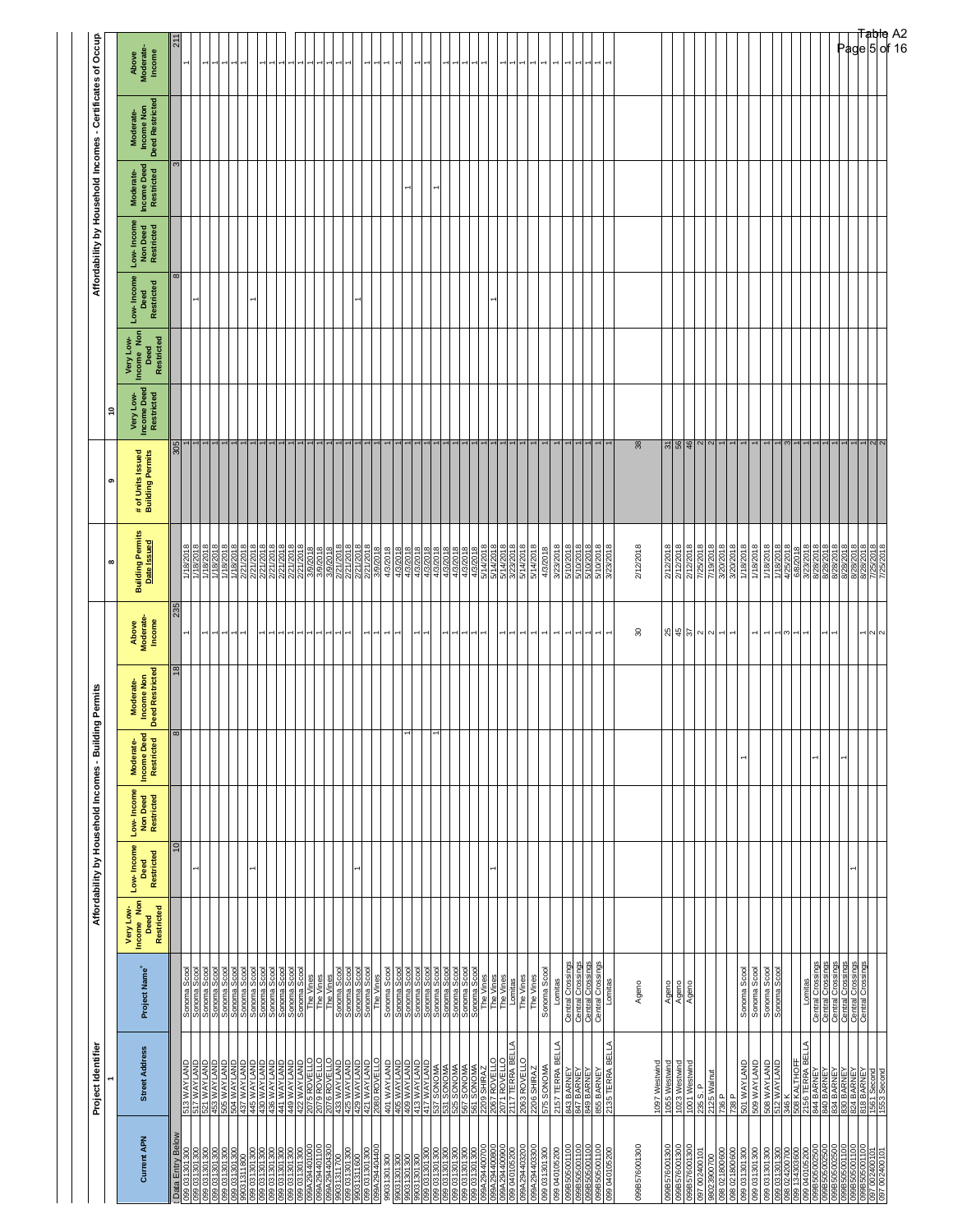# Table A2

**Project Identifier (1)** | **Affordability by Household Incomes - Building Permits** | **(8)** | **(9)** | **(10) Affordability by Household Incomes - Certificates of Occupancy**

| Current APN | Street Address | Project Name* | Very Low-Income Non Deed Restricted | Low-Income Deed Restricted | Low-Income Non Deed Restricted | Moderate-Income Deed Restricted | Moderate-Income Non Deed Restricted | Above Moderate-Income | Building Permits Date Issued | # of Units Issued Building Permits | Very Low-Income Deed Restricted | Very Low-Income Non Deed Restricted | Low-Income Deed Restricted | Low-Income Non Deed Restricted | Moderate-Income Deed Restricted | Moderate-Income Non Deed Restricted | Above Moderate-Income |
|---|---|---|---|---|---|---|---|---|---|---|---|---|---|---|---|---|---|
| Data Entry Below | | | | 10 | | 8 | 18 | 235 | | 305 | | | 8 | | 3 | | 211 |
| 099 031301300 | 513 WAYLAND | Sonoma Scool | | | | | | 1 | 1/18/2018 | 1 | | | | | | | 1 |
| 099 031301300 | 517 WAYLAND | Sonoma Scool | | 1 | | | | | 1/18/2018 | 1 | | | 1 | | | | |
| 099 031301300 | 521 WAYLAND | Sonoma Scool | | | | | | 1 | 1/18/2018 | 1 | | | | | | | 1 |
| 099 031301300 | 453 WAYLAND | Sonoma Scool | | | | | | 1 | 1/18/2018 | 1 | | | | | | | 1 |
| 099 031301300 | 505 WAYLAND | Sonoma Scool | | | | | | 1 | 1/18/2018 | 1 | | | | | | | 1 |
| 99031311800 | 504 WAYLAND | Sonoma Scool | | | | | | 1 | 2/21/2018 | 1 | | | | | | | 1 |
| 099 031301300 | 437 WAYLAND | Sonoma Scool | | | | | | 1 | 2/21/2018 | 1 | | | | | | | 1 |
| 099 031301300 | 445 WAYLAND | Sonoma Scool | | 1 | | | | | 2/21/2018 | 1 | | | 1 | | | | |
| 099 031301300 | 430 WAYLAND | Sonoma Scool | | | | | | 1 | 2/21/2018 | 1 | | | | | | | 1 |
| 099 031301300 | 436 WAYLAND | Sonoma Scool | | | | | | 1 | 2/21/2018 | 1 | | | | | | | 1 |
| 099 031301300 | 441 WAYLAND | Sonoma Scool | | | | | | 1 | 2/21/2018 | 1 | | | | | | | 1 |
| 099 031301300 | 449 WAYLAND | Sonoma Scool | | | | | | 1 | 2/21/2018 | 1 | | | | | | | 1 |
| 099 031301300 | 422 WAYLAND | Sonoma Scool | | | | | | 1 | 2/21/2018 | 1 | | | | | | | 1 |
| 099A294401100 | 2075 ROVELLO | The Vines | | | | | | 1 | 3/9/2018 | 1 | | | | | | | 1 |
| 099A294401100 | 2079 ROVELLO | The Vines | | | | | | 1 | 3/9/2018 | 1 | | | | | | | 1 |
| 099A294404300 | 2076 ROVELLO | The Vines | | | | | | 1 | 3/9/2018 | 1 | | | | | | | 1 |
| 99031311700 | 433 WAYLAND | Sonoma Scool | | | | | | 1 | 2/21/2018 | 1 | | | | | | | 1 |
| 099 031301300 | 425 WAYLAND | Sonoma Scool | | | | | | 1 | 2/21/2018 | 1 | | | | | | | 1 |
| 99031311800 | 429 WAYLAND | Sonoma Scool | | | | | | 1 | 2/21/2018 | 1 | | | | | | | 1 |
| 099 031301300 | 421 WAYLAND | Sonoma Scool | | 1 | | | | | 2/21/2018 | 1 | | | 1 | | | | |
| 099A294404400 | 2080 ROVELLO | The Vines | | | | | | 1 | 3/9/2018 | 1 | | | | | | | 1 |
| 99031301300 | 401 WAYLAND | Sonoma Scool | | | | | | 1 | 4/3/2018 | 1 | | | | | | | 1 |
| 99031301300 | 405 WAYLAND | Sonoma Scool | | | | | | 1 | 4/3/2018 | 1 | | | | | | | 1 |
| 099 031301300 | 409 WAYLAND | Sonoma Scool | | | | 1 | | | 4/3/2018 | 1 | | | | | 1 | | |
| 099 031301300 | 413 WAYLAND | Sonoma Scool | | | | | | 1 | 4/3/2018 | 1 | | | | | | | 1 |
| 099 031301300 | 417 WAYLAND | Sonoma Scool | | | | | | 1 | 4/3/2018 | 1 | | | | | | | 1 |
| 099 031301300 | 537 SONOMA | Sonoma Scool | | | | | | 1 | 4/3/2018 | 1 | | | | | | | 1 |
| 099 031301300 | 531 SONOMA | Sonoma Scool | | | | | 1 | | 4/3/2018 | 1 | | | | | 1 | | |
| 099 031301300 | 525 SONOMA | Sonoma Scool | | | | | | 1 | 4/3/2018 | 1 | | | | | | | 1 |
| 099 031301300 | 567 SONOMA | Sonoma Scool | | | | | | 1 | 4/3/2018 | 1 | | | | | | | 1 |
| 099 031301300 | 561 SONOMA | Sonoma Scool | | | | | | 1 | 4/3/2018 | 1 | | | | | | | 1 |
| 099A294400700 | 2209 SHIRAZ | The Vines | | | | | | 1 | 5/14/2018 | 1 | | | | | | | 1 |
| 099A294400800 | 2067 ROVELLO | The Vines | | 1 | | | | | 5/14/2018 | 1 | | | 1 | | | | |
| 099A294400900 | 2071 ROVELLO | The Vines | | | | | | 1 | 5/14/2018 | 1 | | | | | | | 1 |
| 099 040105200 | 2117 TERRA BELLA | Lomitas | | | | | | 1 | 3/23/2018 | 1 | | | | | | | 1 |
| 099A294403200 | 2063 ROVELLO | The Vines | | | | | | 1 | 5/14/2018 | 1 | | | | | | | 1 |
| 099A294403300 | 2206 SHIRAZ | The Vines | | | | | | 1 | 5/14/2018 | 1 | | | | | | | 1 |
| 099 031301300 | 575 SONOMA | Sonoma Scool | | | | | | 1 | 4/3/2018 | 1 | | | | | | | 1 |
| 099 040105200 | 2157 TERRA BELLA | Lomitas | | | | | | 1 | 3/23/2018 | 1 | | | | | | | 1 |
| 099B505001100 | 843 BARNEY | Central Crossings | | | | | | 1 | 5/10/2018 | 1 | | | | | | | 1 |
| 099B505001100 | 847 BARNEY | Central Crossings | | | | | | 1 | 5/10/2018 | 1 | | | | | | | 1 |
| 099B505001100 | 849 BARNEY | Central Crossings | | | | | | 1 | 5/10/2018 | 1 | | | | | | | 1 |
| 099B505001100 | 855 BARNEY | Central Crossings | | | | | | 1 | 5/10/2018 | 1 | | | | | | | 1 |
| 099 040105200 | 2135 TERRA BELLA | Lomitas | | | | | | 1 | 3/23/2018 | 1 | | | | | | | 1 |
| 099B576001300 | 1097 Westwind | Ageno | | | | | | 30 | 2/12/2018 | 38 | | | | | | | |
| 099B576001300 | 1055 Westwind | Ageno | | | | | | 25 | 2/12/2018 | 31 | | | | | | | |
| 099B576001300 | 1023 Westwind | Ageno | | | | | | 45 | 2/12/2018 | 56 | | | | | | | |
| 099B576001300 | 1001 Westwind | Ageno | | | | | | 37 | 2/12/2018 | 46 | | | | | | | |
| 097 002400101 | 235 S. P. | | | | | | | 2 | 7/25/2018 | 2 | | | | | | | |
| 98023900700 | 2125 Walnut | | | | | | | 2 | 7/19/2018 | 2 | | | | | | | |
| 098 021800600 | 736 P | | | | | | | 1 | 3/20/2018 | 1 | | | | | | | |
| 098 021800600 | 738 P | | | | | 1 | | | 3/20/2018 | 1 | | | | | | | |
| 099 031301300 | 501 WAYLAND | Sonoma Scool | | | | | | 1 | 1/18/2018 | 1 | | | | | | | |
| 099 031301300 | 509 WAYLAND | Sonoma Scool | | | | | | 1 | 1/18/2018 | 1 | | | | | | | |
| 099 031301300 | 508 WAYLAND | Sonoma Scool | | | | | | 1 | 1/18/2018 | 1 | | | | | | | |
| 099 031301300 | 512 WAYLAND | Sonoma Scool | | | | | | 1 | 1/18/2018 | 1 | | | | | | | |
| 098 024200700 | 346 K | | | | | | | 3 | 4/25/2018 | 3 | | | | | | | |
| 099 134303600 | 508 KALTHOFF | | | | | | | 1 | 6/8/2018 | 1 | | | | | | | |
| 099 040105200 | 2156 TERRA BELLA | Lomitas | | | | | | 1 | 3/23/2018 | 1 | | | | | | | |
| 099B505002500 | 844 BARNEY | Central Crossings | | | | 1 | | | 8/28/2018 | 1 | | | | | | | |
| 099B505002500 | 840 BARNEY | Central Crossings | | | | | | 1 | 8/28/2018 | 1 | | | | | | | |
| 099B505002500 | 834 BARNEY | Central Crossings | | | | | | 1 | 8/28/2018 | 1 | | | | | | | |
| 099B505001100 | 830 BARNEY | Central Crossings | | | | 1 | | | 8/28/2018 | 1 | | | | | | | |
| 099B505001100 | 824 BARNEY | Central Crossings | | 1 | | | | | 8/28/2018 | 1 | | | | | | | |
| 099B505001100 | 818 BARNEY | Central Crossings | | | | | | 1 | 8/28/2018 | 1 | | | | | | | |
| 097 002400101 | 1561 Second | | | | | | | 2 | 7/25/2018 | 2 | | | | | | | |
| 097 002400101 | 1553 Second | | | | | | | 2 | 7/25/2018 | 2 | | | | | | | |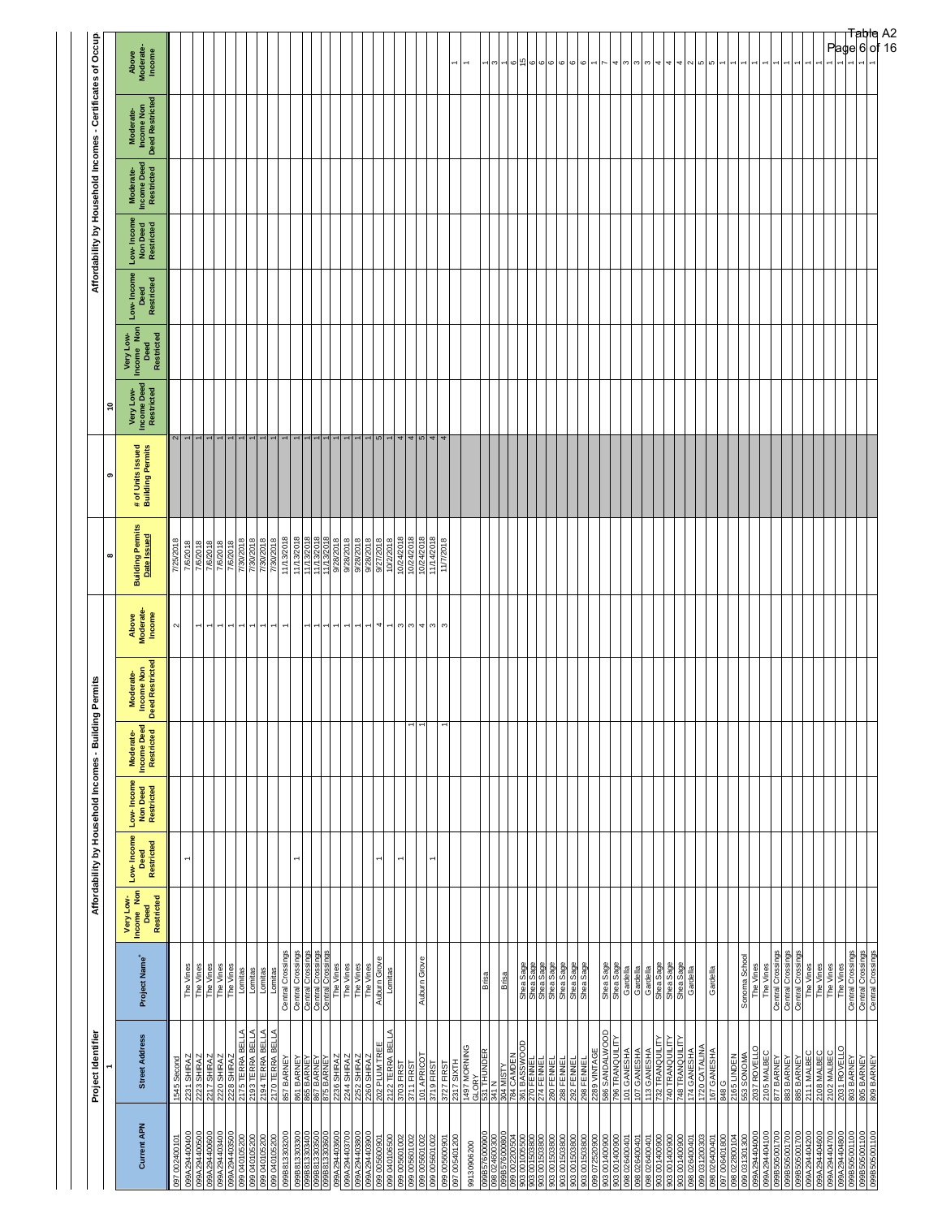Table A2

| Project Identifier | | | Affordability by Household Incomes - Building Permits | | | | | | | | | Affordability by Household Incomes - Certificates of Occupancy | | | | | | |
|---|---|---|---|---|---|---|---|---|---|---|---|---|---|---|---|---|---|---|
| 1 | | | | | | | | | | 8 | 9 | 10 | | | | | | |
| Current APN | Street Address | Project Name[+] | Very Low-Income Deed Restricted | Very Low-Income Non Deed Restricted | Low-Income Deed Restricted | Low-Income Non Deed Restricted | Moderate-Income Deed Restricted | Moderate-Income Non Deed Restricted | Above Moderate-Income | Building Permits Date Issued | # of Units Issued Building Permits | Very Low-Income Deed Restricted | Very Low-Income Non Deed Restricted | Low-Income Deed Restricted | Low-Income Non Deed Restricted | Moderate-Income Deed Restricted | Moderate-Income Non Deed Restricted | Above Moderate-Income |
| 097 002400101 | 1545 Second | | | | | | | | 2 | 7/25/2018 | 2 | | | | | | | |
| 099A294400400 | 2231 SHIRAZ | The Vines | | | 1 | | | | | 7/6/2018 | 1 | | | | | | | |
| 099A294400500 | 2223 SHIRAZ | The Vines | | | | | | | 1 | 7/6/2018 | 1 | | | | | | | |
| 099A294400600 | 2217 SHIRAZ | The Vines | | | | | | | 1 | 7/6/2018 | 1 | | | | | | | |
| 099A294403400 | 2220 SHIRAZ | The Vines | | | | | | | 1 | 7/6/2018 | 1 | | | | | | | |
| 099A294403500 | 2228 SHIRAZ | The Vines | | | | | | | 1 | 7/6/2018 | 1 | | | | | | | |
| 099 040105200 | 2175 TERRA BELLA | Lomitas | | | | | | | 1 | 7/30/2018 | 1 | | | | | | | |
| 099 040105200 | 2193 TERRA BELLA | Lomitas | | | | | | | 1 | 7/30/2018 | 1 | | | | | | | |
| 099 040105200 | 2194 TERRA BELLA | Lomitas | | | | | | | 1 | 7/30/2018 | 1 | | | | | | | |
| 099 040105200 | 2170 TERRA BELLA | Lomitas | | | | | | | 1 | 7/30/2018 | 1 | | | | | | | |
| 099B813303200 | 857 BARNEY | Central Crossings | | | | | | | 1 | 11/13/2018 | 1 | | | | | | | |
| 099B813303300 | 861 BARNEY | Central Crossings | | | 1 | | | | | 11/13/2018 | 1 | | | | | | | |
| 099B813303400 | 865 BARNEY | Central Crossings | | | | | | | 1 | 11/13/2018 | 1 | | | | | | | |
| 099B813303500 | 867 BARNEY | Central Crossings | | | | | | | 1 | 11/13/2018 | 1 | | | | | | | |
| 099B813303600 | 875 BARNEY | Central Crossings | | | | | | | 1 | 11/13/2018 | 1 | | | | | | | |
| 099A294403600 | 2236 SHIRAZ | The Vines | | | | | | | 1 | 9/28/2018 | 1 | | | | | | | |
| 099A294403700 | 2244 SHIRAZ | The Vines | | | | | | | 1 | 9/28/2018 | 1 | | | | | | | |
| 099A294403800 | 2252 SHIRAZ | The Vines | | | | | | | 1 | 9/28/2018 | 1 | | | | | | | |
| 099A294403900 | 2260 SHIRAZ | The Vines | | | | | | | 1 | 9/28/2018 | 1 | | | | | | | |
| 099 005600901 | 202 PLUM TREE | Auburn Grove | | | 1 | | | | 4 | 9/27/2018 | 5 | | | | | | | |
| 099 040106500 | 2122 TERRA BELLA | Lomitas | | | | | | | 1 | 10/2/2018 | 1 | | | | | | | |
| 099 005601002 | 3703 FIRST | | | | 1 | | | | 3 | 10/24/2018 | 4 | | | | | | | |
| 099 005601002 | 3711 FIRST | | | | | | 1 | | 3 | 10/24/2018 | 4 | | | | | | | |
| 099 005601002 | 101 APRICOT | Auburn Grove | | | | | 1 | | 4 | 10/24/2018 | 5 | | | | | | | |
| 099 005601002 | 3719 FIRST | | | | 1 | | | | 3 | 11/14/2018 | 4 | | | | | | | |
| 099 005600901 | 3727 FIRST | | | | | | 1 | | 3 | 11/7/2018 | 4 | | | | | | | |
| 097 005401200 | 2317 SIXTH | | | | | | | | | | | | | | | | | 1 |
| 99130906200 | 1497 MORNING GLORY | | | | | | | | | | | | | | | | | 1 |
| 099B576000900 | 531 THUNDER | Brisa | | | | | | | | | | | | | | | | 1 |
| 098 024600300 | 341 N | | | | | | | | | | | | | | | | | 3 |
| 099B576000800 | 304 MISTY | Brisa | | | | | | | | | | | | | | | | 1 |
| 099 002200504 | 784 CAMDEN | | | | | | | | | | | | | | | | | 6 |
| 903 001005500 | 361 BASSWOOD | Shea Sage | | | | | | | | | | | | | | | | 15 |
| 903 001503800 | 270 FENNEL | Shea Sage | | | | | | | | | | | | | | | | 6 |
| 903 001503800 | 274 FENNEL | Shea Sage | | | | | | | | | | | | | | | | 6 |
| 903 001503800 | 280 FENNEL | Shea Sage | | | | | | | | | | | | | | | | 6 |
| 903 001503800 | 288 FENNEL | Shea Sage | | | | | | | | | | | | | | | | 6 |
| 903 001503800 | 292 FENNEL | Shea Sage | | | | | | | | | | | | | | | | 6 |
| 903 001503800 | 298 FENNEL | Shea Sage | | | | | | | | | | | | | | | | 6 |
| 099 072520900 | 2289 VINTAGE | | | | | | | | | | | | | | | | | 1 |
| 903 001400900 | 586 SANDALWOOD | Shea Sage | | | | | | | | | | | | | | | | 7 |
| 903 001400900 | 796 TRANQUILITY | Shea Sage | | | | | | | | | | | | | | | | 4 |
| 098 026400401 | 101 GANESHA | Gardella | | | | | | | | | | | | | | | | 3 |
| 098 026400401 | 107 GANESHA | Gardella | | | | | | | | | | | | | | | | 3 |
| 098 026400401 | 113 GANESHA | Gardella | | | | | | | | | | | | | | | | 3 |
| 903 001400900 | 732 TRANQUILITY | Shea Sage | | | | | | | | | | | | | | | | 4 |
| 903 001400900 | 740 TRANQUILITY | Shea Sage | | | | | | | | | | | | | | | | 4 |
| 903 001400900 | 748 TRANQUILITY | Shea Sage | | | | | | | | | | | | | | | | 4 |
| 098 026400401 | 174 GANESHA | Gardella | | | | | | | | | | | | | | | | 2 |
| 099 031200303 | 1720 CATALINA | | | | | | | | | | | | | | | | | 5 |
| 098 026400401 | 167 GANESHA | Gardella | | | | | | | | | | | | | | | | 5 |
| 097 006401800 | 848 G | | | | | | | | | | | | | | | | | 1 |
| 098 022800104 | 2165 LINDEN | | | | | | | | | | | | | | | | | 1 |
| 099 031301300 | 553 SONOMA | Sonoma School | | | | | | | | | | | | | | | | 1 |
| 099A294404000 | 2037 ROVELLO | The Vines | | | | | | | | | | | | | | | | 1 |
| 099A294404100 | 2105 MALBEC | The Vines | | | | | | | | | | | | | | | | 1 |
| 099B505001700 | 877 BARNEY | Central Crossings | | | | | | | | | | | | | | | | 1 |
| 099B505001700 | 883 BARNEY | Central Crossings | | | | | | | | | | | | | | | | 1 |
| 099B505001700 | 885 BARNEY | Central Crossings | | | | | | | | | | | | | | | | 1 |
| 099A294404200 | 2111 MALBEC | The Vines | | | | | | | | | | | | | | | | 1 |
| 099A294404600 | 2108 MALBEC | The Vines | | | | | | | | | | | | | | | | 1 |
| 099A294404700 | 2102 MALBEC | The Vines | | | | | | | | | | | | | | | | 1 |
| 099A294404800 | 2031 ROVELLO | The Vines | | | | | | | | | | | | | | | | 1 |
| 099B505001100 | 803 BARNEY | Central Crossings | | | | | | | | | | | | | | | | 1 |
| 099B505001100 | 805 BARNEY | Central Crossings | | | | | | | | | | | | | | | | 1 |
| 099B505001100 | 809 BARNEY | Central Crossings | | | | | | | | | | | | | | | | 1 |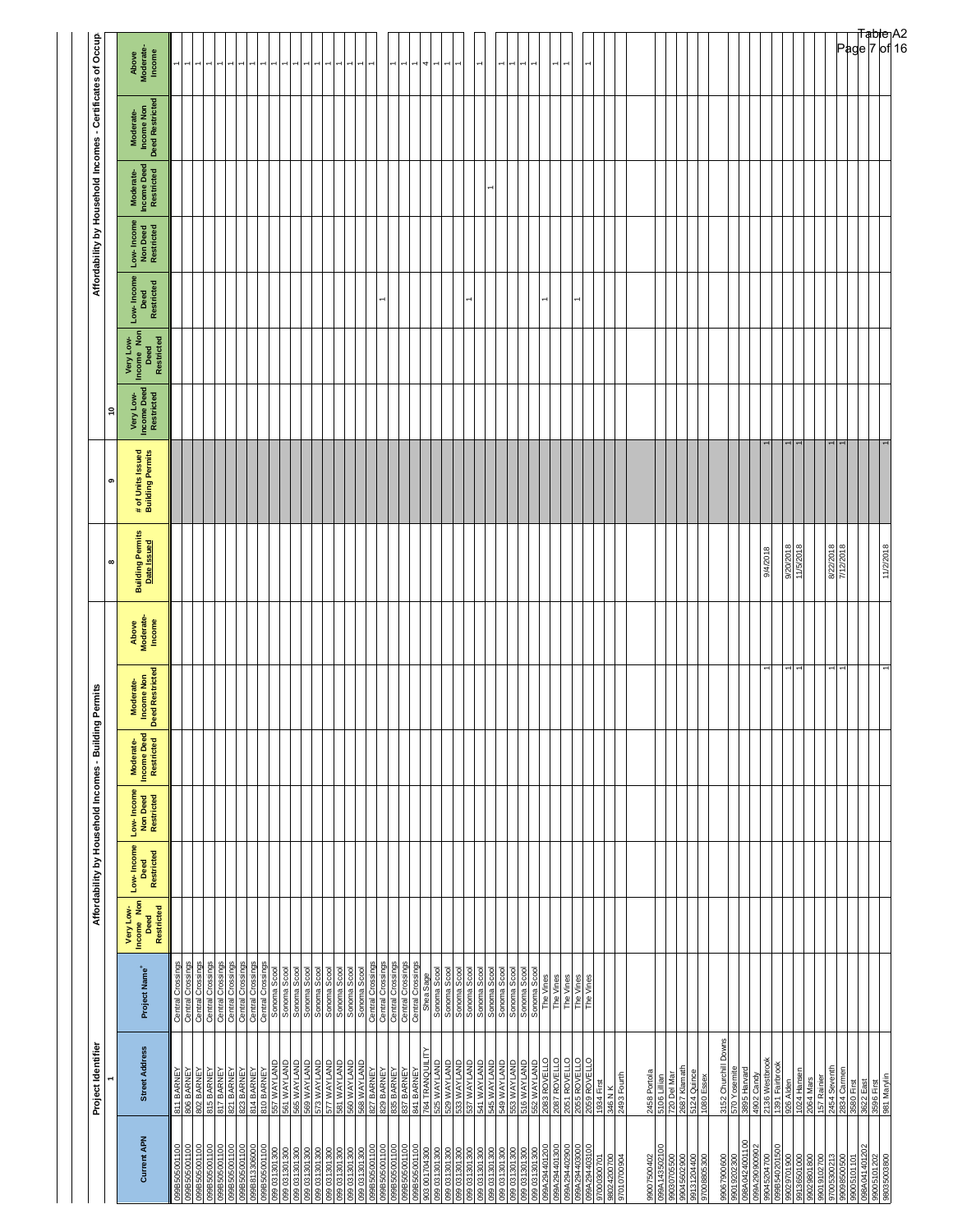# Table A2

| Current APN | Street Address | Project Name | Building Permits: Very Low-Income Non Deed Restricted | Building Permits: Low-Income Deed Restricted | Building Permits: Low-Income Non Deed Restricted | Building Permits: Moderate-Income Deed Restricted | Building Permits: Moderate-Income Non Deed Restricted | Building Permits: Above Moderate-Income | Building Permits Date Issued | # of Units Issued Building Permits | Certificates of Occupancy: Very Low-Income Deed Restricted | Certificates of Occupancy: Very Low-Income Non Deed Restricted | Certificates of Occupancy: Low-Income Deed Restricted | Certificates of Occupancy: Low-Income Non Deed Restricted | Certificates of Occupancy: Moderate-Income Deed Restricted | Certificates of Occupancy: Moderate-Income Non Deed Restricted | Certificates of Occupancy: Above Moderate-Income |
|---|---|---|---|---|---|---|---|---|---|---|---|---|---|---|---|---|---|
| 1 | | | | | | | | | 8 | 9 | 10 | | | | | | |
| 099B505001100 | 811 BARNEY | Central Crossings | | | | | | | | | | | | | | | 1 |
| 099B505001100 | 806 BARNEY | Central Crossings | | | | | | | | | | | | | | | 1 |
| 099B505001100 | 802 BARNEY | Central Crossings | | | | | | | | | | | | | | | 1 |
| 099B505001100 | 815 BARNEY | Central Crossings | | | | | | | | | | | | | | | 1 |
| 099B505001100 | 817 BARNEY | Central Crossings | | | | | | | | | | | | | | | 1 |
| 099B505001100 | 821 BARNEY | Central Crossings | | | | | | | | | | | | | | | 1 |
| 099B505001100 | 823 BARNEY | Central Crossings | | | | | | | | | | | | | | | 1 |
| 099B131300600 | 814 BARNEY | Central Crossings | | | | | | | | | | | | | | | 1 |
| 099B505001100 | 810 BARNEY | Central Crossings | | | | | | | | | | | | | | | 1 |
| 099 031301300 | 557 WAYLAND | Sonoma Scool | | | | | | | | | | | | | | | 1 |
| 099 031301300 | 561 WAYLAND | Sonoma Scool | | | | | | | | | | | | | | | 1 |
| 099 031301300 | 565 WAYLAND | Sonoma Scool | | | | | | | | | | | | | | | 1 |
| 099 031301300 | 569 WAYLAND | Sonoma Scool | | | | | | | | | | | | | | | 1 |
| 099 031301300 | 573 WAYLAND | Sonoma Scool | | | | | | | | | | | | | | | 1 |
| 099 031301300 | 577 WAYLAND | Sonoma Scool | | | | | | | | | | | | | | | 1 |
| 099 031301300 | 581 WAYLAND | Sonoma Scool | | | | | | | | | | | | | | | 1 |
| 099 031301300 | 560 WAYLAND | Sonoma Scool | | | | | | | | | | | | | | | 1 |
| 099 031301300 | 568 WAYLAND | Sonoma Scool | | | | | | | | | | | | | | | 1 |
| 099B505001100 | 827 BARNEY | Central Crossings | | | | | | | | | | | | | | | 1 |
| 099B505001100 | 829 BARNEY | Central Crossings | | | | | | | | | | | 1 | | | | |
| 099B505001100 | 835 BARNEY | Central Crossings | | | | | | | | | | | | | | | 1 |
| 099B505001100 | 837 BARNEY | Central Crossings | | | | | | | | | | | | | | | 1 |
| 099B505001100 | 841 BARNEY | Central Crossings | | | | | | | | | | | | | | | 1 |
| 003 001704300 | 764 TRANQUILITY | Shea Sage | | | | | | | | | | | | | | | 4 |
| 099 031301300 | 525 WAYLAND | Sonoma Scool | | | | | | | | | | | | | | | 1 |
| 099 031301300 | 529 WAYLAND | Sonoma Scool | | | | | | | | | | | | | | | 1 |
| 099 031301300 | 533 WAYLAND | Sonoma Scool | | | | | | | | | | | | | | | 1 |
| 099 031301300 | 537 WAYLAND | Sonoma Scool | | | | | | | | | | | 1 | | | | |
| 099 031301300 | 541 WAYLAND | Sonoma Scool | | | | | | | | | | | | | | | 1 |
| 099 031301300 | 545 WAYLAND | Sonoma Scool | | | | | | | | | | | | | 1 | | |
| 099 031301300 | 549 WAYLAND | Sonoma Scool | | | | | | | | | | | | | | | 1 |
| 099 031301300 | 553 WAYLAND | Sonoma Scool | | | | | | | | | | | | | | | 1 |
| 099 031301300 | 516 WAYLAND | Sonoma Scool | | | | | | | | | | | | | | | 1 |
| 099 031301300 | 552 WAYLAND | Sonoma Scool | | | | | | | | | | | | | | | 1 |
| 099A294401200 | 2083 ROVELLO | The Vines | | | | | | | | | | | 1 | | | | |
| 099A294401300 | 2087 ROVELLO | The Vines | | | | | | | | | | | | | | | 1 |
| 099A294402900 | 2051 ROVELLO | The Vines | | | | | | | | | | | | | | | 1 |
| 099A294403000 | 2055 ROVELLO | The Vines | | | | | | | | | | | 1 | | | | |
| 099A294403100 | 2059 ROVELLO | The Vines | | | | | | | | | | | | | | | 1 |
| 97000300701 | 1934 First | | | | | | | | | | | | | | | | |
| 99024200700 | 346 N K | | | | | | | | | | | | | | | | |
| 97010700904 | 2493 Fourth | | | | | | | | | | | | | | | | |
| | | | | | | | | | | | | | | | | | |
| 99007500402 | 2458 Portola | | | | | | | | | | | | | | | | |
| 099A143502100 | 5106 Lillian | | | | | | | | | | | | | | | | |
| 99030705500 | 720 Del Mar | | | | | | | | | | | | | | | | |
| 99045602900 | 2687 Klamath | | | | | | | | | | | | | | | | |
| 99131204400 | 5124 Quince | | | | | | | | | | | | | | | | |
| 97008805300 | 1080 Essex | | | | | | | | | | | | | | | | |
| | | | | | | | | | | | | | | | | | |
| 99067900600 | 3152 Churchill Downs | | | | | | | | | | | | | | | | |
| 99019202300 | 570 Yosemite | | | | | | | | | | | | | | | | |
| 098A042401100 | 3895 Harvard | | | | | | | | | | | | | | | | |
| 099A290900902 | 4902 Candy | | | | | | | | | | | | | | | | |
| 99045204700 | 2136 Westbrook | | | | | | 1 | | 9/4/2018 | 1 | | | | | | | |
| 099B540201500 | 1391 Fairbrook | | | | | | | | | | | | | | | | |
| 99029701900 | 926 Alden | | | | | | 1 | | 9/20/2018 | 1 | | | | | | | |
| 99136501000 | 1024 Hansen | | | | | | 1 | | 11/5/2018 | 1 | | | | | | | |
| 99029801800 | 2064 Mars | | | | | | | | | | | | | | | | |
| 99019102700 | 157 Rainer | | | | | | | | | | | | | | | | |
| 97005300213 | 2454 Seventh | | | | | | 1 | | 8/22/2018 | 1 | | | | | | | |
| 99009500500 | 2834 Carmen | | | | | | 1 | | 7/12/2018 | 1 | | | | | | | |
| 99005101101 | 3580 First | | | | | | | | | | | | | | | | |
| 098A041401202 | 3622 East | | | | | | | | | | | | | | | | |
| 99005101202 | 3596 First | | | | | | | | | | | | | | | | |
| 99035003800 | 981 Marylin | | | | | | 1 | | 11/2/2018 | 1 | | | | | | | |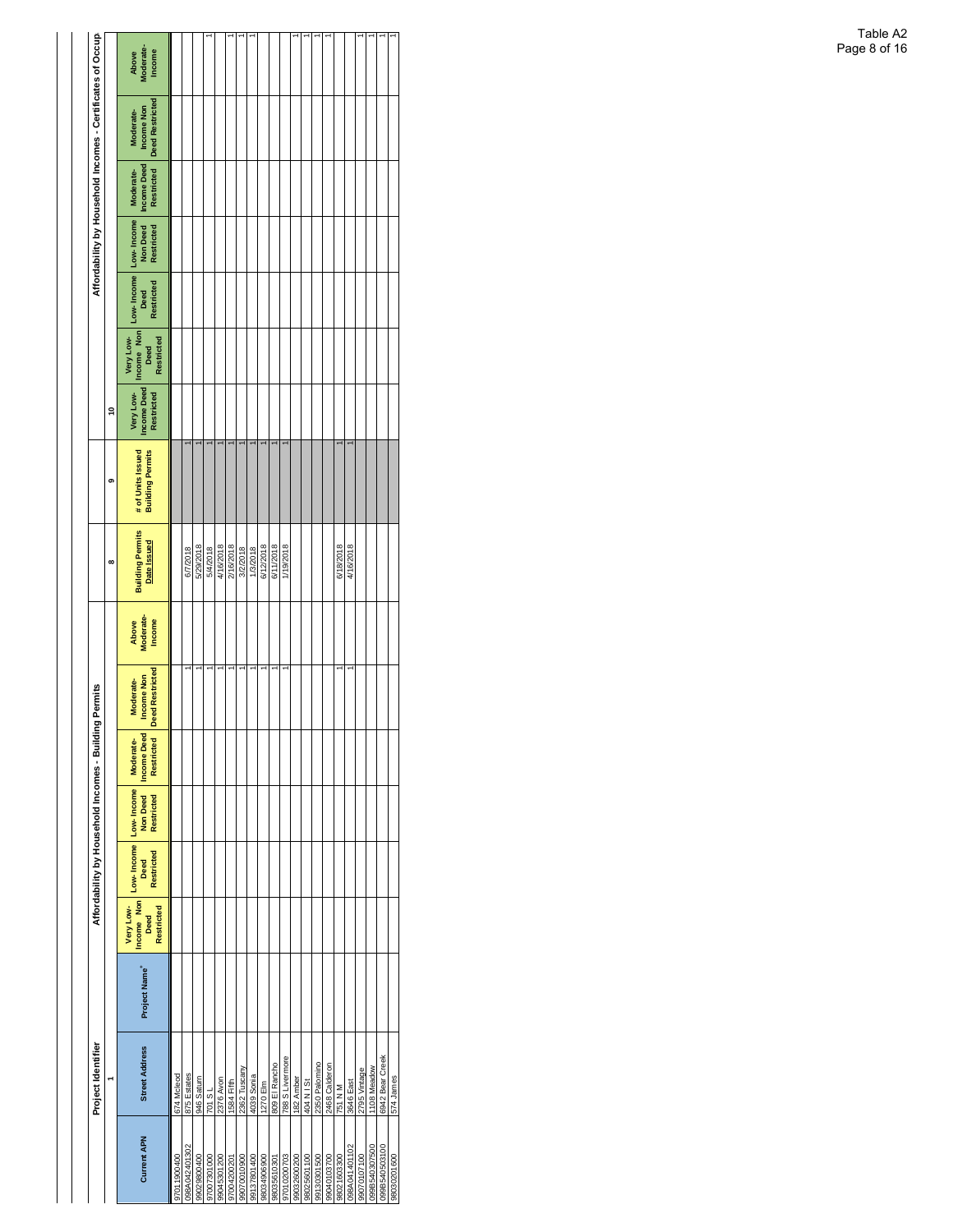| Project Identifier | | | Affordability by Household Incomes - Building Permits | | | | | | | | | Affordability by Household Incomes - Certificates of Occupancy | | | | | | |
|---|---|---|---|---|---|---|---|---|---|---|---|---|---|---|---|---|---|---|
| 1 | | | | | | | | | | 8 | 9 | 10 | | | | | | |
| Current APN | Street Address | Project Name+ | Very Low-Income Deed Restricted | Very Low-Income Non Deed Restricted | Low-Income Deed Restricted | Low-Income Non Deed Restricted | Moderate-Income Deed Restricted | Moderate-Income Non Deed Restricted | Above Moderate-Income | Building Permits Date Issued | # of Units Issued Building Permits | Very Low-Income Deed Restricted | Very Low-Income Non Deed Restricted | Low-Income Deed Restricted | Low-Income Non Deed Restricted | Moderate-Income Deed Restricted | Moderate-Income Non Deed Restricted | Above Moderate-Income |
| 9701900400 | 674 Mcleod | | | | | | | | | | | | | | | | | |
| 098A0424013O2 | 875 Estates | | | | | | | 1 | | 6/7/2018 | 1 | | | | | | | |
| 9902980400 | 946 Saturn | | | | | | | 1 | | 5/29/2018 | 1 | | | | | | | |
| 9700730100 | 701 S L | | | | | | | 1 | | 5/4/2018 | 1 | | | | | | | 1 |
| 9904530120O | 2376 Avon | | | | | | | 1 | | 4/16/2018 | 1 | | | | | | | |
| 97004200201 | 1584 Fifth | | | | | | | 1 | | 2/16/2018 | 1 | | | | | | | 1 |
| 99070010900 | 2362 Tuscany | | | | | | | 1 | | 3/2/2018 | 1 | | | | | | | 1 |
| 99137801400 | 4039 Sonia | | | | | | | 1 | | 1/3/2018 | 1 | | | | | | | 1 |
| 98034906900 | 1270 Elm | | | | | | | 1 | | 6/12/2018 | 1 | | | | | | | |
| 98035610301 | 809 El Rancho | | | | | | | 1 | | 6/11/2018 | 1 | | | | | | | |
| 97010200703 | 788 S Livermore | | | | | | | 1 | | 1/19/2018 | 1 | | | | | | | |
| 99032600200 | 182 Amber | | | | | | | | | | | | | | | | | 1 |
| 98025601100 | 404 N I St | | | | | | | | | | | | | | | | | 1 |
| 99130301500 | 2350 Palomino | | | | | | | | | | | | | | | | | 1 |
| 99040103700 | 2468 Calderon | | | | | | | | | | | | | | | | | 1 |
| 98021603300 | 751 N M | | | | | | | 1 | | 6/18/2018 | 1 | | | | | | | |
| 098A041401102 | 3646 East | | | | | | | 1 | | 4/16/2018 | 1 | | | | | | | |
| 99070107100 | 2795 Vintage | | | | | | | | | | | | | | | | | 1 |
| 099B540307500 | 1108 Meadow | | | | | | | | | | | | | | | | | 1 |
| 099B540503100 | 6942 Bear Creek | | | | | | | | | | | | | | | | | 1 |
| 98030201600 | 574 James | | | | | | | | | | | | | | | | | 1 |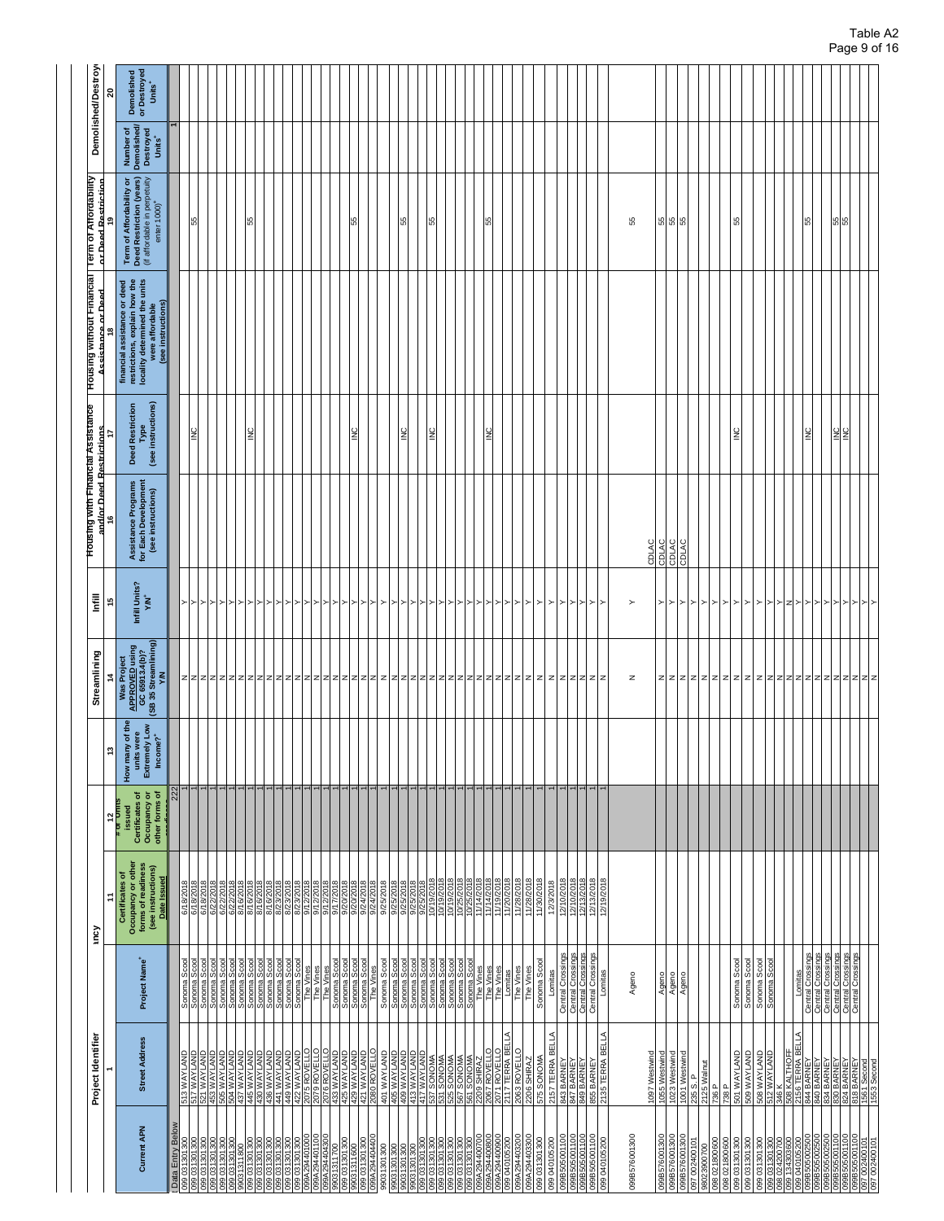| Project Identifier | | | Unit Types | | | Streamlining | Infill | Housing with Financial Assistance and/or Deed Restrictions | | Housing without Financial Assistance or Deed Restrictions | Term of Affordability or Deed Restriction | Demolished/Destroyed Units | |
|---|---|---|---|---|---|---|---|---|---|---|---|---|---|
| 1 | | | 11 | 12 | 13 | 14 | 15 | 16 | 17 | 18 | 19 | 20 | |
| Current APN | Street Address | Project Name+ | Certificates of Occupancy or other forms of readiness (see instructions) Date Issued | # of Units issued Certificates of Occupancy or other forms of readiness | How many of the units were Extremely Low Income?+ | Was Project APPROVED using GC 65913.4(b)? (SB 35 Streamlining) Y/N | Infill Units? Y/N+ | Assistance Programs for Each Development (see instructions) | Deed Restriction Type (see instructions) | For units affordable without financial assistance or deed restrictions, explain how the locality determined the units were affordable (see instructions) | Term of Affordability or Deed Restriction (years) (if affordable in perpetuity enter 1000)+ | Number of Demolished/Destroyed Units+ | Demolished or Destroyed Units+ |
| Data Entry Below | | | | 222 | | | | | | | | | 1 |
| 099 031301300 | 513 WAYLAND | Sonoma Scool | 6/18/2018 | 1 | | N | Y | | | | | | |
| 099 031301300 | 517 WAYLAND | Sonoma Scool | 6/18/2018 | 1 | | N | Y | | INC | | 55 | | |
| 099 031301300 | 521 WAYLAND | Sonoma Scool | 6/18/2018 | 1 | | N | Y | | | | | | |
| 099 031301300 | 453 WAYLAND | Sonoma Scool | 6/22/2018 | 1 | | N | Y | | | | | | |
| 099 031301300 | 505 WAYLAND | Sonoma Scool | 6/22/2018 | 1 | | N | Y | | | | | | |
| 099 031301300 | 504 WAYLAND | Sonoma Scool | 6/22/2018 | 1 | | N | Y | | | | | | |
| 99031311800 | 437 WAYLAND | Sonoma Scool | 8/16/2018 | 1 | | N | Y | | | | | | |
| 099 031301300 | 445 WAYLAND | Sonoma Scool | 8/16/2018 | 1 | | N | Y | | INC | | 55 | | |
| 099 031301300 | 430 WAYLAND | Sonoma Scool | 8/16/2018 | 1 | | N | Y | | | | | | |
| 099 031301300 | 436 WAYLAND | Sonoma Scool | 8/16/2018 | 1 | | N | Y | | | | | | |
| 099 031301300 | 441 WAYLAND | Sonoma Scool | 8/23/2018 | 1 | | N | Y | | | | | | |
| 099 031301300 | 449 WAYLAND | Sonoma Scool | 8/23/2018 | 1 | | N | Y | | | | | | |
| 099 031301300 | 422 WAYLAND | Sonoma Scool | 8/23/2018 | 1 | | N | Y | | | | | | |
| 099A294401000 | 2075 ROVELLO | The Vines | 9/12/2018 | 1 | | N | Y | | | | | | |
| 099A294401100 | 2079 ROVELLO | The Vines | 9/12/2018 | 1 | | N | Y | | | | | | |
| 099A294404300 | 2076 ROVELLO | The Vines | 9/12/2018 | 1 | | N | Y | | | | | | |
| 99031311700 | 433 WAYLAND | Sonoma Scool | 9/17/2018 | 1 | | N | Y | | | | | | |
| 099 031301300 | 425 WAYLAND | Sonoma Scool | 9/20/2018 | 1 | | N | Y | | | | | | |
| 99031311600 | 429 WAYLAND | Sonoma Scool | 9/20/2018 | 1 | | N | Y | | INC | | 55 | | |
| 099 031301300 | 421 WAYLAND | Sonoma Scool | 9/24/2018 | 1 | | N | Y | | | | | | |
| 099A294404400 | 2080 ROVELLO | The Vines | 9/24/2018 | 1 | | N | Y | | | | | | |
| 99031301300 | 401 WAYLAND | Sonoma Scool | 9/25/2018 | 1 | | N | Y | | | | | | |
| 99031301300 | 405 WAYLAND | Sonoma Scool | 9/25/2018 | 1 | | N | Y | | INC | | 55 | | |
| 099 031301300 | 409 WAYLAND | Sonoma Scool | 9/25/2018 | 1 | | N | Y | | | | | | |
| 99031301300 | 413 WAYLAND | Sonoma Scool | 9/25/2018 | 1 | | N | Y | | | | | | |
| 099 031301300 | 417 WAYLAND | Sonoma Scool | 9/25/2018 | 1 | | N | Y | | | | | | |
| 099 031301300 | 537 SONOMA | Sonoma Scool | 10/19/2018 | 1 | | N | Y | | | | | | |
| 099 031301300 | 531 SONOMA | Sonoma Scool | 10/19/2018 | 1 | | N | Y | | INC | | 55 | | |
| 099 031301300 | 525 SONOMA | Sonoma Scool | 10/19/2018 | 1 | | N | Y | | | | | | |
| 099 031301300 | 567 SONOMA | Sonoma Scool | 10/25/2018 | 1 | | N | Y | | | | | | |
| 099 031301300 | 561 SONOMA | Sonoma Scool | 10/25/2018 | 1 | | N | Y | | | | | | |
| 099A294400700 | 2209 SHIRAZ | The Vines | 11/14/2018 | 1 | | N | Y | | | | | | |
| 099A294400800 | 2067 ROVELLO | The Vines | 11/14/2018 | 1 | | N | Y | | INC | | 55 | | |
| 099A294400900 | 2071 ROVELLO | The Vines | 11/19/2018 | 1 | | N | Y | | | | | | |
| 099 040105200 | 2117 TERRA BELLA | Lomitas | 11/20/2018 | 1 | | N | Y | | | | | | |
| 099A294403200 | 2063 ROVELLO | The Vines | 11/28/2018 | 1 | | N | Y | | | | | | |
| 099A294403300 | 2206 SHIRAZ | The Vines | 11/28/2018 | 1 | | N | Y | | | | | | |
| 099 031301300 | 575 SONOMA | Sonoma Scool | 11/30/2018 | 1 | | N | Y | | | | | | |
| 099 040105200 | 2157 TERRA BELLA | Lomitas | 12/3/2018 | 1 | | N | Y | | | | | | |
| 099B505001100 | 843 BARNEY | Central Crossings | 12/10/2018 | 1 | | N | Y | | | | | | |
| 099B505001100 | 847 BARNEY | Central Crossings | 12/10/2018 | 1 | | N | Y | | | | | | |
| 099B505001100 | 849 BARNEY | Central Crossings | 12/13/2018 | 1 | | N | Y | | | | | | |
| 099B505001100 | 855 BARNEY | Central Crossings | 12/13/2018 | 1 | | N | Y | | | | | | |
| 099 040105200 | 2135 TERRA BELLA | Lomitas | 12/19/2018 | 1 | | N | Y | | | | | | |
| 099B576001300 | 1097 Westwind | Ageno | | | | N | Y | CDLAC | | | 55 | | |
| 099B576001300 | 1055 Westwind | Ageno | | | | N | Y | CDLAC | | | 55 | | |
| 099B576001300 | 1023 Westwind | Ageno | | | | N | Y | CDLAC | | | 55 | | |
| 099B576001300 | 1001 Westwind | Ageno | | | | N | Y | CDLAC | | | 55 | | |
| 097 002400101 | 235 S. P. | | | | | N | Y | | | | | | |
| 9802390700 | 2125 Walnut | | | | | N | Y | | | | | | |
| 098 021800600 | 736 P | | | | | N | Y | | | | | | |
| 098 021800600 | 738 P | | | | | N | Y | | | | | | |
| 099 031301300 | 501 WAYLAND | Sonoma Scool | | | | N | Y | | INC | | 55 | | |
| 099 031301300 | 509 WAYLAND | Sonoma Scool | | | | N | Y | | | | | | |
| 099 031301300 | 508 WAYLAND | Sonoma Scool | | | | N | Y | | | | | | |
| 099 031301300 | 512 WAYLAND | Sonoma Scool | | | | N | Y | | | | | | |
| 098 024200700 | 346 K | | | | | N | Y | | | | | | |
| 099 134303600 | 508 KALTHOFF | | | | | N | N | | | | | | |
| 099 040105200 | 2136 TERRA BELLA | Lomitas | | | | N | Y | | | | | | |
| 099B505002500 | 844 BARNEY | Central Crossings | | | | N | Y | | INC | | 55 | | |
| 099B505002500 | 840 BARNEY | Central Crossings | | | | N | Y | | | | | | |
| 099B505002500 | 834 BARNEY | Central Crossings | | | | N | Y | | | | | | |
| 099B505001100 | 830 BARNEY | Central Crossings | | | | N | Y | | INC | | 55 | | |
| 099B505001100 | 824 BARNEY | Central Crossings | | | | N | Y | | INC | | 55 | | |
| 099B505001100 | 818 BARNEY | Central Crossings | | | | N | Y | | | | | | |
| 097 002400101 | 1561 Second | | | | | N | Y | | | | | | |
| 097 002400101 | 1553 Second | | | | | N | Y | | | | | | |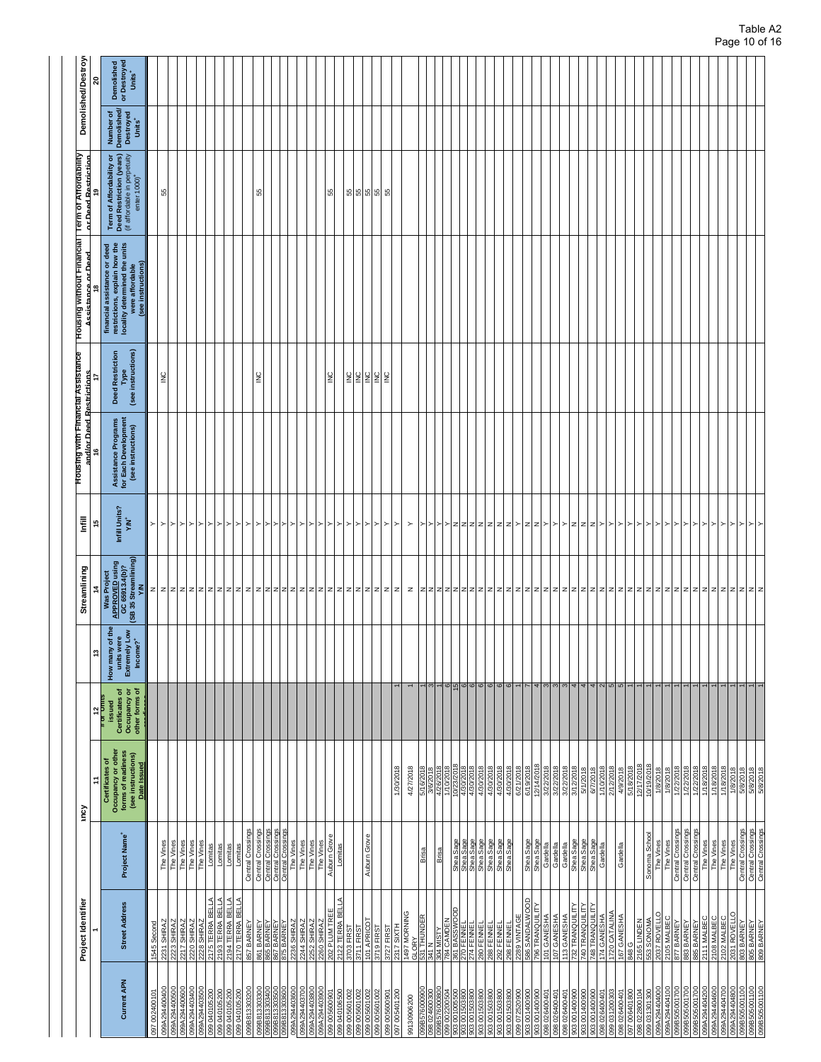| Project Identifier | | | Units Issued Certificates of Occupancy | | | Streamlining | Infill | Housing with Financial Assistance and/or Deed Restrictions | | Housing without Financial Assistance or Deed Restrictions | Term of Affordability or Deed Restriction | Demolished/Destroyed Units | |
|---|---|---|---|---|---|---|---|---|---|---|---|---|---|
| 1 | | | 11 | 12 | 13 | 14 | 15 | 16 | 17 | 18 | 19 | 20 | |
| Current APN | Street Address | Project Name⁺ | Certificates of Occupancy or other forms of readiness (see instructions) Date Issued | # of Units issued Certificates of Occupancy or other forms of readiness | How many of the units were Extremely Low Income?⁺ | Was Project APPROVED using GC 65913.4(b)? (SB 35 Streamlining) Y/N | Infill Units? Y/N⁺ | Assistance Programs for Each Development (see instructions) | Deed Restriction Type (see instructions) | For units affordable without financial assistance or deed restrictions, explain how the locality determined the units were affordable (see instructions) | Term of Affordability or Deed Restriction (years) (if affordable in perpetuity enter 1000)⁺ | Number of Demolished/Destroyed Units⁺ | Demolished or Destroyed Units⁺ |
| 097 002400101 | 1545 Second | | | | | N | Y | | | | | | |
| 099A294400400 | 2231 SHIRAZ | The Vines | | | | N | Y | | INC | | 55 | | |
| 099A294400500 | 2223 SHIRAZ | The Vines | | | | N | Y | | | | | | |
| 099A294400600 | 2217 SHIRAZ | The Vines | | | | N | Y | | | | | | |
| 099A294403400 | 2220 SHIRAZ | The Vines | | | | N | Y | | | | | | |
| 099A294403500 | 2228 SHIRAZ | The Vines | | | | N | Y | | | | | | |
| 099 041105200 | 2175 TERRA BELLA | Lomitas | | | | N | Y | | | | | | |
| 099 041105200 | 2193 TERRA BELLA | Lomitas | | | | N | Y | | | | | | |
| 099 041105200 | 2194 TERRA BELLA | Lomitas | | | | N | Y | | | | | | |
| 099 041105200 | 2170 TERRA BELLA | Lomitas | | | | N | Y | | | | | | |
| 099B813303200 | 857 BARNEY | Central Crossings | | | | N | Y | | | | | | |
| 099B813303300 | 861 BARNEY | Central Crossings | | | | N | Y | | | | | | |
| 099B813303400 | 863 BARNEY | Central Crossings | | | | N | Y | | INC | | 55 | | |
| 099B813303500 | 867 BARNEY | Central Crossings | | | | N | Y | | | | | | |
| 099B813303600 | 875 BARNEY | Central Crossings | | | | N | Y | | | | | | |
| 099A294403600 | 2236 SHIRAZ | The Vines | | | | N | Y | | | | | | |
| 099A294403700 | 2244 SHIRAZ | The Vines | | | | N | Y | | | | | | |
| 099A294403800 | 2252 SHIRAZ | The Vines | | | | N | Y | | | | | | |
| 099A294403900 | 2260 SHIRAZ | The Vines | | | | N | Y | | | | | | |
| 099 005600901 | 202 PLUM TREE | Auburn Grove | | | | N | Y | | INC | | 55 | | |
| 099 041106500 | 2122 TERRA BELLA | Lomitas | | | | N | Y | | | | | | |
| 099 005601002 | 3703 FIRST | | | | | N | Y | | INC | | 55 | | |
| 099 005601002 | 3711 FIRST | | | | | N | Y | | INC | | 55 | | |
| 099 005601002 | 101 APRICOT | Auburn Grove | | | | N | Y | | INC | | 55 | | |
| 099 005601002 | 3719 FIRST | | | | | N | Y | | INC | | 55 | | |
| 099 005600901 | 3727 FIRST | | | | | N | Y | | INC | | 55 | | |
| 097 005401200 | 2317 SIXTH | | 1/30/2018 | 1 | | N | Y | | | | | | |
| 9913090620 | 1497 MORNING GLORY | | 4/27/2018 | 1 | | N | Y | | | | | | |
| 099B576000900 | 531 THUNDER | Brisa | 5/16/2018 | 1 | | N | Y | | | | | | |
| 098 024600300 | 341 N | | 3/6/2018 | 3 | | N | Y | | | | | | |
| 099B576000800 | 304 MISTY | Brisa | 4/26/2018 | 1 | | N | Y | | | | | | |
| 099 002200504 | 784 CAMDEN | | 1/10/2018 | 6 | | N | Y | | | | | | |
| 903 001005500 | 361 BASSWOOD | Shea Sage | 10/23/2018 | 15 | | N | N | | | | | | |
| 903 001503800 | 270 FENNEL | Shea Sage | 4/30/2018 | 6 | | N | N | | | | | | |
| 903 001503800 | 274 FENNEL | Shea Sage | 4/30/2018 | 6 | | N | N | | | | | | |
| 903 001503800 | 280 FENNEL | Shea Sage | 4/30/2018 | 6 | | N | N | | | | | | |
| 903 001503800 | 288 FENNEL | Shea Sage | 4/30/2018 | 6 | | N | N | | | | | | |
| 903 001503800 | 292 FENNEL | Shea Sage | 4/30/2018 | 6 | | N | N | | | | | | |
| 903 001503800 | 298 FENNEL | Shea Sage | 4/30/2018 | 6 | | N | N | | | | | | |
| 099 072520900 | 2289 VINTAGE | | 6/21/2018 | 1 | | N | Y | | | | | | |
| 903 001400900 | 586 SANDALWOOD | Shea Sage | 6/19/2018 | 7 | | N | N | | | | | | |
| 903 001400900 | 796 TRANQUILITY | Shea Sage | 12/14/2018 | 4 | | N | N | | | | | | |
| 098 026400401 | 101 GANESHA | Gardella | 3/22/2018 | 3 | | N | Y | | | | | | |
| 098 026400401 | 107 GANESHA | Gardella | 3/22/2018 | 3 | | N | Y | | | | | | |
| 098 026400401 | 113 GANESHA | Gardella | 3/22/2018 | 3 | | N | Y | | | | | | |
| 903 001400900 | 732 TRANQUILITY | Shea Sage | 3/12/2018 | 4 | | N | N | | | | | | |
| 903 001400900 | 740 TRANQUILITY | Shea Sage | 5/1/2018 | 4 | | N | N | | | | | | |
| 903 001400900 | 748 TRANQUILITY | Shea Sage | 6/7/2018 | 4 | | N | N | | | | | | |
| 098 026400401 | 174 GANESHA | Gardella | 1/10/2018 | 2 | | N | Y | | | | | | |
| 099 031200303 | 1720 CATALINA | | 2/12/2018 | 5 | | N | Y | | | | | | |
| 098 026400401 | 167 GANESHA | Gardella | 4/9/2018 | 5 | | N | Y | | | | | | |
| 097 006401800 | 848 G | | 5/18/2018 | 1 | | N | Y | | | | | | |
| 098 022800104 | 2165 LINDEN | | 12/17/2018 | 1 | | N | Y | | | | | | |
| 099 031301300 | 553 SONOMA | Sonoma School | 10/19/2018 | 1 | | N | Y | | | | | | |
| 099A294404000 | 2037 ROVELLO | The Vines | 1/8/2018 | 1 | | N | Y | | | | | | |
| 099A294404100 | 2105 MALBEC | The Vines | 1/8/2018 | 1 | | N | Y | | | | | | |
| 099B505001700 | 877 BARNEY | Central Crossings | 1/22/2018 | 1 | | N | Y | | | | | | |
| 099B505001700 | 883 BARNEY | Central Crossings | 1/22/2018 | 1 | | N | Y | | | | | | |
| 099B505001700 | 885 BARNEY | Central Crossings | 1/22/2018 | 1 | | N | Y | | | | | | |
| 099A294404200 | 2111 MALBEC | The Vines | 1/18/2018 | 1 | | N | Y | | | | | | |
| 099A294404600 | 2108 MALBEC | The Vines | 1/18/2018 | 1 | | N | Y | | | | | | |
| 099A294404700 | 2102 MALBEC | The Vines | 1/18/2018 | 1 | | N | Y | | | | | | |
| 099A294404800 | 2031 ROVELLO | The Vines | 1/8/2018 | 1 | | N | Y | | | | | | |
| 099B505001100 | 803 BARNEY | Central Crossings | 5/8/2018 | 1 | | N | Y | | | | | | |
| 099B505001100 | 805 BARNEY | Central Crossings | 5/8/2018 | 1 | | N | Y | | | | | | |
| 099B505001100 | 809 BARNEY | Central Crossings | 5/8/2018 | 1 | | N | Y | | | | | | |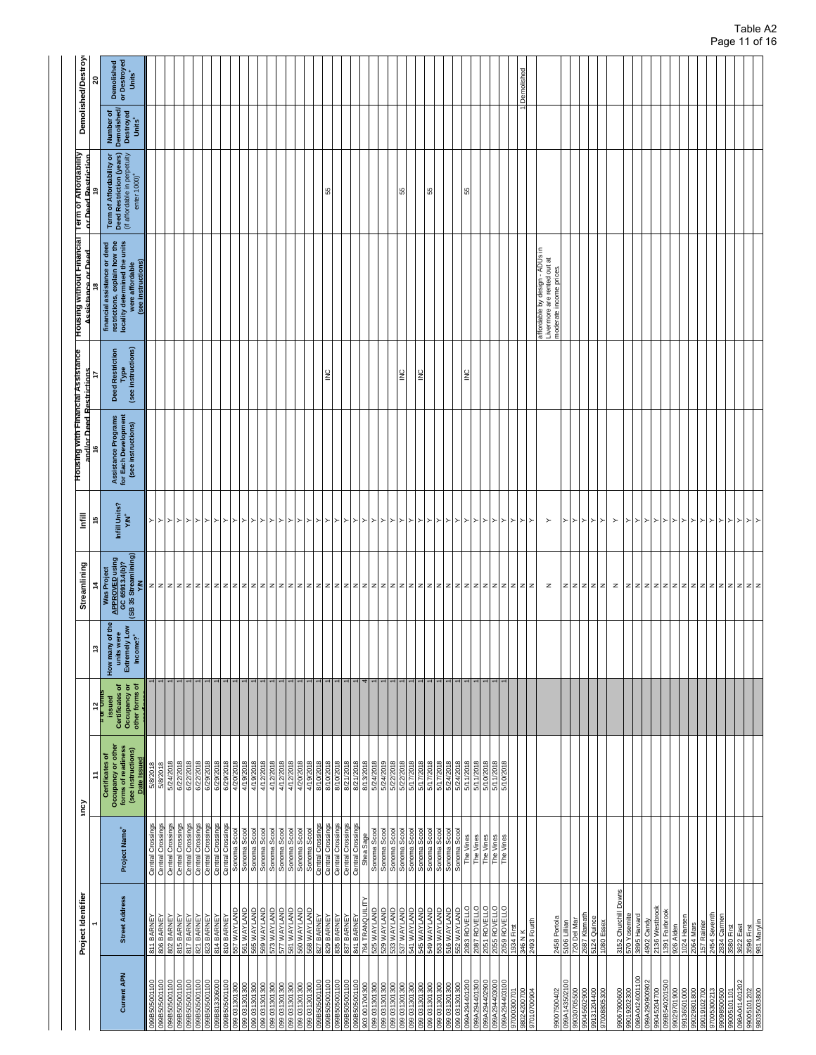Table A2

| Project Identifier | | | Certificates of Occupancy (partial heading, "ncy" visible) | | | Streamlining | Infill | Housing with Financial Assistance and/or Deed Restrictions | | Housing without Financial Assistance or Deed Restrictions | Term of Affordability or Deed Restriction | Demolished/Destroyed Units | |
|---|---|---|---|---|---|---|---|---|---|---|---|---|---|
| 1 | | | 11 | 12 | 13 | 14 | 15 | 16 | 17 | 18 | 19 | 20 | |
| Current APN | Street Address | Project Name⁺ | Certificates of Occupancy or other forms of readiness (see instructions) Date Issued | # of Units issued Certificates of Occupancy or other forms of readiness | How many of the units were Extremely Low Income?⁺ | Was Project APPROVED using GC 65913.4(b)? (SB 35 Streamlining) Y/N | Infill Units? Y/N⁺ | Assistance Programs for Each Development (see instructions) | Deed Restriction Type (see instructions) | financial assistance or deed restrictions, explain how the locality determined the units were affordable (see instructions) | Term of Affordability or Deed Restriction (years) (if affordable in perpetuity enter 1000)⁺ | Number of Demolished/Destroyed Units⁺ | Demolished or Destroyed Units⁺ |
| 099B505001100 | 811 BARNEY | Central Crossings | 5/8/2018 | 1 | | N | Y | | | | | | |
| 099B505001100 | 806 BARNEY | Central Crossings | 5/8/2018 | 1 | | N | Y | | | | | | |
| 099B505001100 | 802 BARNEY | Central Crossings | 5/24/2018 | 1 | | N | Y | | | | | | |
| 099B505001100 | 815 BARNEY | Central Crossings | 6/22/2018 | 1 | | N | Y | | | | | | |
| 099B505001100 | 817 BARNEY | Central Crossings | 6/22/2018 | 1 | | N | Y | | | | | | |
| 099B505001100 | 821 BARNEY | Central Crossings | 6/22/2018 | 1 | | N | Y | | | | | | |
| 099B505001100 | 823 BARNEY | Central Crossings | 6/29/2018 | 1 | | N | Y | | | | | | |
| 099B813300600 | 814 BARNEY | Central Crossings | 6/29/2018 | 1 | | N | Y | | | | | | |
| 099B505001100 | 810 BARNEY | Central Crossings | 6/29/2018 | 1 | | N | Y | | | | | | |
| 099 031301300 | 557 WAYLAND | Sonoma Scool | 4/20/2018 | 1 | | N | Y | | | | | | |
| 099 031301300 | 561 WAYLAND | Sonoma Scool | 4/19/2018 | 1 | | N | Y | | | | | | |
| 099 031301300 | 565 WAYLAND | Sonoma Scool | 4/19/2018 | 1 | | N | Y | | | | | | |
| 099 031301300 | 569 WAYLAND | Sonoma Scool | 4/12/2018 | 1 | | N | Y | | | | | | |
| 099 031301300 | 573 WAYLAND | Sonoma Scool | 4/12/2018 | 1 | | N | Y | | | | | | |
| 099 031301300 | 577 WAYLAND | Sonoma Scool | 4/12/2018 | 1 | | N | Y | | | | | | |
| 099 031301300 | 581 WAYLAND | Sonoma Scool | 4/12/2018 | 1 | | N | Y | | | | | | |
| 099 031301300 | 560 WAYLAND | Sonoma Scool | 4/20/2018 | 1 | | N | Y | | | | | | |
| 099 031301300 | 568 WAYLAND | Sonoma Scool | 4/19/2018 | 1 | | N | Y | | | | | | |
| 099B505001100 | 827 BARNEY | Central Crossings | 8/10/2018 | 1 | | N | Y | | | | | | |
| 099B505001100 | 829 BARNEY | Central Crossings | 8/10/2018 | 1 | | N | Y | | INC | | 55 | | |
| 099B505001100 | 835 BARNEY | Central Crossings | 8/10/2018 | 1 | | N | Y | | | | | | |
| 099B505001100 | 837 BARNEY | Central Crossings | 8/21/2018 | 1 | | N | Y | | | | | | |
| 099B505001100 | 841 BARNEY | Central Crossings | 8/21/2018 | 1 | | N | Y | | | | | | |
| 903 001704300 | 764 TRANQUILITY | Shea Sage | 8/13/2018 | 4 | | N | Y | | | | | | |
| 099 031301300 | 525 WAYLAND | Sonoma Scool | 5/24/2018 | 1 | | N | Y | | | | | | |
| 099 031301300 | 529 WAYLAND | Sonoma Scool | 5/24/2019 | 1 | | N | Y | | | | | | |
| 099 031301300 | 533 WAYLAND | Sonoma Scool | 5/22/2018 | 1 | | N | Y | | | | | | |
| 099 031301300 | 537 WAYLAND | Sonoma Scool | 5/22/2018 | 1 | | N | Y | | INC | | 55 | | |
| 099 031301300 | 541 WAYLAND | Sonoma Scool | 5/17/2018 | 1 | | N | Y | | | | | | |
| 099 031301300 | 545 WAYLAND | Sonoma Scool | 5/17/2018 | 1 | | N | Y | | INC | | | | |
| 099 031301300 | 549 WAYLAND | Sonoma Scool | 5/17/2018 | 1 | | N | Y | | | | 55 | | |
| 099 031301300 | 553 WAYLAND | Sonoma Scool | 5/17/2018 | 1 | | N | Y | | | | | | |
| 099 031301300 | 516 WAYLAND | Sonoma Scool | 5/24/2018 | 1 | | N | Y | | | | | | |
| 099 031301300 | 552 WAYLAND | Sonoma Scool | 5/24/2018 | 1 | | N | Y | | | | | | |
| 099A294401200 | 2083 ROVELLO | The Vines | 5/11/2018 | 1 | | N | Y | | INC | | 55 | | |
| 099A294401300 | 2087 ROVELLO | The Vines | 5/11/2018 | 1 | | N | Y | | | | | | |
| 099A294402900 | 2051 ROVELLO | The Vines | 5/10/2018 | 1 | | N | Y | | | | | | |
| 099A294403000 | 2055 ROVELLO | The Vines | 5/11/2018 | 1 | | N | Y | | | | | | |
| 099A294403100 | 2059 ROVELLO | The Vines | 5/10/2018 | 1 | | N | Y | | | | | | |
| 97000300701 | 1934 First | | | | | N | Y | | | | | | |
| 98024200700 | 346 N K | | | | | N | Y | | | | | | |
| 97010700904 | 2493 Fourth | | | | | N | Y | | | | | 1 | Demolished |
| 99007500402 | 2458 Portola | | | | | N | Y | | | affordable by design - ADUs in Livermore are rented out at moderate income prices. | | | |
| 099A143502100 | 5106 Lillian | | | | | N | Y | | | | | | |
| 99030705500 | 720 Del Mar | | | | | N | Y | | | | | | |
| 99045602900 | 2687 Klamath | | | | | N | Y | | | | | | |
| 99131204400 | 5124 Quince | | | | | N | Y | | | | | | |
| 97008805300 | 1080 Essex | | | | | N | Y | | | | | | |
| 99067900600 | 3152 Churchill Downs | | | | | N | Y | | | | | | |
| 99019202300 | 570 Yosemite | | | | | N | Y | | | | | | |
| 098A0424011 00 | 3895 Harvard | | | | | N | Y | | | | | | |
| 099A290900902 | 4902 Candy | | | | | N | Y | | | | | | |
| 99045204700 | 2136 Westbrook | | | | | N | Y | | | | | | |
| 099B540201500 | 1391 Fairbrook | | | | | N | Y | | | | | | |
| 99029701900 | 926 Alden | | | | | N | Y | | | | | | |
| 99136501000 | 1024 Hansen | | | | | N | Y | | | | | | |
| 99029801800 | 2064 Mars | | | | | N | Y | | | | | | |
| 99019102700 | 157 Rainer | | | | | N | Y | | | | | | |
| 97005300213 | 2454 Seventh | | | | | N | Y | | | | | | |
| 99008500500 | 2834 Carmen | | | | | N | Y | | | | | | |
| 99005101101 | 3580 First | | | | | N | Y | | | | | | |
| 098A041401202 | 3622 East | | | | | N | Y | | | | | | |
| 99005101202 | 3596 First | | | | | N | Y | | | | | | |
| 98035003800 | 981 Marylin | | | | | N | Y | | | | | | |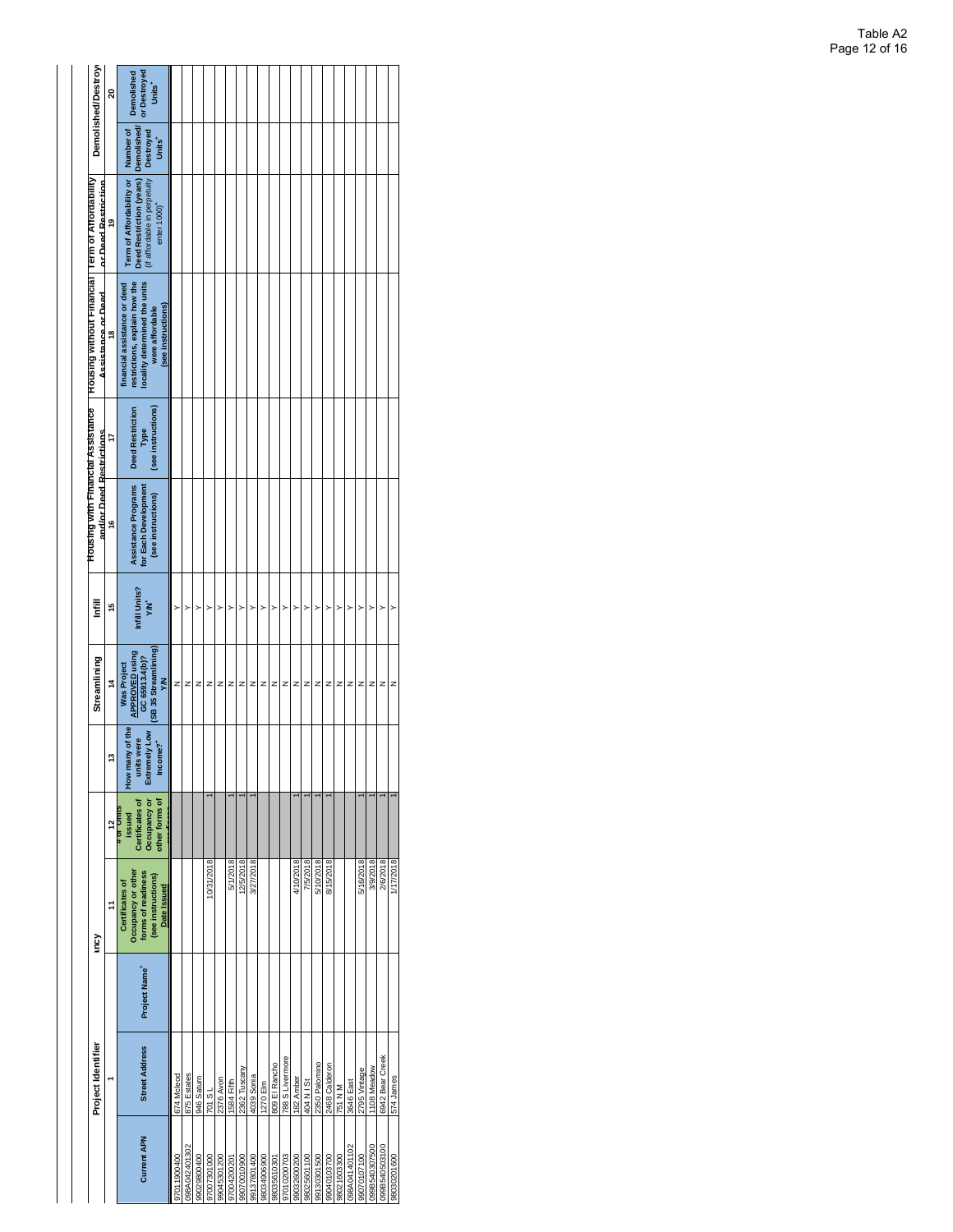| Project Identifier | | | ncy | | | Streamlining | Infill | Housing with Financial Assistance and/or Deed Restrictions | | Housing without Financial Assistance or Deed Restrictions | Term of Affordability or Deed Restriction | Demolished/Destroyed Units | |
|---|---|---|---|---|---|---|---|---|---|---|---|---|---|
| 1 | | | 11 | 12 | 13 | 14 | 15 | 16 | 17 | 18 | 19 | | 20 |
| Current APN | Street Address | Project Name⁺ | Certificates of Occupancy or other forms of readiness (see instructions) Date Issued | # of Units issued Certificates of Occupancy or other forms of readiness | How many of the units were Extremely Low Income?⁺ | Was Project APPROVED using GC 65913.4(b)? (SB 35 Streamlining) Y/N | Infill Units? Y/N⁺ | Assistance Programs for Each Development (see instructions) | Deed Restriction Type (see instructions) | financial assistance or deed restrictions, explain how the locality determined the units were affordable (see instructions) | Term of Affordability or Deed Restriction (years) (if affordable in perpetuity enter 1000)⁺ | Number of Demolished/Destroyed Units⁺ | Demolished or Destroyed Units⁺ |
| 9701900400 | 674 Mcleod | | | | | N | Y | | | | | | |
| 098A04240130​2 | 875 Estates | | | | | N | Y | | | | | | |
| 99029800400 | 946 Saturn | | | | | N | Y | | | | | | |
| 97007301000 | 701 S L | | 10/31/2018 | 1 | | N | Y | | | | | | |
| 99045301200 | 2376 Avon | | | | | N | Y | | | | | | |
| 97004200201 | 1584 Fifth | | 5/1/2018 | 1 | | N | Y | | | | | | |
| 99070010900 | 2362 Tuscany | | 12/5/2018 | 1 | | N | Y | | | | | | |
| 99137801400 | 4039 Sonia | | 3/27/2018 | 1 | | N | Y | | | | | | |
| 98034906900 | 1270 Elm | | | | | N | Y | | | | | | |
| 98035610301 | 809 El Rancho | | | | | N | Y | | | | | | |
| 97010200703 | 788 S Livermore | | | | | N | Y | | | | | | |
| 99032600200 | 182 Amber | | 4/10/2018 | 1 | | N | Y | | | | | | |
| 98025601100 | 404 N I St | | 7/5/2018 | 1 | | N | Y | | | | | | |
| 99130301500 | 2350 Palomino | | 5/10/2018 | 1 | | N | Y | | | | | | |
| 99040103700 | 2468 Calderon | | 8/15/2018 | 1 | | N | Y | | | | | | |
| 98021603300 | 751 N M | | | | | N | Y | | | | | | |
| 098A04140110​2 | 3646 East | | | | | N | Y | | | | | | |
| 99070107100 | 2795 Vintage | | 5/16/2018 | 1 | | N | Y | | | | | | |
| 099B54030750​0 | 1108 Meadow | | 3/9/2018 | 1 | | N | Y | | | | | | |
| 099B54050310​0 | 6942 Bear Creek | | 2/6/2018 | 1 | | N | Y | | | | | | |
| 98030201600 | 574 James | | 1/17/2018 | 1 | | N | Y | | | | | | |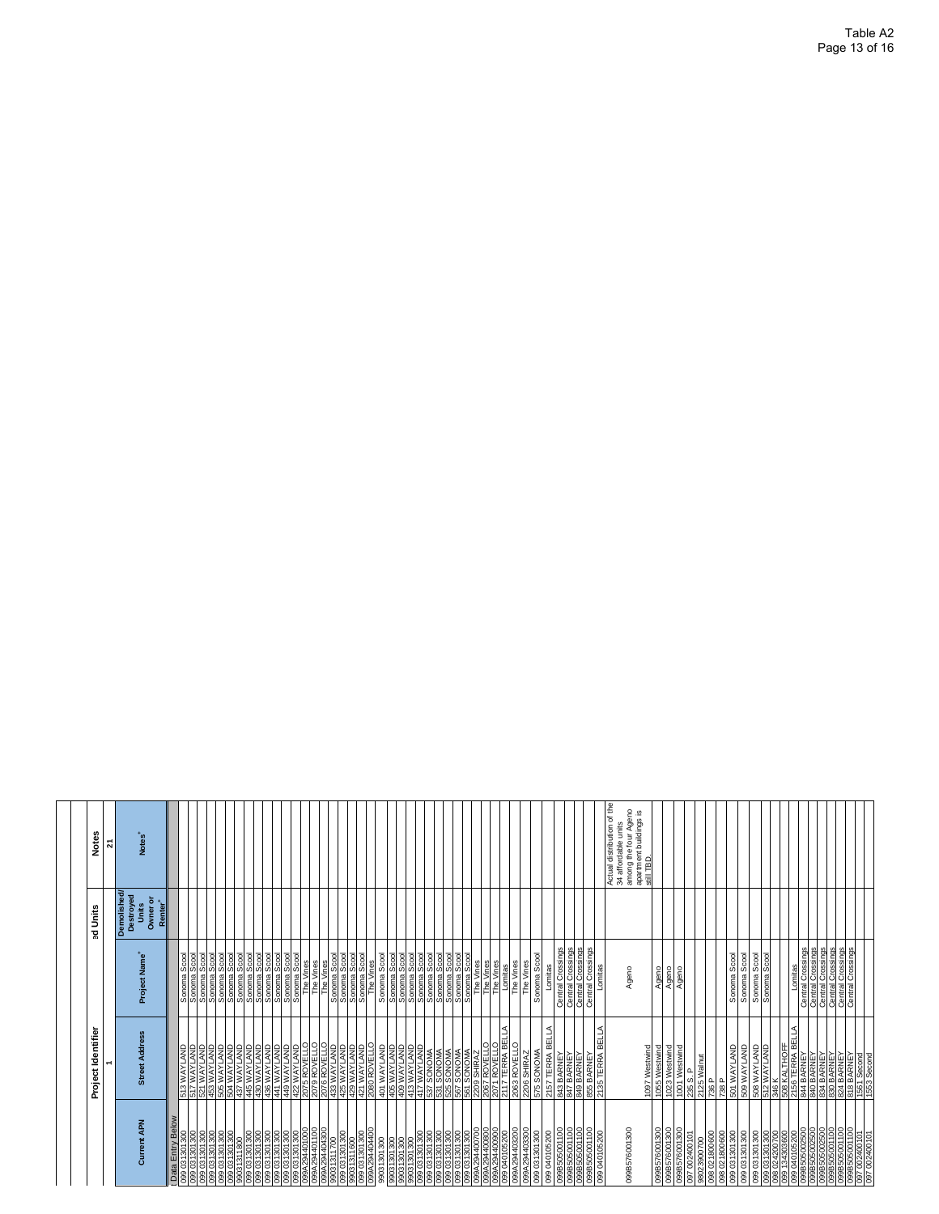| Project Identifier | | | Demolished/Destroyed Units | Notes |
|---|---|---|---|---|
| 1 | | | | 21 |
| Current APN | Street Address | Project Name[+] | Demolished/ Destroyed Units Owner or Renter[+] | Notes[+] |
| Data Entry Below | | | | |
| 099 031301300 | 513 WAYLAND | Sonoma Scool | | |
| 099 031301300 | 517 WAYLAND | Sonoma Scool | | |
| 099 031301300 | 521 WAYLAND | Sonoma Scool | | |
| 099 031301300 | 453 WAYLAND | Sonoma Scool | | |
| 099 031301300 | 505 WAYLAND | Sonoma Scool | | |
| 099 031301300 | 504 WAYLAND | Sonoma Scool | | |
| 99031311800 | 437 WAYLAND | Sonoma Scool | | |
| 099 031301300 | 445 WAYLAND | Sonoma Scool | | |
| 099 031301300 | 430 WAYLAND | Sonoma Scool | | |
| 099 031301300 | 436 WAYLAND | Sonoma Scool | | |
| 099 031301300 | 441 WAYLAND | Sonoma Scool | | |
| 099 031301300 | 449 WAYLAND | Sonoma Scool | | |
| 099 031301300 | 422 WAYLAND | Sonoma Scool | | |
| 099A294401000 | 2075 ROVELLO | The Vines | | |
| 099A294401100 | 2079 ROVELLO | The Vines | | |
| 099A294404300 | 2076 ROVELLO | The Vines | | |
| 99031311700 | 433 WAYLAND | Sonoma Scool | | |
| 099 031301300 | 425 WAYLAND | Sonoma Scool | | |
| 99031311600 | 429 WAYLAND | Sonoma Scool | | |
| 099 031301300 | 421 WAYLAND | Sonoma Scool | | |
| 099A294404400 | 2080 ROVELLO | The Vines | | |
| 99031301300 | 401 WAYLAND | Sonoma Scool | | |
| 99031301300 | 405 WAYLAND | Sonoma Scool | | |
| 99031301300 | 409 WAYLAND | Sonoma Scool | | |
| 99031301300 | 413 WAYLAND | Sonoma Scool | | |
| 099 031301300 | 417 WAYLAND | Sonoma Scool | | |
| 099 031301300 | 537 SONOMA | Sonoma Scool | | |
| 099 031301300 | 531 SONOMA | Sonoma Scool | | |
| 099 031301300 | 525 SONOMA | Sonoma Scool | | |
| 099 031301300 | 567 SONOMA | Sonoma Scool | | |
| 099 031301300 | 561 SONOMA | Sonoma Scool | | |
| 099A294400700 | 2209 SHIRAZ | The Vines | | |
| 099A294400800 | 2067 ROVELLO | The Vines | | |
| 099A294400900 | 2071 ROVELLO | The Vines | | |
| 099 040105200 | 2117 TERRA BELLA | Lomitas | | |
| 099A294403200 | 2063 ROVELLO | The Vines | | |
| 099A294403300 | 2206 SHIRAZ | The Vines | | |
| 099 031301300 | 575 SONOMA | Sonoma Scool | | |
| 099 040105200 | 2157 TERRA BELLA | Lomitas | | |
| 099B505001100 | 843 BARNEY | Central Crossings | | |
| 099B505001100 | 847 BARNEY | Central Crossings | | |
| 099B505001100 | 849 BARNEY | Central Crossings | | |
| 099B505001100 | 855 BARNEY | Central Crossings | | |
| 099 040105200 | 2135 TERRA BELLA | Lomitas | | |
| 099B576001300 | 1097 Westwind | Ageno | | Actual distribution of the 34 affordable units among the four Ageno apartment buildings is still TBD. |
| 099B576001300 | 1055 Westwind | Ageno | | |
| 099B576001300 | 1023 Westwind | Ageno | | |
| 099B576001300 | 1001 Westwind | Ageno | | |
| 097 002400101 | 235 S. P | | | |
| 98023900700 | 2125 Walnut | | | |
| 098 021800600 | 736 P | | | |
| 098 021800600 | 738 P | | | |
| 099 031301300 | 501 WAYLAND | Sonoma Scool | | |
| 099 031301300 | 509 WAYLAND | Sonoma Scool | | |
| 099 031301300 | 508 WAYLAND | Sonoma Scool | | |
| 099 031301300 | 512 WAYLAND | Sonoma Scool | | |
| 098 024200700 | 346 K | | | |
| 099 134303600 | 508 KALTHOFF | | | |
| 099 040105200 | 2156 TERRA BELLA | Lomitas | | |
| 099B505002500 | 844 BARNEY | Central Crossings | | |
| 099B505002500 | 840 BARNEY | Central Crossings | | |
| 099B505002500 | 834 BARNEY | Central Crossings | | |
| 099B505001100 | 830 BARNEY | Central Crossings | | |
| 099B505001100 | 824 BARNEY | Central Crossings | | |
| 099B505001100 | 818 BARNEY | Central Crossings | | |
| 097 002400101 | 1561 Second | | | |
| 097 002400101 | 1553 Second | | | |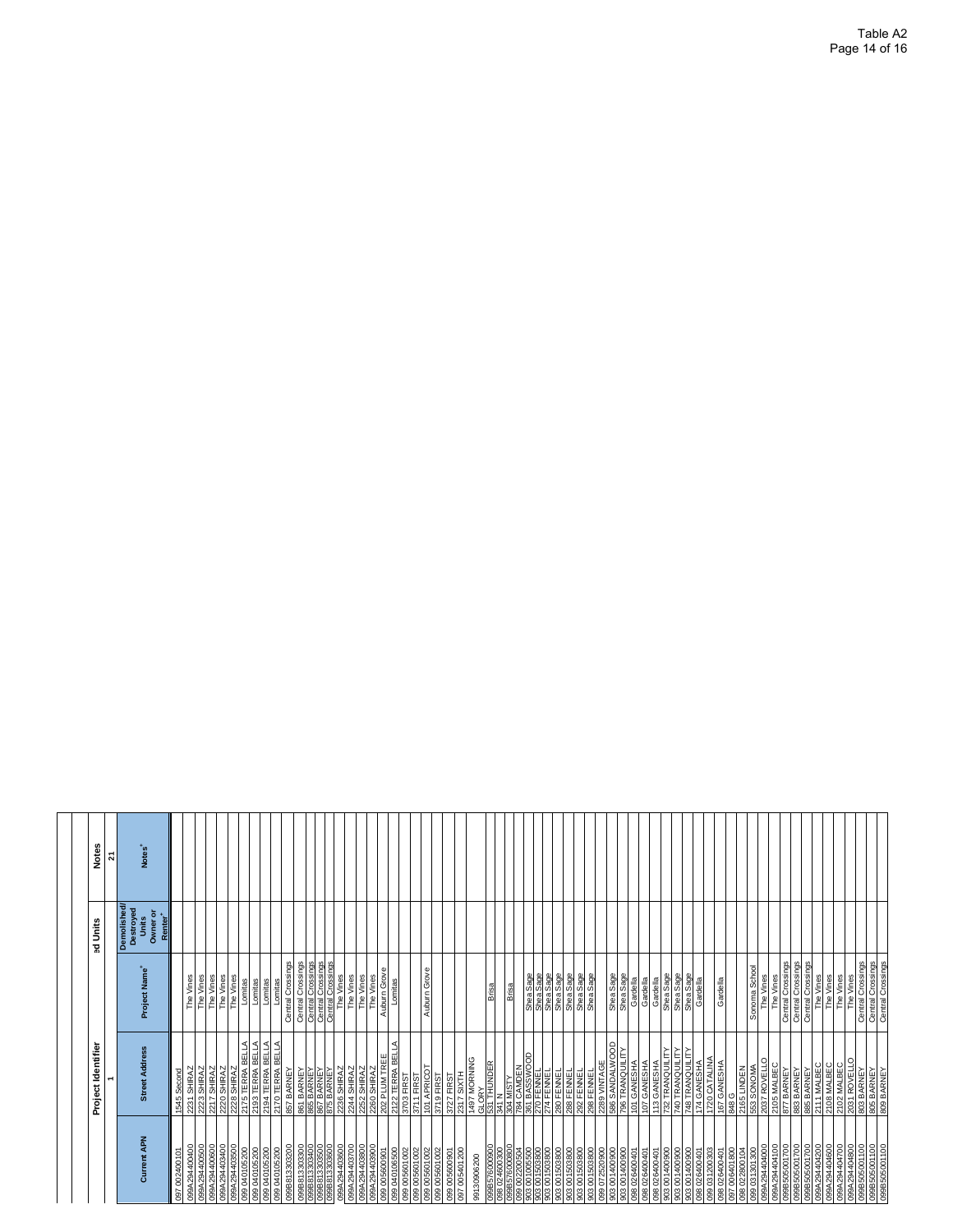Table A2

| Project Identifier | | | Demolished Units | Notes |
|---|---|---|---|---|
| 1 | | | | 21 |
| Current APN | Street Address | Project Name[+] | Demolished/ Destroyed Units Owner or Renter[+] | Notes[+] |
| 097 002400101 | 1545 Second | | | |
| 099A294400400 | 2231 SHIRAZ | The Vines | | |
| 099A294400500 | 2223 SHIRAZ | The Vines | | |
| 099A294400600 | 2217 SHIRAZ | The Vines | | |
| 099A294403400 | 2220 SHIRAZ | The Vines | | |
| 099A294403500 | 2228 SHIRAZ | The Vines | | |
| 099 040105200 | 2175 TERRA BELLA | Lomitas | | |
| 099 040105200 | 2193 TERRA BELLA | Lomitas | | |
| 099 040105200 | 2194 TERRA BELLA | Lomitas | | |
| 099 040105200 | 2170 TERRA BELLA | Lomitas | | |
| 099B813303200 | 857 BARNEY | Central Crossings | | |
| 099B813303300 | 861 BARNEY | Central Crossings | | |
| 099B813303400 | 865 BARNEY | Central Crossings | | |
| 099B813303500 | 867 BARNEY | Central Crossings | | |
| 099B813303600 | 875 BARNEY | Central Crossings | | |
| 099A294403600 | 2236 SHIRAZ | The Vines | | |
| 099A294403700 | 2244 SHIRAZ | The Vines | | |
| 099A294403800 | 2252 SHIRAZ | The Vines | | |
| 099A294403900 | 2260 SHIRAZ | The Vines | | |
| 099 005600901 | 202 PLUM TREE | Auburn Grove | | |
| 099 040106500 | 2122 TERRA BELLA | Lomitas | | |
| 099 005601002 | 3703 FIRST | | | |
| 099 005601002 | 3711 FIRST | | | |
| 099 005601002 | 101 APRICOT | Auburn Grove | | |
| 099 005601002 | 3719 FIRST | | | |
| 099 005600901 | 3727 FIRST | | | |
| 097 005401200 | 2317 SIXTH | | | |
| 9913090 6200 | 1497 MORNING GLORY | | | |
| 099B576000900 | 531 THUNDER | Brisa | | |
| 098 024600300 | 341 N | | | |
| 099B576000800 | 304 MISTY | Brisa | | |
| 099 002200504 | 784 CAMDEN | | | |
| 903 001000500 | 361 BASSWOOD | Shea Sage | | |
| 903 001503800 | 270 FENNEL | Shea Sage | | |
| 903 001503800 | 274 FENNEL | Shea Sage | | |
| 903 001503800 | 280 FENNEL | Shea Sage | | |
| 903 001503800 | 288 FENNEL | Shea Sage | | |
| 903 001503800 | 292 FENNEL | Shea Sage | | |
| 903 001503800 | 298 FENNEL | Shea Sage | | |
| 099 072520900 | 2289 VINTAGE | | | |
| 903 001400900 | 586 SANDALWOOD | Shea Sage | | |
| 903 001400900 | 796 TRANQUILITY | Shea Sage | | |
| 098 026400401 | 101 GANESHA | Gardella | | |
| 098 026400401 | 107 GANESHA | Gardella | | |
| 098 026400401 | 113 GANESHA | Gardella | | |
| 903 001400900 | 732 TRANQUILITY | Shea Sage | | |
| 903 001400900 | 740 TRANQUILITY | Shea Sage | | |
| 903 001400900 | 748 TRANQUILITY | Shea Sage | | |
| 098 026400401 | 174 GANESHA | Gardella | | |
| 099 031200303 | 1720 CATALINA | | | |
| 098 026400401 | 167 GANESHA | Gardella | | |
| 097 006401800 | 848 G | | | |
| 098 022800104 | 2165 LINDEN | | | |
| 099 031301300 | 553 SONOMA | Sonoma School | | |
| 099A294404000 | 2037 ROVELLO | The Vines | | |
| 099A294404100 | 2105 MALBEC | The Vines | | |
| 099B505001700 | 877 BARNEY | Central Crossings | | |
| 099B505001700 | 883 BARNEY | Central Crossings | | |
| 099B505001700 | 885 BARNEY | Central Crossings | | |
| 099A294404200 | 2111 MALBEC | The Vines | | |
| 099A294404600 | 2108 MALBEC | The Vines | | |
| 099A294404700 | 2102 MALBEC | The Vines | | |
| 099A294404800 | 2031 ROVELLO | The Vines | | |
| 099B505001100 | 803 BARNEY | Central Crossings | | |
| 099B505001100 | 805 BARNEY | Central Crossings | | |
| 099B505001100 | 809 BARNEY | Central Crossings | | |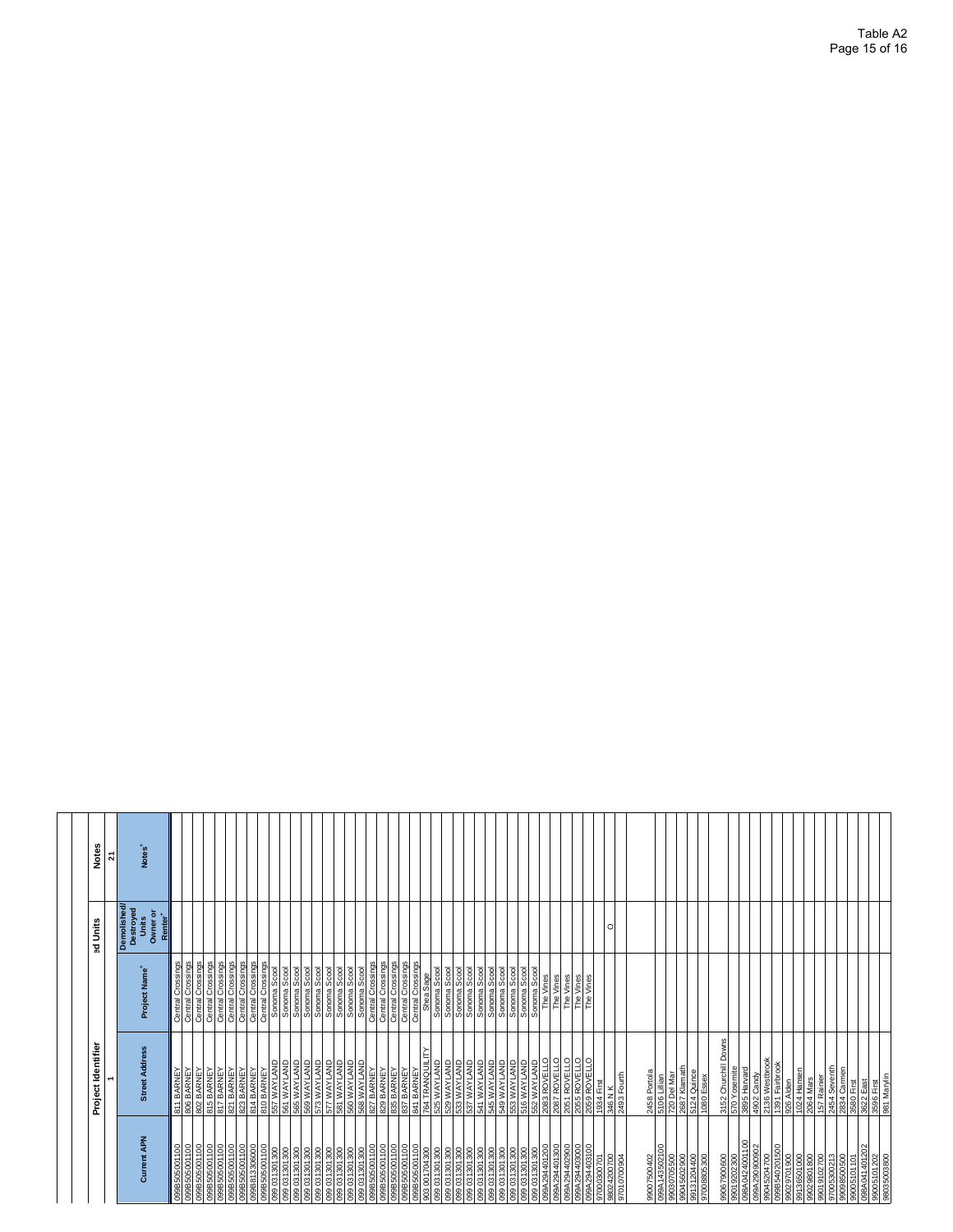| Project Identifier | | | ed Units | Notes |
|---|---|---|---|---|
| 1 | | | | 21 |
| Current APN | Street Address | Project Name+ | Demolished/ Destroyed Units Owner or Renter+ | Notes+ |
| 099B505001100 | 811 BARNEY | Central Crossings | | |
| 099B505001100 | 806 BARNEY | Central Crossings | | |
| 099B505001100 | 802 BARNEY | Central Crossings | | |
| 099B505001100 | 815 BARNEY | Central Crossings | | |
| 099B505001100 | 817 BARNEY | Central Crossings | | |
| 099B505001100 | 821 BARNEY | Central Crossings | | |
| 099B505001100 | 823 BARNEY | Central Crossings | | |
| 099B505001100 | 814 BARNEY | Central Crossings | | |
| 099B505001100 | 810 BARNEY | Central Crossings | | |
| 099 031301300 | 557 WAYLAND | Sonoma Scool | | |
| 099 031301300 | 561 WAYLAND | Sonoma Scool | | |
| 099 031301300 | 565 WAYLAND | Sonoma Scool | | |
| 099 031301300 | 569 WAYLAND | Sonoma Scool | | |
| 099 031301300 | 573 WAYLAND | Sonoma Scool | | |
| 099 031301300 | 577 WAYLAND | Sonoma Scool | | |
| 099 031301300 | 581 WAYLAND | Sonoma Scool | | |
| 099 031301300 | 560 WAYLAND | Sonoma Scool | | |
| 099 031301300 | 568 WAYLAND | Sonoma Scool | | |
| 099B505001100 | 827 BARNEY | Central Crossings | | |
| 099B505001100 | 829 BARNEY | Central Crossings | | |
| 099B505001100 | 835 BARNEY | Central Crossings | | |
| 099B505001100 | 837 BARNEY | Central Crossings | | |
| 099B505001100 | 841 BARNEY | Central Crossings | | |
| 903 001704300 | 764 TRANQUILITY | Shea Sage | | |
| 099 031301300 | 525 WAYLAND | Sonoma Scool | | |
| 099 031301300 | 529 WAYLAND | Sonoma Scool | | |
| 099 031301300 | 533 WAYLAND | Sonoma Scool | | |
| 099 031301300 | 537 WAYLAND | Sonoma Scool | | |
| 099 031301300 | 541 WAYLAND | Sonoma Scool | | |
| 099 031301300 | 545 WAYLAND | Sonoma Scool | | |
| 099 031301300 | 549 WAYLAND | Sonoma Scool | | |
| 099 031301300 | 553 WAYLAND | Sonoma Scool | | |
| 099 031301300 | 516 WAYLAND | Sonoma Scool | | |
| 099 031301300 | 552 WAYLAND | Sonoma Scool | | |
| 099A294401200 | 2083 ROVELLO | The Vines | | |
| 099A294401300 | 2087 ROVELLO | The Vines | | |
| 099A294402900 | 2051 ROVELLO | The Vines | | |
| 099A294403000 | 2055 ROVELLO | The Vines | | |
| 099A294403100 | 2059 ROVELLO | The Vines | | |
| 97000300701 | 1934 First | | | |
| 98024200700 | 346 N K | | O | |
| 97010700904 | 2493 Fourth | | | |
| | | | | |
| 99007500402 | 2458 Portola | | | |
| 099A143502100 | 5106 Lillian | | | |
| 99030705500 | 720 Del Mar | | | |
| 99045602900 | 2687 Klamath | | | |
| 99131204400 | 5124 Quince | | | |
| 97008805300 | 1080 Essex | | | |
| | | | | |
| 99067900600 | 3152 Churchill Downs | | | |
| 99019202300 | 570 Yosemite | | | |
| 098A0424011100 | 3895 Harvard | | | |
| 099A290900902 | 4902 Candy | | | |
| 99045204700 | 2136 Westbrook | | | |
| 099B540201500 | 1391 Fairbrook | | | |
| 99029701900 | 926 Alden | | | |
| 99136501000 | 1024 Hansen | | | |
| 99029801800 | 2064 Mars | | | |
| 99019102700 | 157 Rainer | | | |
| 97005300213 | 2454 Seventh | | | |
| 99098500500 | 2834 Carmen | | | |
| 99005101101 | 3580 First | | | |
| 098A041401202 | 3622 East | | | |
| 99005101202 | 3596 First | | | |
| 98035003800 | 981 Marylin | | | |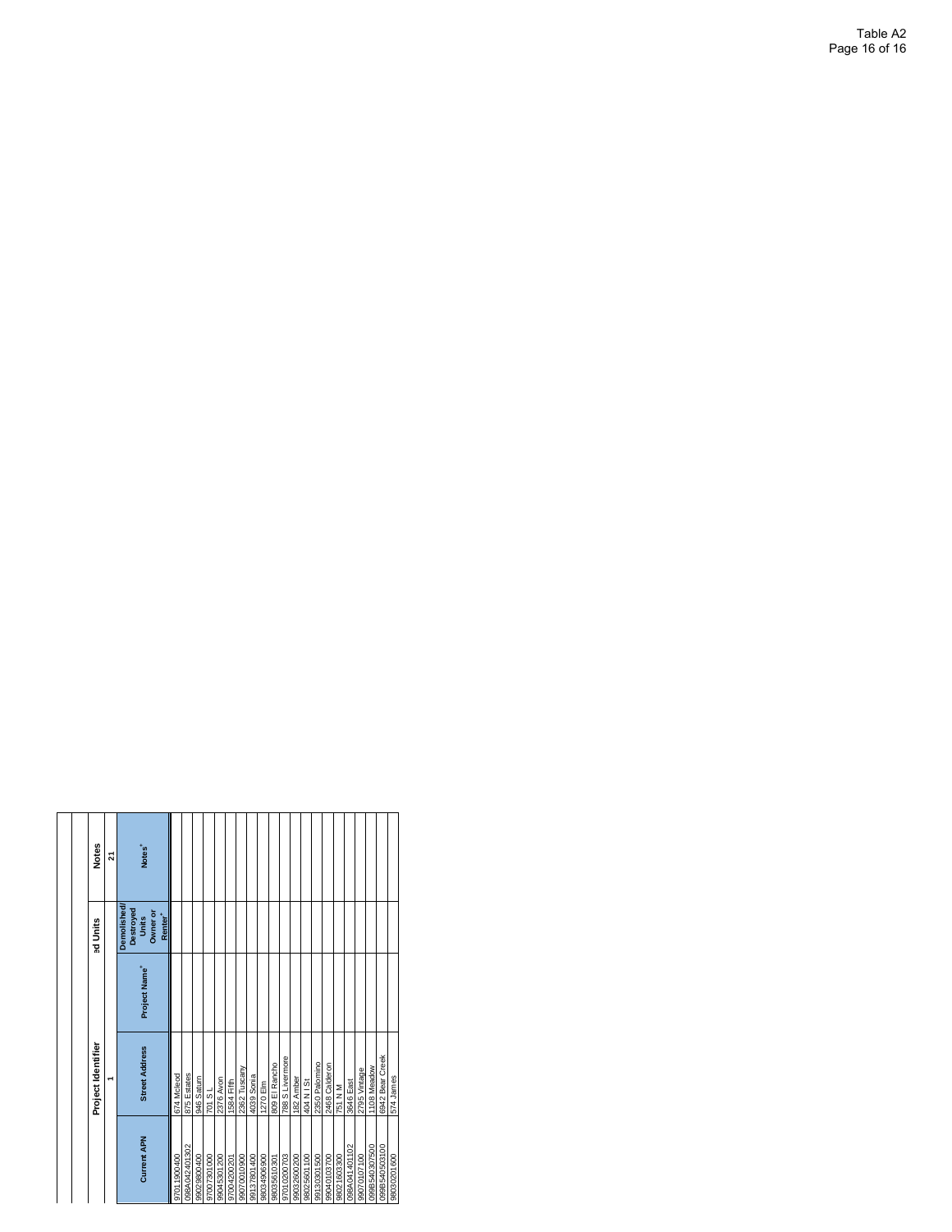Table A2

| Project Identifier | | | ed Units | Notes |
|---|---|---|---|---|
| 1 | | | | 21 |
| Current APN | Street Address | Project Name[+] | Demolished/ Destroyed Units Owner or Renter[+] | Notes[+] |
| 97011900400 | 674 Mcleod | | | |
| 098A042401302 | 875 Estates | | | |
| 99029800400 | 946 Saturn | | | |
| 97007301000 | 701 S L | | | |
| 99045301200 | 2376 Avon | | | |
| 97004200201 | 1584 Fifth | | | |
| 99070010900 | 2362 Tuscany | | | |
| 99137801400 | 4039 Sonia | | | |
| 98034906900 | 1270 Elm | | | |
| 98035610301 | 809 El Rancho | | | |
| 97010200703 | 788 S Livermore | | | |
| 99032600200 | 182 Amber | | | |
| 98025601100 | 404 N I St | | | |
| 99130301500 | 2350 Palomino | | | |
| 99040103700 | 2468 Calderon | | | |
| 98021603300 | 751 N M | | | |
| 098A041401102 | 3646 East | | | |
| 99070107100 | 2795 Vintage | | | |
| 099B540307500 | 1108 Meadow | | | |
| 099B540503100 | 6942 Bear Creek | | | |
| 98030201600 | 574 James | | | |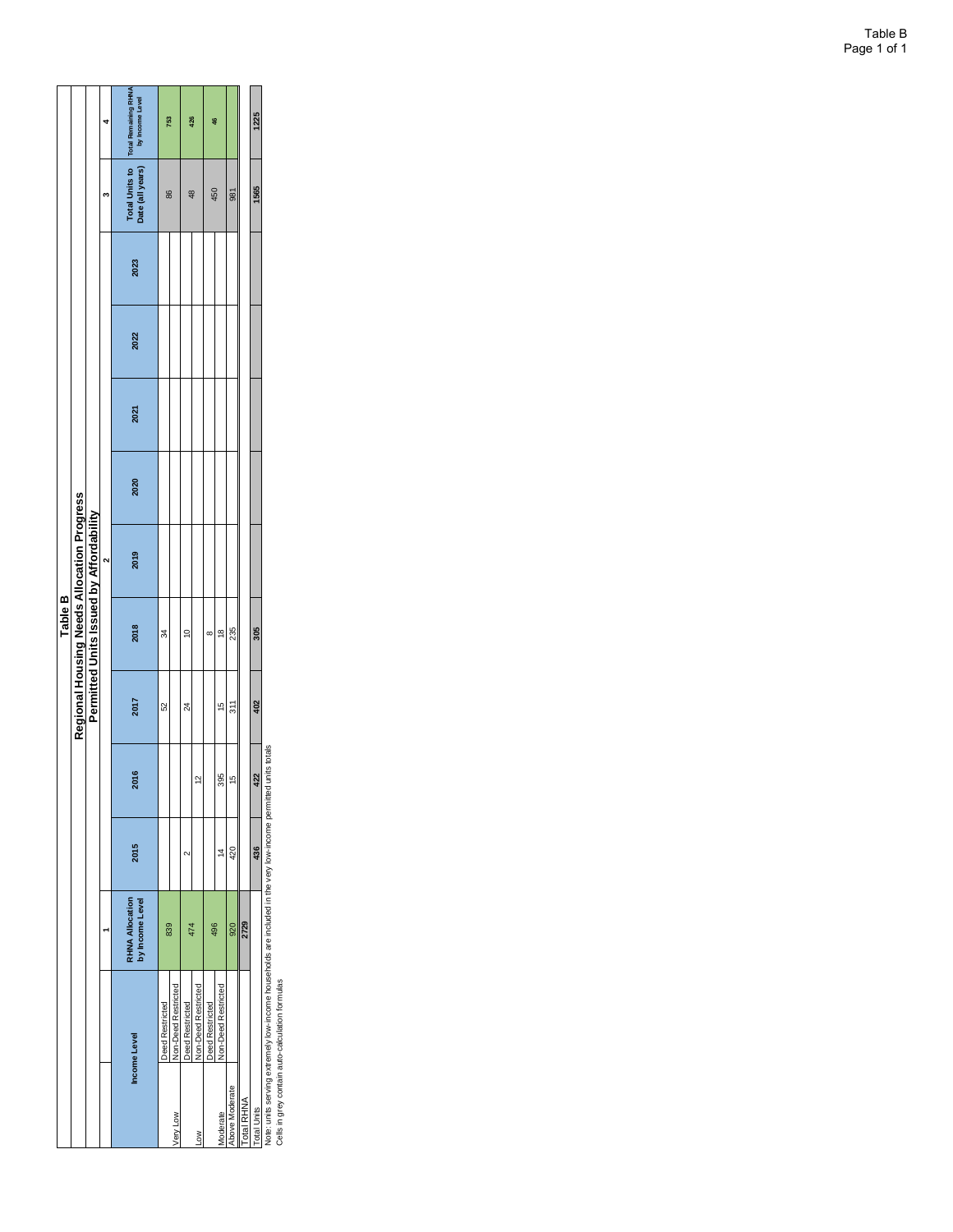# Table B

## Regional Housing Needs Allocation Progress

### Permitted Units Issued by Affordability

| Income Level | | 1<br>RHNA Allocation by Income Level | 2<br>2015 | 2016 | 2017 | 2018 | 2019 | 2020 | 2021 | 2022 | 2023 | 3<br>Total Units to Date (all years) | 4<br>Total Remaining RHNA by Income Level |
|---|---|---|---|---|---|---|---|---|---|---|---|---|---|
| Very Low | Deed Restricted | 839 | | | 52 | 34 | | | | | | 86 | 753 |
| | Non-Deed Restricted | | | | | | | | | | | | |
| Low | Deed Restricted | 474 | 2 | | 24 | 10 | | | | | | 48 | 426 |
| | Non-Deed Restricted | | | 12 | | | | | | | | | |
| Moderate | Deed Restricted | 496 | | | | 8 | | | | | | 450 | 46 |
| | Non-Deed Restricted | | 14 | 395 | 15 | 18 | | | | | | | |
| Above Moderate | | 920 | 420 | 15 | 311 | 235 | | | | | | 981 | |
| Total RHNA | | 2729 | | | | | | | | | | | |
| Total Units | | | 436 | 422 | 402 | 305 | | | | | | 1565 | 1225 |

Note: units serving extremely low-income households are included in the very low-income permitted units totals

Cells in grey contain auto-calculation formulas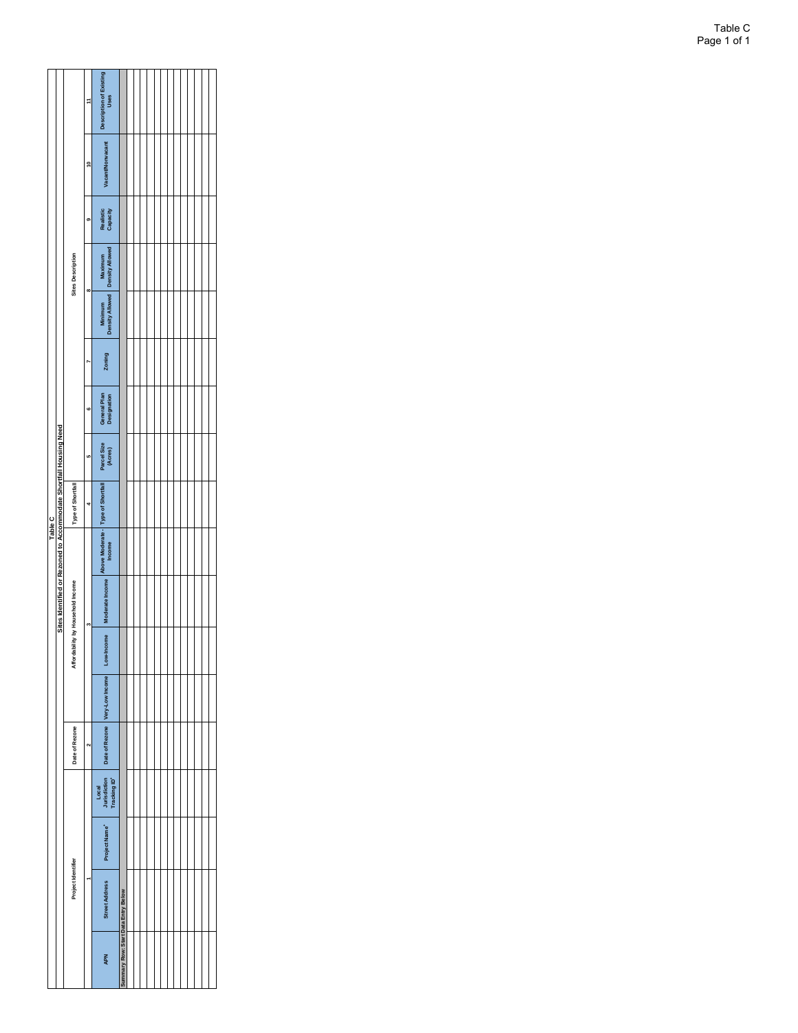# Table C

## Sites Identified or Rezoned to Accommodate Shortfall Housing Need

| Project Identifier | | | | Date of Rezone | Affordability by Household Income | | | | Type of Shortfall | Sites Description | | | | | | | |
|---|---|---|---|---|---|---|---|---|---|---|---|---|---|---|---|---|---|
| 1 | | | | 2 | 3 | | | | 4 | 5 | 6 | 7 | 8 | | 9 | 10 | 11 |
| APN | Street Address | Project Name* | Local Jurisdiction Tracking ID* | Date of Rezone | Very-Low Income | Low-Income | Moderate Income | Above Moderate-Income | Type of Shortfall | Parcel Size (Acres) | General Plan Designation | Zoning | Minimum Density Allowed | Maximum Density Allowed | Realistic Capacity | Vacant/Nonvacant | Description of Existing Uses |
| Summary Row: Start Data Entry Below | | | | | | | | | | | | | | | | | |
| | | | | | | | | | | | | | | | | | |
| | | | | | | | | | | | | | | | | | |
| | | | | | | | | | | | | | | | | | |
| | | | | | | | | | | | | | | | | | |
| | | | | | | | | | | | | | | | | | |
| | | | | | | | | | | | | | | | | | |
| | | | | | | | | | | | | | | | | | |
| | | | | | | | | | | | | | | | | | |
| | | | | | | | | | | | | | | | | | |
| | | | | | | | | | | | | | | | | | |
| | | | | | | | | | | | | | | | | | |
| | | | | | | | | | | | | | | | | | |
| | | | | | | | | | | | | | | | | | |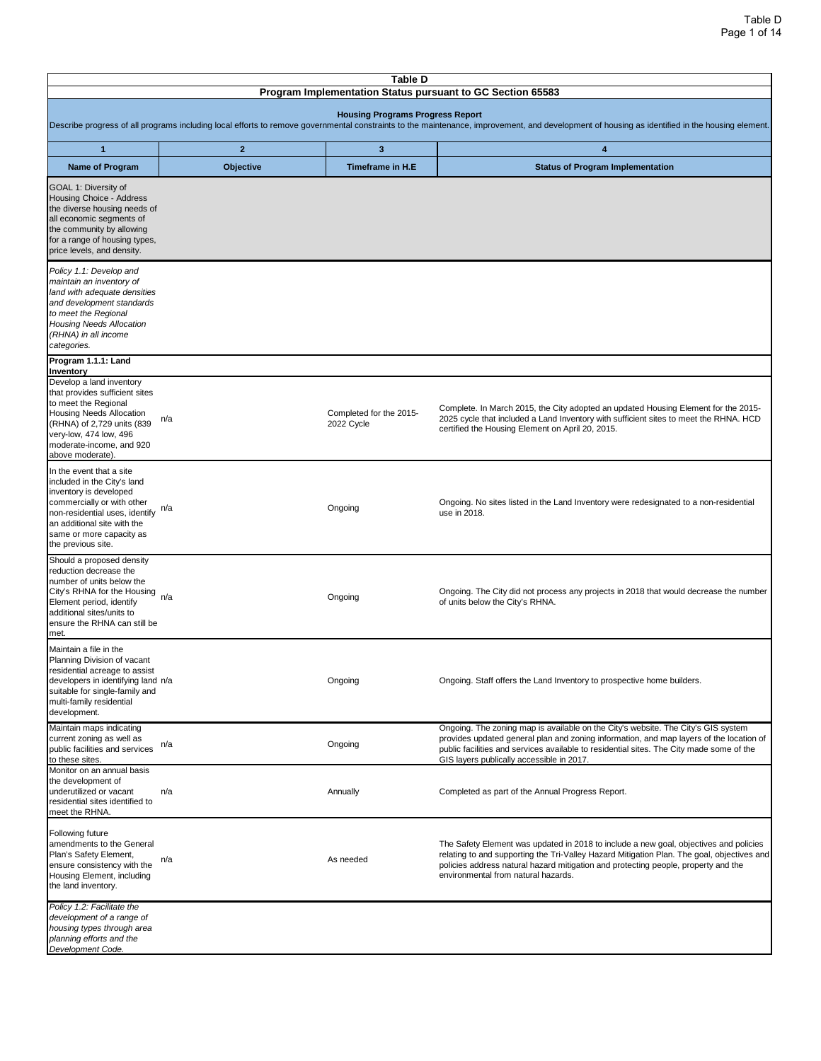| Table D | | | |
|---|---|---|---|
| **Program Implementation Status pursuant to GC Section 65583** | | | |
| **Housing Programs Progress Report**<br>Describe progress of all programs including local efforts to remove governmental constraints to the maintenance, improvement, and development of housing as identified in the housing element. | | | |
| **1** | **2** | **3** | **4** |
| **Name of Program** | **Objective** | **Timeframe in H.E** | **Status of Program Implementation** |
| GOAL 1: Diversity of Housing Choice - Address the diverse housing needs of all economic segments of the community by allowing for a range of housing types, price levels, and density. | | | |
| *Policy 1.1: Develop and maintain an inventory of land with adequate densities and development standards to meet the Regional Housing Needs Allocation (RHNA) in all income categories.* | | | |
| **Program 1.1.1: Land Inventory** | | | |
| Develop a land inventory that provides sufficient sites to meet the Regional Housing Needs Allocation (RHNA) of 2,729 units (839 very-low, 474 low, 496 moderate-income, and 920 above moderate). | n/a | Completed for the 2015-2022 Cycle | Complete. In March 2015, the City adopted an updated Housing Element for the 2015-2025 cycle that included a Land Inventory with sufficient sites to meet the RHNA. HCD certified the Housing Element on April 20, 2015. |
| In the event that a site included in the City's land inventory is developed commercially or with other non-residential uses, identify an additional site with the same or more capacity as the previous site. | n/a | Ongoing | Ongoing. No sites listed in the Land Inventory were redesignated to a non-residential use in 2018. |
| Should a proposed density reduction decrease the number of units below the City's RHNA for the Housing Element period, identify additional sites/units to ensure the RHNA can still be met. | n/a | Ongoing | Ongoing. The City did not process any projects in 2018 that would decrease the number of units below the City's RHNA. |
| Maintain a file in the Planning Division of vacant residential acreage to assist developers in identifying land suitable for single-family and multi-family residential development. | n/a | Ongoing | Ongoing. Staff offers the Land Inventory to prospective home builders. |
| Maintain maps indicating current zoning as well as public facilities and services to these sites. | n/a | Ongoing | Ongoing. The zoning map is available on the City's website. The City's GIS system provides updated general plan and zoning information, and map layers of the location of public facilities and services available to residential sites. The City made some of the GIS layers publically accessible in 2017. |
| Monitor on an annual basis the development of underutilized or vacant residential sites identified to meet the RHNA. | n/a | Annually | Completed as part of the Annual Progress Report. |
| Following future amendments to the General Plan's Safety Element, ensure consistency with the Housing Element, including the land inventory. | n/a | As needed | The Safety Element was updated in 2018 to include a new goal, objectives and policies relating to and supporting the Tri-Valley Hazard Mitigation Plan. The goal, objectives and policies address natural hazard mitigation and protecting people, property and the environmental from natural hazards. |
| *Policy 1.2: Facilitate the development of a range of housing types through area planning efforts and the Development Code.* | | | |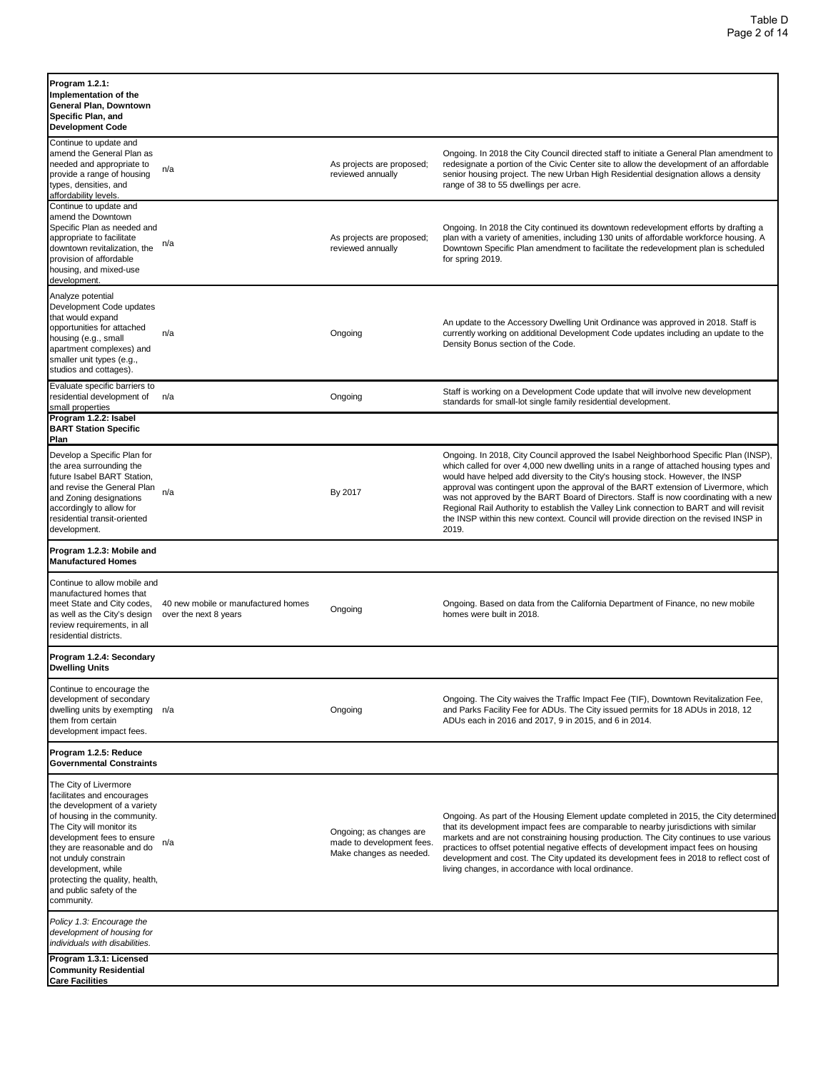| | | | |
|---|---|---|---|
| **Program 1.2.1: Implementation of the General Plan, Downtown Specific Plan, and Development Code** | | | |
| Continue to update and amend the General Plan as needed and appropriate to provide a range of housing types, densities, and affordability levels. | n/a | As projects are proposed; reviewed annually | Ongoing. In 2018 the City Council directed staff to initiate a General Plan amendment to redesignate a portion of the Civic Center site to allow the development of an affordable senior housing project. The new Urban High Residential designation allows a density range of 38 to 55 dwellings per acre. |
| Continue to update and amend the Downtown Specific Plan as needed and appropriate to facilitate downtown revitalization, the provision of affordable housing, and mixed-use development. | n/a | As projects are proposed; reviewed annually | Ongoing. In 2018 the City continued its downtown redevelopment efforts by drafting a plan with a variety of amenities, including 130 units of affordable workforce housing. A Downtown Specific Plan amendment to facilitate the redevelopment plan is scheduled for spring 2019. |
| Analyze potential Development Code updates that would expand opportunities for attached housing (e.g., small apartment complexes) and smaller unit types (e.g., studios and cottages). | n/a | Ongoing | An update to the Accessory Dwelling Unit Ordinance was approved in 2018. Staff is currently working on additional Development Code updates including an update to the Density Bonus section of the Code. |
| Evaluate specific barriers to residential development of small properties | n/a | Ongoing | Staff is working on a Development Code update that will involve new development standards for small-lot single family residential development. |
| **Program 1.2.2: Isabel BART Station Specific Plan** | | | |
| Develop a Specific Plan for the area surrounding the future Isabel BART Station, and revise the General Plan and Zoning designations accordingly to allow for residential transit-oriented development. | n/a | By 2017 | Ongoing. In 2018, City Council approved the Isabel Neighborhood Specific Plan (INSP), which called for over 4,000 new dwelling units in a range of attached housing types and would have helped add diversity to the City's housing stock. However, the INSP approval was contingent upon the approval of the BART extension of Livermore, which was not approved by the BART Board of Directors. Staff is now coordinating with a new Regional Rail Authority to establish the Valley Link connection to BART and will revisit the INSP within this new context. Council will provide direction on the revised INSP in 2019. |
| **Program 1.2.3: Mobile and Manufactured Homes** | | | |
| Continue to allow mobile and manufactured homes that meet State and City codes, as well as the City's design review requirements, in all residential districts. | 40 new mobile or manufactured homes over the next 8 years | Ongoing | Ongoing. Based on data from the California Department of Finance, no new mobile homes were built in 2018. |
| **Program 1.2.4: Secondary Dwelling Units** | | | |
| Continue to encourage the development of secondary dwelling units by exempting them from certain development impact fees. | n/a | Ongoing | Ongoing. The City waives the Traffic Impact Fee (TIF), Downtown Revitalization Fee, and Parks Facility Fee for ADUs. The City issued permits for 18 ADUs in 2018, 12 ADUs each in 2016 and 2017, 9 in 2015, and 6 in 2014. |
| **Program 1.2.5: Reduce Governmental Constraints** | | | |
| The City of Livermore facilitates and encourages the development of a variety of housing in the community. The City will monitor its development fees to ensure they are reasonable and do not unduly constrain development, while protecting the quality, health, and public safety of the community. | n/a | Ongoing; as changes are made to development fees. Make changes as needed. | Ongoing. As part of the Housing Element update completed in 2015, the City determined that its development impact fees are comparable to nearby jurisdictions with similar markets and are not constraining housing production. The City continues to use various practices to offset potential negative effects of development impact fees on housing development and cost. The City updated its development fees in 2018 to reflect cost of living changes, in accordance with local ordinance. |
| *Policy 1.3: Encourage the development of housing for individuals with disabilities.* | | | |
| **Program 1.3.1: Licensed Community Residential Care Facilities** | | | |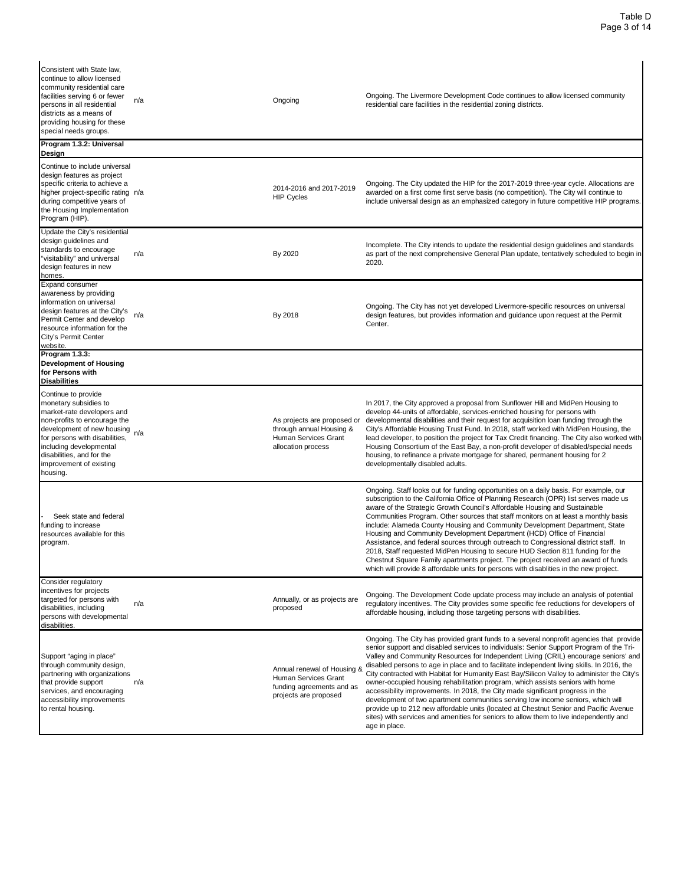| | | | |
|---|---|---|---|
| Consistent with State law, continue to allow licensed community residential care facilities serving 6 or fewer persons in all residential districts as a means of providing housing for these special needs groups. | n/a | Ongoing | Ongoing. The Livermore Development Code continues to allow licensed community residential care facilities in the residential zoning districts. |
| **Program 1.3.2: Universal Design** | | | |
| Continue to include universal design features as project specific criteria to achieve a higher project-specific rating during competitive years of the Housing Implementation Program (HIP). | n/a | 2014-2016 and 2017-2019 HIP Cycles | Ongoing. The City updated the HIP for the 2017-2019 three-year cycle. Allocations are awarded on a first come first serve basis (no competition). The City will continue to include universal design as an emphasized category in future competitive HIP programs. |
| Update the City's residential design guidelines and standards to encourage "visitability" and universal design features in new homes. | n/a | By 2020 | Incomplete. The City intends to update the residential design guidelines and standards as part of the next comprehensive General Plan update, tentatively scheduled to begin in 2020. |
| Expand consumer awareness by providing information on universal design features at the City's Permit Center and develop resource information for the City's Permit Center website. | n/a | By 2018 | Ongoing. The City has not yet developed Livermore-specific resources on universal design features, but provides information and guidance upon request at the Permit Center. |
| **Program 1.3.3: Development of Housing for Persons with Disabilities** | | | |
| Continue to provide monetary subsidies to market-rate developers and non-profits to encourage the development of new housing for persons with disabilities, including developmental disabilities, and for the improvement of existing housing. | n/a | As projects are proposed or through annual Housing & Human Services Grant allocation process | In 2017, the City approved a proposal from Sunflower Hill and MidPen Housing to develop 44-units of affordable, services-enriched housing for persons with developmental disabilities and their request for acquisition loan funding through the City's Affordable Housing Trust Fund. In 2018, staff worked with MidPen Housing, the lead developer, to position the project for Tax Credit financing. The City also worked with Housing Consortium of the East Bay, a non-profit developer of disabled/special needs housing, to refinance a private mortgage for shared, permanent housing for 2 developmentally disabled adults. |
| - Seek state and federal funding to increase resources available for this program. | | | Ongoing. Staff looks out for funding opportunities on a daily basis. For example, our subscription to the California Office of Planning Research (OPR) list serves made us aware of the Strategic Growth Council's Affordable Housing and Sustainable Communities Program. Other sources that staff monitors on at least a monthly basis include: Alameda County Housing and Community Development Department, State Housing and Community Development Department (HCD) Office of Financial Assistance, and federal sources through outreach to Congressional district staff. In 2018, Staff requested MidPen Housing to secure HUD Section 811 funding for the Chestnut Square Family apartments project. The project received an award of funds which will provide 8 affordable units for persons with disablities in the new project. |
| Consider regulatory incentives for projects targeted for persons with disabilities, including persons with developmental disabilities. | n/a | Annually, or as projects are proposed | Ongoing. The Development Code update process may include an analysis of potential regulatory incentives. The City provides some specific fee reductions for developers of affordable housing, including those targeting persons with disabilities. |
| Support "aging in place" through community design, partnering with organizations that provide support services, and encouraging accessibility improvements to rental housing. | n/a | Annual renewal of Housing & Human Services Grant funding agreements and as projects are proposed | Ongoing. The City has provided grant funds to a several nonprofit agencies that provide senior support and disabled services to individuals: Senior Support Program of the Tri-Valley and Community Resources for Independent Living (CRIL) encourage seniors' and disabled persons to age in place and to facilitate independent living skills. In 2016, the City contracted with Habitat for Humanity East Bay/Silicon Valley to administer the City's owner-occupied housing rehabilitation program, which assists seniors with home accessibility improvements. In 2018, the City made significant progress in the development of two apartment communities serving low income seniors, which will provide up to 212 new affordable units (located at Chestnut Senior and Pacific Avenue sites) with services and amenities for seniors to allow them to live independently and age in place. |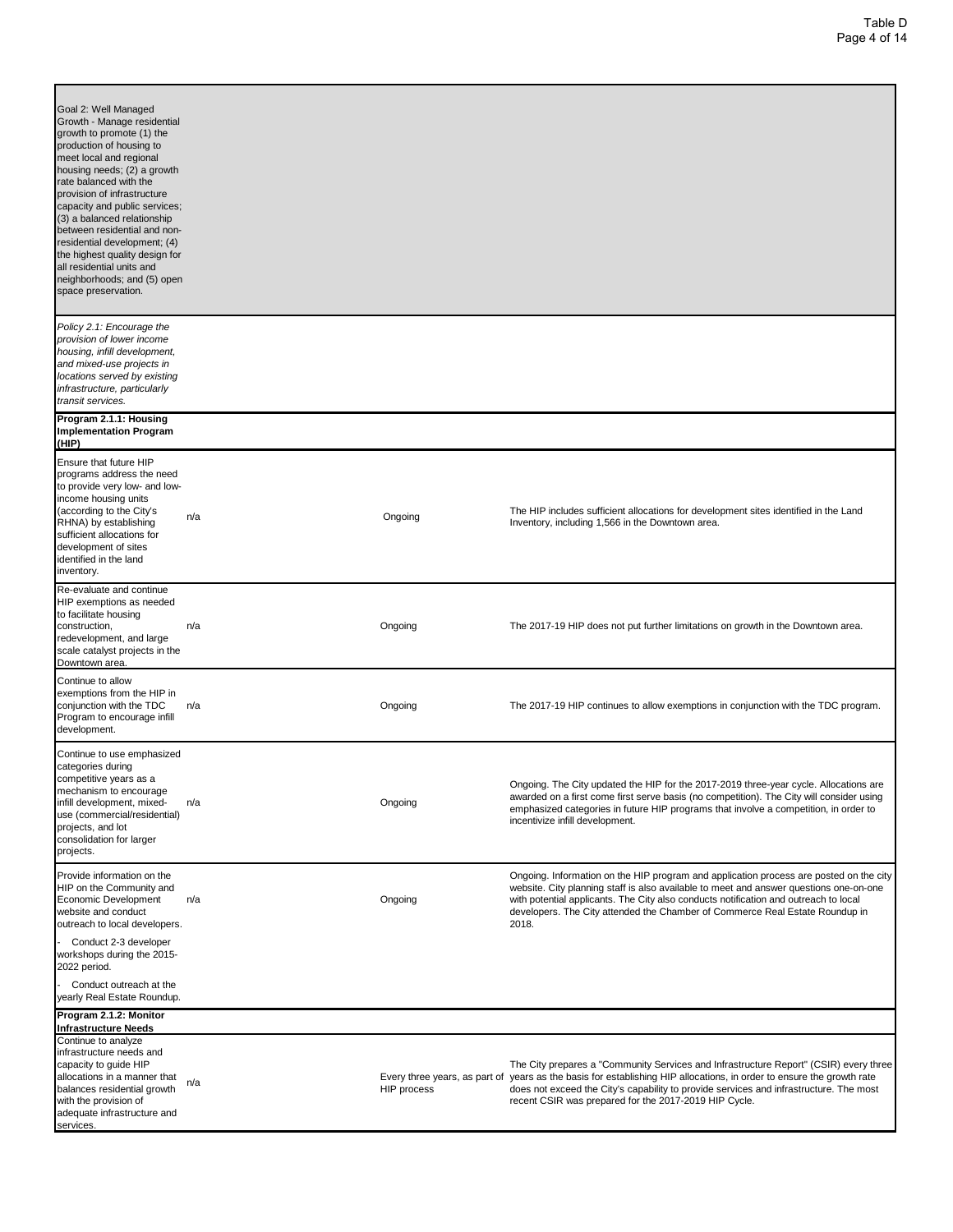| | | | |
|---|---|---|---|
| Goal 2: Well Managed Growth - Manage residential growth to promote (1) the production of housing to meet local and regional housing needs; (2) a growth rate balanced with the provision of infrastructure capacity and public services; (3) a balanced relationship between residential and non-residential development; (4) the highest quality design for all residential units and neighborhoods; and (5) open space preservation. | | | |
| *Policy 2.1: Encourage the provision of lower income housing, infill development, and mixed-use projects in locations served by existing infrastructure, particularly transit services.* | | | |
| **Program 2.1.1: Housing Implementation Program (HIP)** | | | |
| Ensure that future HIP programs address the need to provide very low- and low-income housing units (according to the City's RHNA) by establishing sufficient allocations for development of sites identified in the land inventory. | n/a | Ongoing | The HIP includes sufficient allocations for development sites identified in the Land Inventory, including 1,566 in the Downtown area. |
| Re-evaluate and continue HIP exemptions as needed to facilitate housing construction, redevelopment, and large scale catalyst projects in the Downtown area. | n/a | Ongoing | The 2017-19 HIP does not put further limitations on growth in the Downtown area. |
| Continue to allow exemptions from the HIP in conjunction with the TDC Program to encourage infill development. | n/a | Ongoing | The 2017-19 HIP continues to allow exemptions in conjunction with the TDC program. |
| Continue to use emphasized categories during competitive years as a mechanism to encourage infill development, mixed-use (commercial/residential) projects, and lot consolidation for larger projects. | n/a | Ongoing | Ongoing. The City updated the HIP for the 2017-2019 three-year cycle. Allocations are awarded on a first come first serve basis (no competition). The City will consider using emphasized categories in future HIP programs that involve a competition, in order to incentivize infill development. |
| Provide information on the HIP on the Community and Economic Development website and conduct outreach to local developers.<br>- Conduct 2-3 developer workshops during the 2015-2022 period.<br>- Conduct outreach at the yearly Real Estate Roundup. | n/a | Ongoing | Ongoing. Information on the HIP program and application process are posted on the city website. City planning staff is also available to meet and answer questions one-on-one with potential applicants. The City also conducts notification and outreach to local developers. The City attended the Chamber of Commerce Real Estate Roundup in 2018. |
| **Program 2.1.2: Monitor Infrastructure Needs** | | | |
| Continue to analyze infrastructure needs and capacity to guide HIP allocations in a manner that balances residential growth with the provision of adequate infrastructure and services. | n/a | Every three years, as part of HIP process | The City prepares a "Community Services and Infrastructure Report" (CSIR) every three years as the basis for establishing HIP allocations, in order to ensure the growth rate does not exceed the City's capability to provide services and infrastructure. The most recent CSIR was prepared for the 2017-2019 HIP Cycle. |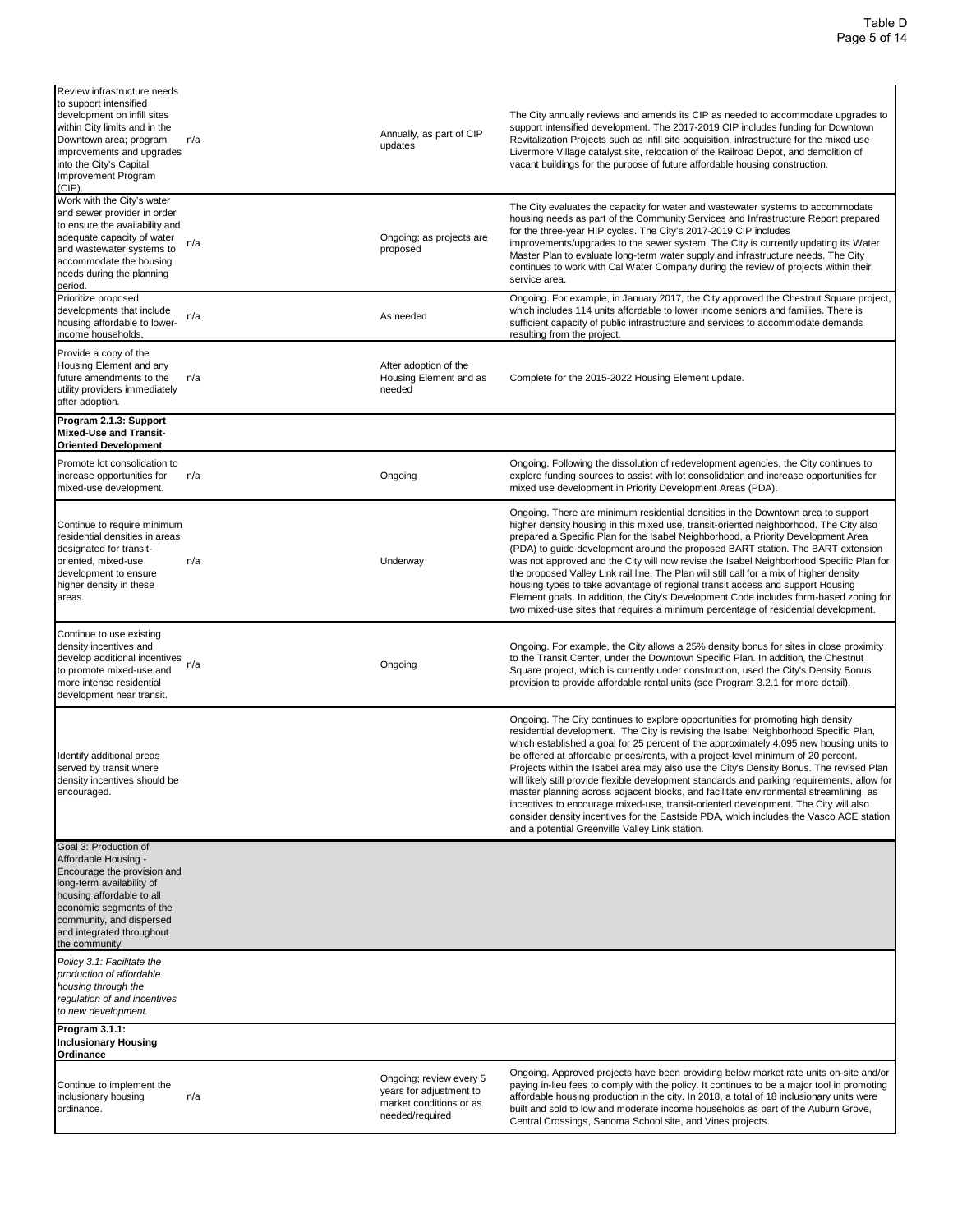| | | | |
|---|---|---|---|
| Review infrastructure needs to support intensified development on infill sites within City limits and in the Downtown area; program improvements and upgrades into the City's Capital Improvement Program (CIP). | n/a | Annually, as part of CIP updates | The City annually reviews and amends its CIP as needed to accommodate upgrades to support intensified development. The 2017-2019 CIP includes funding for Downtown Revitalization Projects such as infill site acquisition, infrastructure for the mixed use Livermore Village catalyst site, relocation of the Railroad Depot, and demolition of vacant buildings for the purpose of future affordable housing construction. |
| Work with the City's water and sewer provider in order to ensure the availability and adequate capacity of water and wastewater systems to accommodate the housing needs during the planning period. | n/a | Ongoing; as projects are proposed | The City evaluates the capacity for water and wastewater systems to accommodate housing needs as part of the Community Services and Infrastructure Report prepared for the three-year HIP cycles. The City's 2017-2019 CIP includes improvements/upgrades to the sewer system. The City is currently updating its Water Master Plan to evaluate long-term water supply and infrastructure needs. The City continues to work with Cal Water Company during the review of projects within their service area. |
| Prioritize proposed developments that include housing affordable to lower-income households. | n/a | As needed | Ongoing. For example, in January 2017, the City approved the Chestnut Square project, which includes 114 units affordable to lower income seniors and families. There is sufficient capacity of public infrastructure and services to accommodate demands resulting from the project. |
| Provide a copy of the Housing Element and any future amendments to the utility providers immediately after adoption. | n/a | After adoption of the Housing Element and as needed | Complete for the 2015-2022 Housing Element update. |
| **Program 2.1.3: Support Mixed-Use and Transit-Oriented Development** | | | |
| Promote lot consolidation to increase opportunities for mixed-use development. | n/a | Ongoing | Ongoing. Following the dissolution of redevelopment agencies, the City continues to explore funding sources to assist with lot consolidation and increase opportunities for mixed use development in Priority Development Areas (PDA). |
| Continue to require minimum residential densities in areas designated for transit-oriented, mixed-use development to ensure higher density in these areas. | n/a | Underway | Ongoing. There are minimum residential densities in the Downtown area to support higher density housing in this mixed use, transit-oriented neighborhood. The City also prepared a Specific Plan for the Isabel Neighborhood, a Priority Development Area (PDA) to guide development around the proposed BART station. The BART extension was not approved and the City will now revise the Isabel Neighborhood Specific Plan for the proposed Valley Link rail line. The Plan will still call for a mix of higher density housing types to take advantage of regional transit access and support Housing Element goals. In addition, the City's Development Code includes form-based zoning for two mixed-use sites that requires a minimum percentage of residential development. |
| Continue to use existing density incentives and develop additional incentives to promote mixed-use and more intense residential development near transit. | n/a | Ongoing | Ongoing. For example, the City allows a 25% density bonus for sites in close proximity to the Transit Center, under the Downtown Specific Plan. In addition, the Chestnut Square project, which is currently under construction, used the City's Density Bonus provision to provide affordable rental units (see Program 3.2.1 for more detail). |
| Identify additional areas served by transit where density incentives should be encouraged. | | | Ongoing. The City continues to explore opportunities for promoting high density residential development. The City is revising the Isabel Neighborhood Specific Plan, which established a goal for 25 percent of the approximately 4,095 new housing units to be offered at affordable prices/rents, with a project-level minimum of 20 percent. Projects within the Isabel area may also use the City's Density Bonus. The revised Plan will likely still provide flexible development standards and parking requirements, allow for master planning across adjacent blocks, and facilitate environmental streamlining, as incentives to encourage mixed-use, transit-oriented development. The City will also consider density incentives for the Eastside PDA, which includes the Vasco ACE station and a potential Greenville Valley Link station. |
| Goal 3: Production of Affordable Housing - Encourage the provision and long-term availability of housing affordable to all economic segments of the community, and dispersed and integrated throughout the community. | | | |
| *Policy 3.1: Facilitate the production of affordable housing through the regulation of and incentives to new development.* | | | |
| **Program 3.1.1: Inclusionary Housing Ordinance** | | | |
| Continue to implement the inclusionary housing ordinance. | n/a | Ongoing; review every 5 years for adjustment to market conditions or as needed/required | Ongoing. Approved projects have been providing below market rate units on-site and/or paying in-lieu fees to comply with the policy. It continues to be a major tool in promoting affordable housing production in the city. In 2018, a total of 18 inclusionary units were built and sold to low and moderate income households as part of the Auburn Grove, Central Crossings, Sanoma School site, and Vines projects. |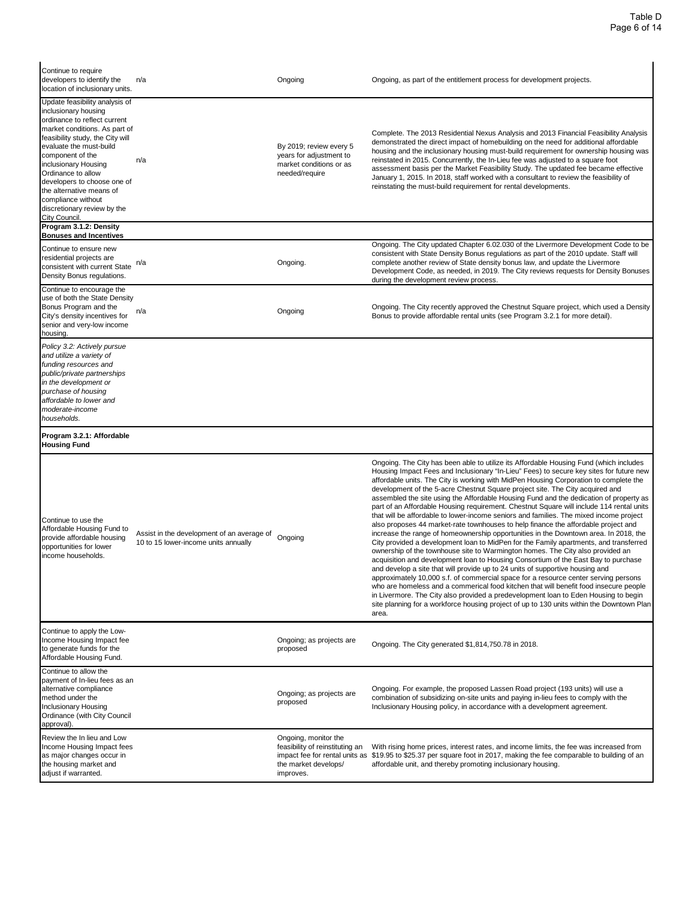| | | | |
|---|---|---|---|
| Continue to require developers to identify the location of inclusionary units. | n/a | Ongoing | Ongoing, as part of the entitlement process for development projects. |
| Update feasibility analysis of inclusionary housing ordinance to reflect current market conditions. As part of feasibility study, the City will evaluate the must-build component of the inclusionary Housing Ordinance to allow developers to choose one of the alternative means of compliance without discretionary review by the City Council. | n/a | By 2019; review every 5 years for adjustment to market conditions or as needed/require | Complete. The 2013 Residential Nexus Analysis and 2013 Financial Feasibility Analysis demonstrated the direct impact of homebuilding on the need for additional affordable housing and the inclusionary housing must-build requirement for ownership housing was reinstated in 2015. Concurrently, the In-Lieu fee was adjusted to a square foot assessment basis per the Market Feasibility Study. The updated fee became effective January 1, 2015. In 2018, staff worked with a consultant to review the feasibility of reinstating the must-build requirement for rental developments. |
| **Program 3.1.2: Density Bonuses and Incentives** | | | |
| Continue to ensure new residential projects are consistent with current State Density Bonus regulations. | n/a | Ongoing. | Ongoing. The City updated Chapter 6.02.030 of the Livermore Development Code to be consistent with State Density Bonus regulations as part of the 2010 update. Staff will complete another review of State density bonus law, and update the Livermore Development Code, as needed, in 2019. The City reviews requests for Density Bonuses during the development review process. |
| Continue to encourage the use of both the State Density Bonus Program and the City's density incentives for senior and very-low income housing. | n/a | Ongoing | Ongoing. The City recently approved the Chestnut Square project, which used a Density Bonus to provide affordable rental units (see Program 3.2.1 for more detail). |
| *Policy 3.2: Actively pursue and utilize a variety of funding resources and public/private partnerships in the development or purchase of housing affordable to lower and moderate-income households.* | | | |
| **Program 3.2.1: Affordable Housing Fund** | | | |
| Continue to use the Affordable Housing Fund to provide affordable housing opportunities for lower income households. | Assist in the development of an average of 10 to 15 lower-income units annually | Ongoing | Ongoing. The City has been able to utilize its Affordable Housing Fund (which includes Housing Impact Fees and Inclusionary "In-Lieu" Fees) to secure key sites for future new affordable units. The City is working with MidPen Housing Corporation to complete the development of the 5-acre Chestnut Square project site. The City acquired and assembled the site using the Affordable Housing Fund and the dedication of property as part of an Affordable Housing requirement. Chestnut Square will include 114 rental units that will be affordable to lower-income seniors and families. The mixed income project also proposes 44 market-rate townhouses to help finance the affordable project and increase the range of homeownership opportunities in the Downtown area. In 2018, the City provided a development loan to MidPen for the Family apartments, and transferred ownership of the townhouse site to Warmington homes. The City also provided an acquisition and development loan to Housing Consortium of the East Bay to purchase and develop a site that will provide up to 24 units of supportive housing and approximately 10,000 s.f. of commercial space for a resource center serving persons who are homeless and a commerical food kitchen that will benefit food insecure people in Livermore. The City also provided a predevelopment loan to Eden Housing to begin site planning for a workforce housing project of up to 130 units within the Downtown Plan area. |
| Continue to apply the Low-Income Housing Impact fee to generate funds for the Affordable Housing Fund. | | Ongoing; as projects are proposed | Ongoing. The City generated $1,814,750.78 in 2018. |
| Continue to allow the payment of In-lieu fees as an alternative compliance method under the Inclusionary Housing Ordinance (with City Council approval). | | Ongoing; as projects are proposed | Ongoing. For example, the proposed Lassen Road project (193 units) will use a combination of subsidizing on-site units and paying in-lieu fees to comply with the Inclusionary Housing policy, in accordance with a development agreement. |
| Review the In lieu and Low Income Housing Impact fees as major changes occur in the housing market and adjust if warranted. | | Ongoing, monitor the feasibility of reinstituting an impact fee for rental units as the market develops/ improves. | With rising home prices, interest rates, and income limits, the fee was increased from $19.95 to $25.37 per square foot in 2017, making the fee comparable to building of an affordable unit, and thereby promoting inclusionary housing. |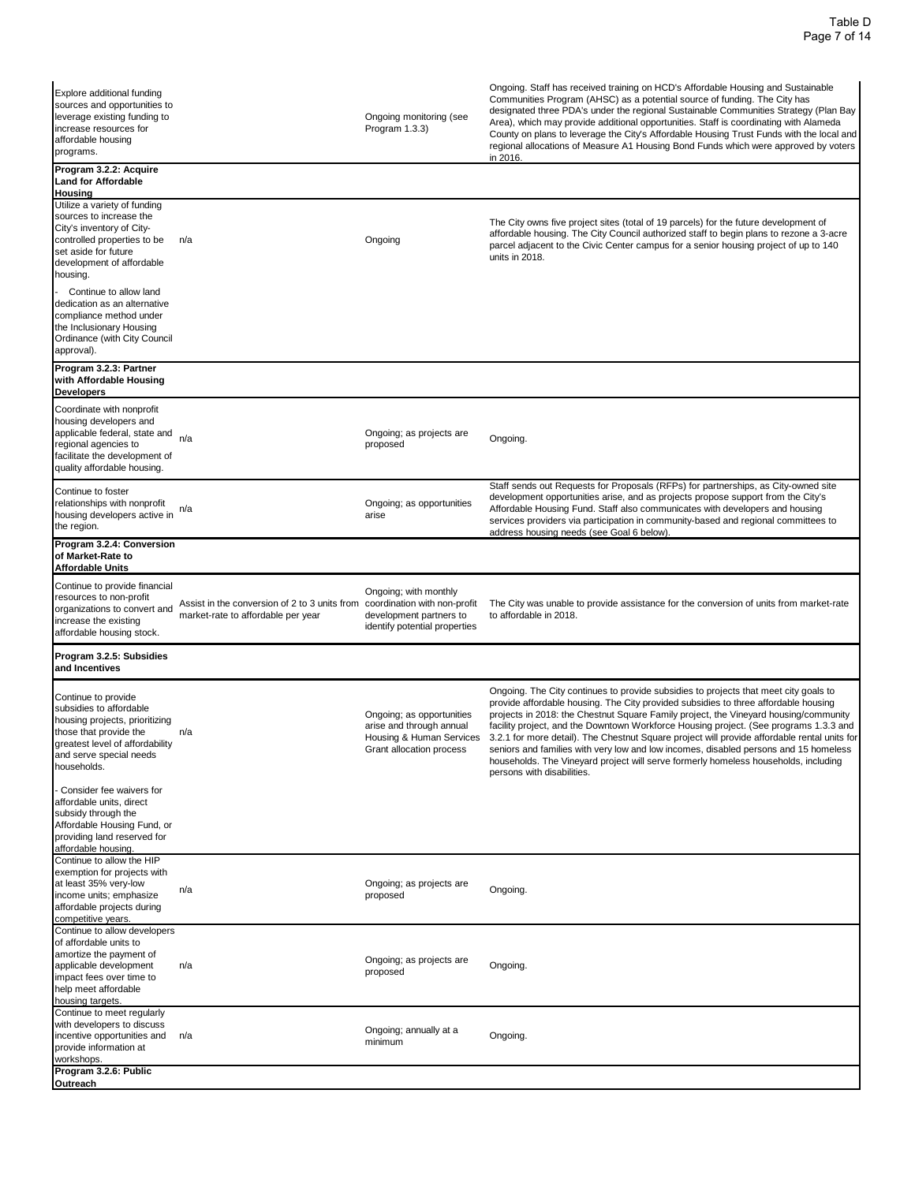| | | | |
|---|---|---|---|
| Explore additional funding sources and opportunities to leverage existing funding to increase resources for affordable housing programs. | | Ongoing monitoring (see Program 1.3.3) | Ongoing. Staff has received training on HCD's Affordable Housing and Sustainable Communities Program (AHSC) as a potential source of funding. The City has designated three PDA's under the regional Sustainable Communities Strategy (Plan Bay Area), which may provide additional opportunities. Staff is coordinating with Alameda County on plans to leverage the City's Affordable Housing Trust Funds with the local and regional allocations of Measure A1 Housing Bond Funds which were approved by voters in 2016. |
| **Program 3.2.2: Acquire Land for Affordable Housing** | | | |
| Utilize a variety of funding sources to increase the City's inventory of City-controlled properties to be set aside for future development of affordable housing. | n/a | Ongoing | The City owns five project sites (total of 19 parcels) for the future development of affordable housing. The City Council authorized staff to begin plans to rezone a 3-acre parcel adjacent to the Civic Center campus for a senior housing project of up to 140 units in 2018. |
| - Continue to allow land dedication as an alternative compliance method under the Inclusionary Housing Ordinance (with City Council approval). | | | |
| **Program 3.2.3: Partner with Affordable Housing Developers** | | | |
| Coordinate with nonprofit housing developers and applicable federal, state and regional agencies to facilitate the development of quality affordable housing. | n/a | Ongoing; as projects are proposed | Ongoing. |
| Continue to foster relationships with nonprofit housing developers active in the region. | n/a | Ongoing; as opportunities arise | Staff sends out Requests for Proposals (RFPs) for partnerships, as City-owned site development opportunities arise, and as projects propose support from the City's Affordable Housing Fund. Staff also communicates with developers and housing services providers via participation in community-based and regional committees to address housing needs (see Goal 6 below). |
| **Program 3.2.4: Conversion of Market-Rate to Affordable Units** | | | |
| Continue to provide financial resources to non-profit organizations to convert and increase the existing affordable housing stock. | Assist in the conversion of 2 to 3 units from market-rate to affordable per year | Ongoing; with monthly coordination with non-profit development partners to identify potential properties | The City was unable to provide assistance for the conversion of units from market-rate to affordable in 2018. |
| **Program 3.2.5: Subsidies and Incentives** | | | |
| Continue to provide subsidies to affordable housing projects, prioritizing those that provide the greatest level of affordability and serve special needs households. | n/a | Ongoing; as opportunities arise and through annual Housing & Human Services Grant allocation process | Ongoing. The City continues to provide subsidies to projects that meet city goals to provide affordable housing. The City provided subsidies to three affordable housing projects in 2018: the Chestnut Square Family project, the Vineyard housing/community facility project, and the Downtown Workforce Housing project. (See programs 1.3.3 and 3.2.1 for more detail). The Chestnut Square project will provide affordable rental units for seniors and families with very low and low incomes, disabled persons and 15 homeless households. The Vineyard project will serve formerly homeless households, including persons with disabilities. |
| - Consider fee waivers for affordable units, direct subsidy through the Affordable Housing Fund, or providing land reserved for affordable housing. | | | |
| Continue to allow the HIP exemption for projects with at least 35% very-low income units; emphasize affordable projects during competitive years. | n/a | Ongoing; as projects are proposed | Ongoing. |
| Continue to allow developers of affordable units to amortize the payment of applicable development impact fees over time to help meet affordable housing targets. | n/a | Ongoing; as projects are proposed | Ongoing. |
| Continue to meet regularly with developers to discuss incentive opportunities and provide information at workshops. | n/a | Ongoing; annually at a minimum | Ongoing. |
| **Program 3.2.6: Public Outreach** | | | |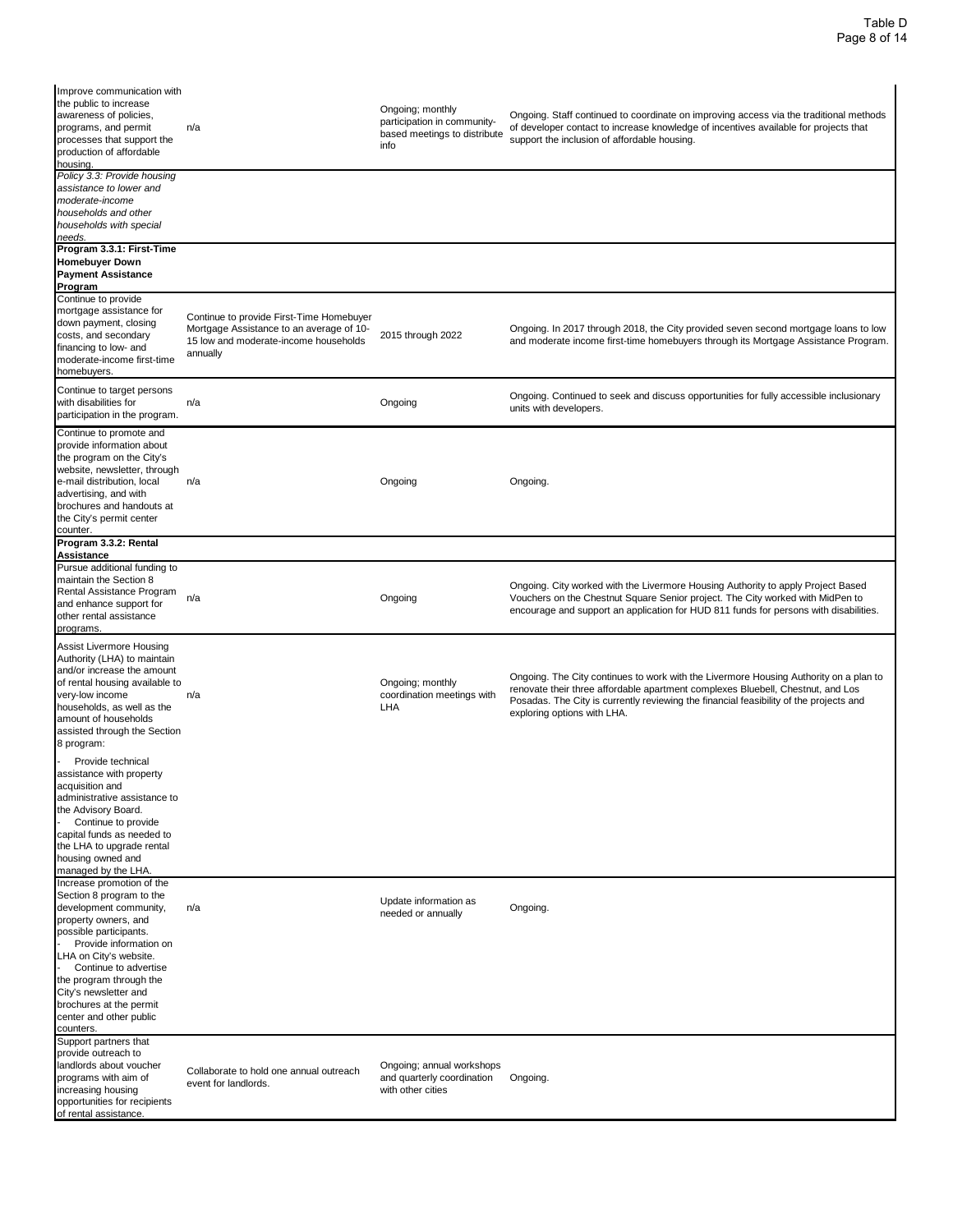| | | | |
|---|---|---|---|
| Improve communication with the public to increase awareness of policies, programs, and permit processes that support the production of affordable housing. | n/a | Ongoing; monthly participation in community-based meetings to distribute info | Ongoing. Staff continued to coordinate on improving access via the traditional methods of developer contact to increase knowledge of incentives available for projects that support the inclusion of affordable housing. |
| *Policy 3.3: Provide housing assistance to lower and moderate-income households and other households with special needs.* | | | |
| **Program 3.3.1: First-Time Homebuyer Down Payment Assistance Program** | | | |
| Continue to provide mortgage assistance for down payment, closing costs, and secondary financing to low- and moderate-income first-time homebuyers. | Continue to provide First-Time Homebuyer Mortgage Assistance to an average of 10-15 low and moderate-income households annually | 2015 through 2022 | Ongoing. In 2017 through 2018, the City provided seven second mortgage loans to low and moderate income first-time homebuyers through its Mortgage Assistance Program. |
| Continue to target persons with disabilities for participation in the program. | n/a | Ongoing | Ongoing. Continued to seek and discuss opportunities for fully accessible inclusionary units with developers. |
| Continue to promote and provide information about the program on the City's website, newsletter, through e-mail distribution, local advertising, and with brochures and handouts at the City's permit center counter. | n/a | Ongoing | Ongoing. |
| **Program 3.3.2: Rental Assistance** | | | |
| Pursue additional funding to maintain the Section 8 Rental Assistance Program and enhance support for other rental assistance programs. | n/a | Ongoing | Ongoing. City worked with the Livermore Housing Authority to apply Project Based Vouchers on the Chestnut Square Senior project. The City worked with MidPen to encourage and support an application for HUD 811 funds for persons with disabilities. |
| Assist Livermore Housing Authority (LHA) to maintain and/or increase the amount of rental housing available to very-low income households, as well as the amount of households assisted through the Section 8 program:<br>- Provide technical assistance with property acquisition and administrative assistance to the Advisory Board.<br>- Continue to provide capital funds as needed to the LHA to upgrade rental housing owned and managed by the LHA. | n/a | Ongoing; monthly coordination meetings with LHA | Ongoing. The City continues to work with the Livermore Housing Authority on a plan to renovate their three affordable apartment complexes Bluebell, Chestnut, and Los Posadas. The City is currently reviewing the financial feasibility of the projects and exploring options with LHA. |
| Increase promotion of the Section 8 program to the development community, property owners, and possible participants.<br>- Provide information on LHA on City's website.<br>- Continue to advertise the program through the City's newsletter and brochures at the permit center and other public counters. | n/a | Update information as needed or annually | Ongoing. |
| Support partners that provide outreach to landlords about voucher programs with aim of increasing housing opportunities for recipients of rental assistance. | Collaborate to hold one annual outreach event for landlords. | Ongoing; annual workshops and quarterly coordination with other cities | Ongoing. |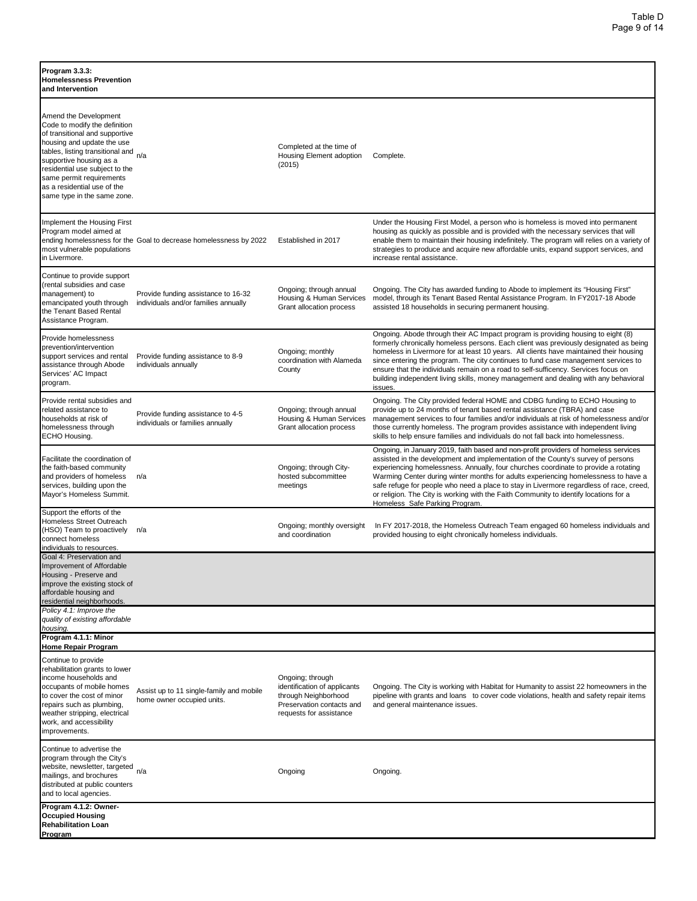| **Program 3.3.3: Homelessness Prevention and Intervention** | | | |
|---|---|---|---|
| Amend the Development Code to modify the definition of transitional and supportive housing and update the use tables, listing transitional and supportive housing as a residential use subject to the same permit requirements as a residential use of the same type in the same zone. | n/a | Completed at the time of Housing Element adoption (2015) | Complete. |
| Implement the Housing First Program model aimed at ending homelessness for the most vulnerable populations in Livermore. | Goal to decrease homelessness by 2022 | Established in 2017 | Under the Housing First Model, a person who is homeless is moved into permanent housing as quickly as possible and is provided with the necessary services that will enable them to maintain their housing indefinitely. The program will relies on a variety of strategies to produce and acquire new affordable units, expand support services, and increase rental assistance. |
| Continue to provide support (rental subsidies and case management) to emancipated youth through the Tenant Based Rental Assistance Program. | Provide funding assistance to 16-32 individuals and/or families annually | Ongoing; through annual Housing & Human Services Grant allocation process | Ongoing. The City has awarded funding to Abode to implement its "Housing First" model, through its Tenant Based Rental Assistance Program. In FY2017-18 Abode assisted 18 households in securing permanent housing. |
| Provide homelessness prevention/intervention support services and rental assistance through Abode Services' AC Impact program. | Provide funding assistance to 8-9 individuals annually | Ongoing; monthly coordination with Alameda County | Ongoing. Abode through their AC Impact program is providing housing to eight (8) formerly chronically homeless persons. Each client was previously designated as being homeless in Livermore for at least 10 years. All clients have maintained their housing since entering the program. The city continues to fund case management services to ensure that the individuals remain on a road to self-sufficency. Services focus on building independent living skills, money management and dealing with any behavioral issues. |
| Provide rental subsidies and related assistance to households at risk of homelessness through ECHO Housing. | Provide funding assistance to 4-5 individuals or families annually | Ongoing; through annual Housing & Human Services Grant allocation process | Ongoing. The City provided federal HOME and CDBG funding to ECHO Housing to provide up to 24 months of tenant based rental assistance (TBRA) and case management services to four families and/or individuals at risk of homelessness and/or those currently homeless. The program provides assistance with independent living skills to help ensure families and individuals do not fall back into homelessness. |
| Facilitate the coordination of the faith-based community and providers of homeless services, building upon the Mayor's Homeless Summit. | n/a | Ongoing; through City-hosted subcommittee meetings | Ongoing, in January 2019, faith based and non-profit providers of homeless services assisted in the development and implementation of the County's survey of persons experiencing homelessness. Annually, four churches coordinate to provide a rotating Warming Center during winter months for adults experiencing homelessness to have a safe refuge for people who need a place to stay in Livermore regardless of race, creed, or religion. The City is working with the Faith Community to identify locations for a Homeless Safe Parking Program. |
| Support the efforts of the Homeless Street Outreach (HSO) Team to proactively connect homeless individuals to resources. | n/a | Ongoing; monthly oversight and coordination | In FY 2017-2018, the Homeless Outreach Team engaged 60 homeless individuals and provided housing to eight chronically homeless individuals. |
| Goal 4: Preservation and Improvement of Affordable Housing - Preserve and improve the existing stock of affordable housing and residential neighborhoods. | | | |
| *Policy 4.1: Improve the quality of existing affordable housing.* | | | |
| **Program 4.1.1: Minor Home Repair Program** | | | |
| Continue to provide rehabilitation grants to lower income households and occupants of mobile homes to cover the cost of minor repairs such as plumbing, weather stripping, electrical work, and accessibility improvements. | Assist up to 11 single-family and mobile home owner occupied units. | Ongoing; through identification of applicants through Neighborhood Preservation contacts and requests for assistance | Ongoing. The City is working with Habitat for Humanity to assist 22 homeowners in the pipeline with grants and loans to cover code violations, health and safety repair items and general maintenance issues. |
| Continue to advertise the program through the City's website, newsletter, targeted mailings, and brochures distributed at public counters and to local agencies. | n/a | Ongoing | Ongoing. |
| **Program 4.1.2: Owner-Occupied Housing Rehabilitation Loan Program** | | | |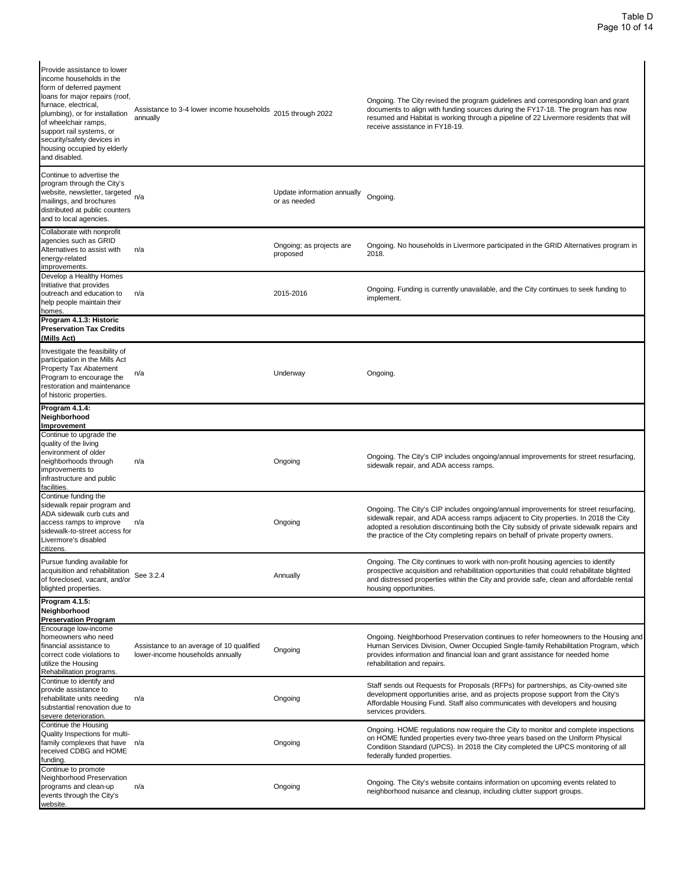| | | | |
|---|---|---|---|
| Provide assistance to lower income households in the form of deferred payment loans for major repairs (roof, furnace, electrical, plumbing), or for installation of wheelchair ramps, support rail systems, or security/safety devices in housing occupied by elderly and disabled. | Assistance to 3-4 lower income households annually | 2015 through 2022 | Ongoing. The City revised the program guidelines and corresponding loan and grant documents to align with funding sources during the FY17-18. The program has now resumed and Habitat is working through a pipeline of 22 Livermore residents that will receive assistance in FY18-19. |
| Continue to advertise the program through the City's website, newsletter, targeted mailings, and brochures distributed at public counters and to local agencies. | n/a | Update information annually or as needed | Ongoing. |
| Collaborate with nonprofit agencies such as GRID Alternatives to assist with energy-related improvements. | n/a | Ongoing; as projects are proposed | Ongoing. No households in Livermore participated in the GRID Alternatives program in 2018. |
| Develop a Healthy Homes Initiative that provides outreach and education to help people maintain their homes. | n/a | 2015-2016 | Ongoing. Funding is currently unavailable, and the City continues to seek funding to implement. |
| **Program 4.1.3: Historic Preservation Tax Credits (Mills Act)** | | | |
| Investigate the feasibility of participation in the Mills Act Property Tax Abatement Program to encourage the restoration and maintenance of historic properties. | n/a | Underway | Ongoing. |
| **Program 4.1.4: Neighborhood Improvement** | | | |
| Continue to upgrade the quality of the living environment of older neighborhoods through improvements to infrastructure and public facilities. | n/a | Ongoing | Ongoing. The City's CIP includes ongoing/annual improvements for street resurfacing, sidewalk repair, and ADA access ramps. |
| Continue funding the sidewalk repair program and ADA sidewalk curb cuts and access ramps to improve sidewalk-to-street access for Livermore's disabled citizens. | n/a | Ongoing | Ongoing. The City's CIP includes ongoing/annual improvements for street resurfacing, sidewalk repair, and ADA access ramps adjacent to City properties. In 2018 the City adopted a resolution discontinuing both the City subsidy of private sidewalk repairs and the practice of the City completing repairs on behalf of private property owners. |
| Pursue funding available for acquisition and rehabilitation of foreclosed, vacant, and/or blighted properties. | See 3.2.4 | Annually | Ongoing. The City continues to work with non-profit housing agencies to identify prospective acquisition and rehabilitation opportunities that could rehabilitate blighted and distressed properties within the City and provide safe, clean and affordable rental housing opportunities. |
| **Program 4.1.5: Neighborhood Preservation Program** | | | |
| Encourage low-income homeowners who need financial assistance to correct code violations to utilize the Housing Rehabilitation programs. | Assistance to an average of 10 qualified lower-income households annually | Ongoing | Ongoing. Neighborhood Preservation continues to refer homeowners to the Housing and Human Services Division, Owner Occupied Single-family Rehabilitation Program, which provides information and financial loan and grant assistance for needed home rehabilitation and repairs. |
| Continue to identify and provide assistance to rehabilitate units needing substantial renovation due to severe deterioration. | n/a | Ongoing | Staff sends out Requests for Proposals (RFPs) for partnerships, as City-owned site development opportunities arise, and as projects propose support from the City's Affordable Housing Fund. Staff also communicates with developers and housing services providers. |
| Continue the Housing Quality Inspections for multi-family complexes that have received CDBG and HOME funding. | n/a | Ongoing | Ongoing. HOME regulations now require the City to monitor and complete inspections on HOME funded properties every two-three years based on the Uniform Physical Condition Standard (UPCS). In 2018 the City completed the UPCS monitoring of all federally funded properties. |
| Continue to promote Neighborhood Preservation programs and clean-up events through the City's website. | n/a | Ongoing | Ongoing. The City's website contains information on upcoming events related to neighborhood nuisance and cleanup, including clutter support groups. |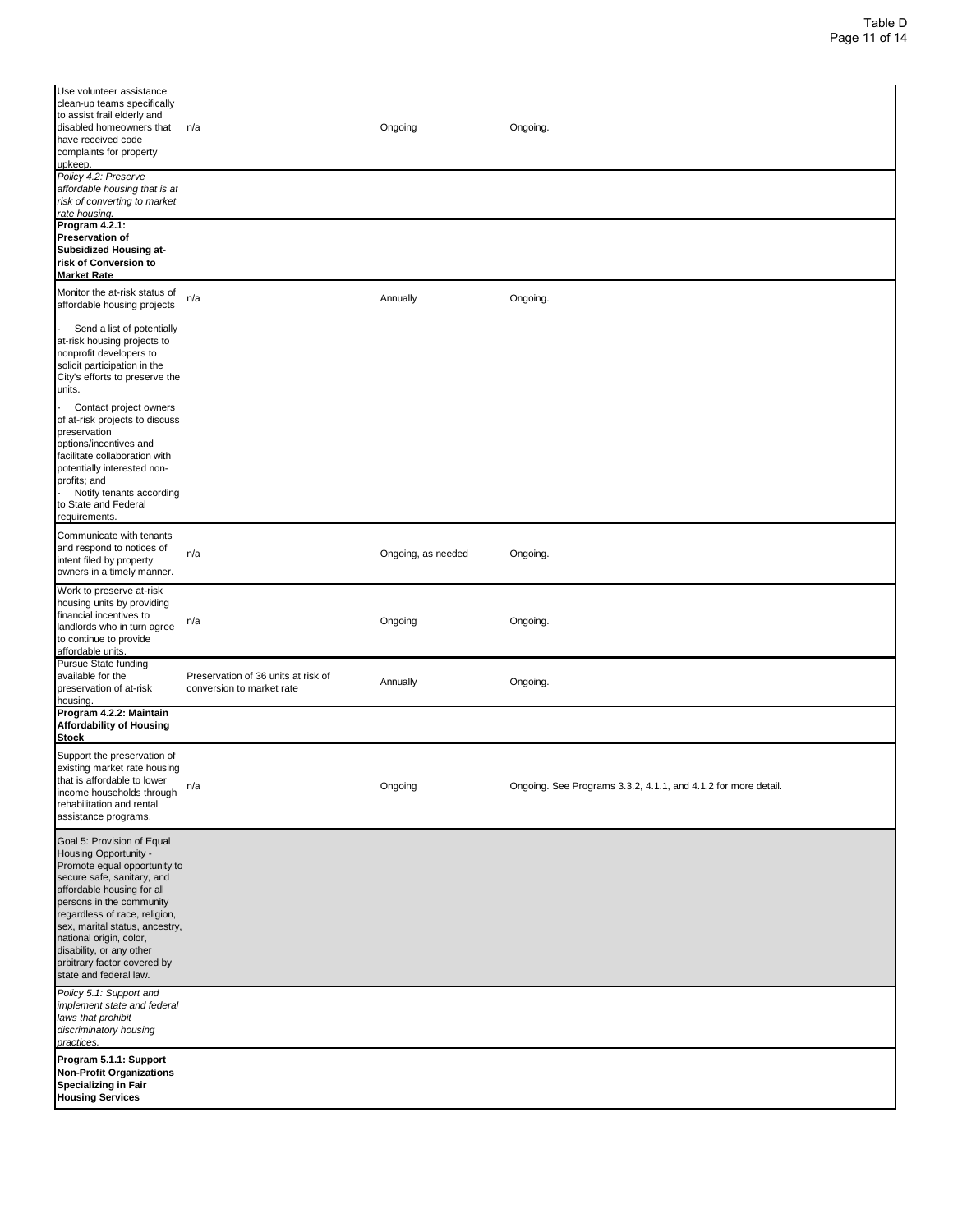| | | | |
|---|---|---|---|
| Use volunteer assistance clean-up teams specifically to assist frail elderly and disabled homeowners that have received code complaints for property upkeep. | n/a | Ongoing | Ongoing. |
| *Policy 4.2: Preserve affordable housing that is at risk of converting to market rate housing.* | | | |
| **Program 4.2.1: Preservation of Subsidized Housing at-risk of Conversion to Market Rate** | | | |
| Monitor the at-risk status of affordable housing projects | n/a | Annually | Ongoing. |
| - Send a list of potentially at-risk housing projects to nonprofit developers to solicit participation in the City's efforts to preserve the units.<br>- Contact project owners of at-risk projects to discuss preservation options/incentives and facilitate collaboration with potentially interested non-profits; and<br>- Notify tenants according to State and Federal requirements. | | | |
| Communicate with tenants and respond to notices of intent filed by property owners in a timely manner. | n/a | Ongoing, as needed | Ongoing. |
| Work to preserve at-risk housing units by providing financial incentives to landlords who in turn agree to continue to provide affordable units. | n/a | Ongoing | Ongoing. |
| Pursue State funding available for the preservation of at-risk housing. | Preservation of 36 units at risk of conversion to market rate | Annually | Ongoing. |
| **Program 4.2.2: Maintain Affordability of Housing Stock** | | | |
| Support the preservation of existing market rate housing that is affordable to lower income households through rehabilitation and rental assistance programs. | n/a | Ongoing | Ongoing. See Programs 3.3.2, 4.1.1, and 4.1.2 for more detail. |
| Goal 5: Provision of Equal Housing Opportunity - Promote equal opportunity to secure safe, sanitary, and affordable housing for all persons in the community regardless of race, religion, sex, marital status, ancestry, national origin, color, disability, or any other arbitrary factor covered by state and federal law. | | | |
| *Policy 5.1: Support and implement state and federal laws that prohibit discriminatory housing practices.* | | | |
| **Program 5.1.1: Support Non-Profit Organizations Specializing in Fair Housing Services** | | | |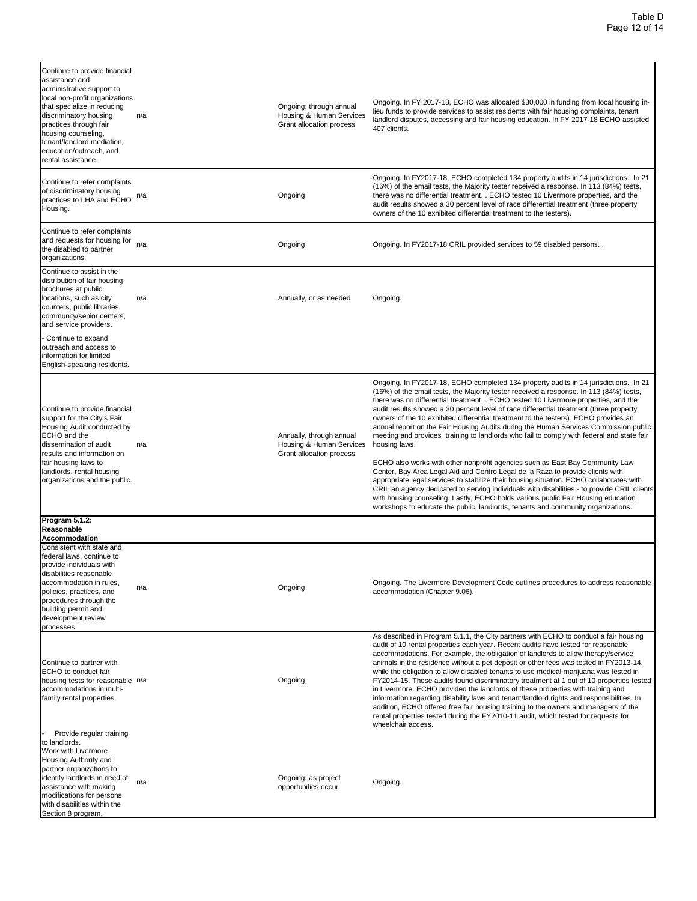| | | | |
|---|---|---|---|
| Continue to provide financial assistance and administrative support to local non-profit organizations that specialize in reducing discriminatory housing practices through fair housing counseling, tenant/landlord mediation, education/outreach, and rental assistance. | n/a | Ongoing; through annual Housing & Human Services Grant allocation process | Ongoing. In FY 2017-18, ECHO was allocated $30,000 in funding from local housing in-lieu funds to provide services to assist residents with fair housing complaints, tenant landlord disputes, accessing and fair housing education. In FY 2017-18 ECHO assisted 407 clients. |
| Continue to refer complaints of discriminatory housing practices to LHA and ECHO Housing. | n/a | Ongoing | Ongoing. In FY2017-18, ECHO completed 134 property audits in 14 jurisdictions. In 21 (16%) of the email tests, the Majority tester received a response. In 113 (84%) tests, there was no differential treatment. . ECHO tested 10 Livermore properties, and the audit results showed a 30 percent level of race differential treatment (three property owners of the 10 exhibited differential treatment to the testers). |
| Continue to refer complaints and requests for housing for the disabled to partner organizations. | n/a | Ongoing | Ongoing. In FY2017-18 CRIL provided services to 59 disabled persons. . |
| Continue to assist in the distribution of fair housing brochures at public locations, such as city counters, public libraries, community/senior centers, and service providers.<br>- Continue to expand outreach and access to information for limited English-speaking residents. | n/a | Annually, or as needed | Ongoing. |
| Continue to provide financial support for the City's Fair Housing Audit conducted by ECHO and the dissemination of audit results and information on fair housing laws to landlords, rental housing organizations and the public. | n/a | Annually, through annual Housing & Human Services Grant allocation process | Ongoing. In FY2017-18, ECHO completed 134 property audits in 14 jurisdictions. In 21 (16%) of the email tests, the Majority tester received a response. In 113 (84%) tests, there was no differential treatment. . ECHO tested 10 Livermore properties, and the audit results showed a 30 percent level of race differential treatment (three property owners of the 10 exhibited differential treatment to the testers). ECHO provides an annual report on the Fair Housing Audits during the Human Services Commission public meeting and provides training to landlords who fail to comply with federal and state fair housing laws.<br><br>ECHO also works with other nonprofit agencies such as East Bay Community Law Center, Bay Area Legal Aid and Centro Legal de la Raza to provide clients with appropriate legal services to stabilize their housing situation. ECHO collaborates with CRIL an agency dedicated to serving individuals with disabilities - to provide CRIL clients with housing counseling. Lastly, ECHO holds various public Fair Housing education workshops to educate the public, landlords, tenants and community organizations. |
| **Program 5.1.2: Reasonable Accommodation** | | | |
| Consistent with state and federal laws, continue to provide individuals with disabilities reasonable accommodation in rules, policies, practices, and procedures through the building permit and development review processes. | n/a | Ongoing | Ongoing. The Livermore Development Code outlines procedures to address reasonable accommodation (Chapter 9.06). |
| Continue to partner with ECHO to conduct fair housing tests for reasonable accommodations in multi-family rental properties. | n/a | Ongoing | As described in Program 5.1.1, the City partners with ECHO to conduct a fair housing audit of 10 rental properties each year. Recent audits have tested for reasonable accommodations. For example, the obligation of landlords to allow therapy/service animals in the residence without a pet deposit or other fees was tested in FY2013-14, while the obligation to allow disabled tenants to use medical marijuana was tested in FY2014-15. These audits found discriminatory treatment at 1 out of 10 properties tested in Livermore. ECHO provided the landlords of these properties with training and information regarding disability laws and tenant/landlord rights and responsibilities. In addition, ECHO offered free fair housing training to the owners and managers of the rental properties tested during the FY2010-11 audit, which tested for requests for wheelchair access. |
| - Provide regular training to landlords.<br>Work with Livermore Housing Authority and partner organizations to identify landlords in need of assistance with making modifications for persons with disabilities within the Section 8 program. | n/a | Ongoing; as project opportunities occur | Ongoing. |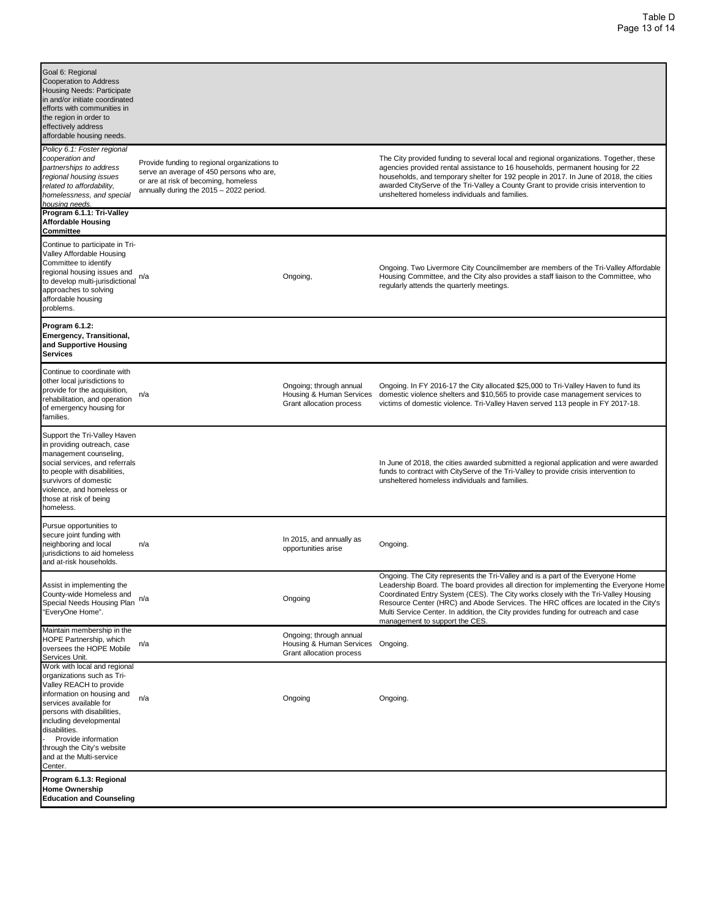| Goal 6: Regional Cooperation to Address Housing Needs: Participate in and/or initiate coordinated efforts with communities in the region in order to effectively address affordable housing needs. | | | |
|---|---|---|---|
| *Policy 6.1: Foster regional cooperation and partnerships to address regional housing issues related to affordability, homelessness, and special housing needs.* | Provide funding to regional organizations to serve an average of 450 persons who are, or are at risk of becoming, homeless annually during the 2015 – 2022 period. | | The City provided funding to several local and regional organizations. Together, these agencies provided rental assistance to 16 households, permanent housing for 22 households, and temporary shelter for 192 people in 2017. In June of 2018, the cities awarded CityServe of the Tri-Valley a County Grant to provide crisis intervention to unsheltered homeless individuals and families. |
| **Program 6.1.1: Tri-Valley Affordable Housing Committee** | | | |
| Continue to participate in Tri-Valley Affordable Housing Committee to identify regional housing issues and to develop multi-jurisdictional approaches to solving affordable housing problems. | n/a | Ongoing, | Ongoing. Two Livermore City Councilmember are members of the Tri-Valley Affordable Housing Committee, and the City also provides a staff liaison to the Committee, who regularly attends the quarterly meetings. |
| **Program 6.1.2: Emergency, Transitional, and Supportive Housing Services** | | | |
| Continue to coordinate with other local jurisdictions to provide for the acquisition, rehabilitation, and operation of emergency housing for families. | n/a | Ongoing; through annual Housing & Human Services Grant allocation process | Ongoing. In FY 2016-17 the City allocated $25,000 to Tri-Valley Haven to fund its domestic violence shelters and $10,565 to provide case management services to victims of domestic violence. Tri-Valley Haven served 113 people in FY 2017-18. |
| Support the Tri-Valley Haven in providing outreach, case management counseling, social services, and referrals to people with disabilities, survivors of domestic violence, and homeless or those at risk of being homeless. | | | In June of 2018, the cities awarded submitted a regional application and were awarded funds to contract with CityServe of the Tri-Valley to provide crisis intervention to unsheltered homeless individuals and families. |
| Pursue opportunities to secure joint funding with neighboring and local jurisdictions to aid homeless and at-risk households. | n/a | In 2015, and annually as opportunities arise | Ongoing. |
| Assist in implementing the County-wide Homeless and Special Needs Housing Plan "EveryOne Home". | n/a | Ongoing | Ongoing. The City represents the Tri-Valley and is a part of the Everyone Home Leadership Board. The board provides all direction for implementing the Everyone Home Coordinated Entry System (CES). The City works closely with the Tri-Valley Housing Resource Center (HRC) and Abode Services. The HRC offices are located in the City's Multi Service Center. In addition, the City provides funding for outreach and case management to support the CES. |
| Maintain membership in the HOPE Partnership, which oversees the HOPE Mobile Services Unit. | n/a | Ongoing; through annual Housing & Human Services Grant allocation process | Ongoing. |
| Work with local and regional organizations such as Tri-Valley REACH to provide information on housing and services available for persons with disabilities, including developmental disabilities.<br>- Provide information through the City's website and at the Multi-service Center. | n/a | Ongoing | Ongoing. |
| **Program 6.1.3: Regional Home Ownership Education and Counseling** | | | |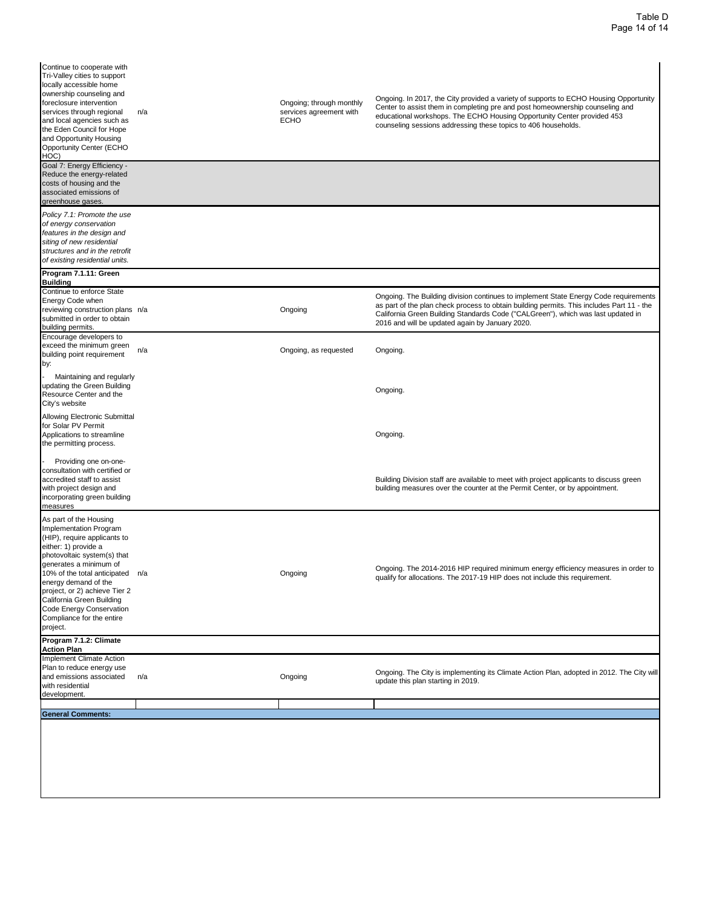| | | | |
|---|---|---|---|
| Continue to cooperate with Tri-Valley cities to support locally accessible home ownership counseling and foreclosure intervention services through regional and local agencies such as the Eden Council for Hope and Opportunity Housing Opportunity Center (ECHO HOC) | n/a | Ongoing; through monthly services agreement with ECHO | Ongoing. In 2017, the City provided a variety of supports to ECHO Housing Opportunity Center to assist them in completing pre and post homeownership counseling and educational workshops. The ECHO Housing Opportunity Center provided 453 counseling sessions addressing these topics to 406 households. |
| Goal 7: Energy Efficiency - Reduce the energy-related costs of housing and the associated emissions of greenhouse gases. | | | |
| *Policy 7.1: Promote the use of energy conservation features in the design and siting of new residential structures and in the retrofit of existing residential units.* | | | |
| **Program 7.1.11: Green Building** | | | |
| Continue to enforce State Energy Code when reviewing construction plans submitted in order to obtain building permits. | n/a | Ongoing | Ongoing. The Building division continues to implement State Energy Code requirements as part of the plan check process to obtain building permits. This includes Part 11 - the California Green Building Standards Code ("CALGreen"), which was last updated in 2016 and will be updated again by January 2020. |
| Encourage developers to exceed the minimum green building point requirement by: | n/a | Ongoing, as requested | Ongoing. |
| - Maintaining and regularly updating the Green Building Resource Center and the City's website | | | Ongoing. |
| Allowing Electronic Submittal for Solar PV Permit Applications to streamline the permitting process. | | | Ongoing. |
| - Providing one on-one-consultation with certified or accredited staff to assist with project design and incorporating green building measures | | | Building Division staff are available to meet with project applicants to discuss green building measures over the counter at the Permit Center, or by appointment. |
| As part of the Housing Implementation Program (HIP), require applicants to either: 1) provide a photovoltaic system(s) that generates a minimum of 10% of the total anticipated energy demand of the project, or 2) achieve Tier 2 California Green Building Code Energy Conservation Compliance for the entire project. | n/a | Ongoing | Ongoing. The 2014-2016 HIP required minimum energy efficiency measures in order to qualify for allocations. The 2017-19 HIP does not include this requirement. |
| **Program 7.1.2: Climate Action Plan** | | | |
| Implement Climate Action Plan to reduce energy use and emissions associated with residential development. | n/a | Ongoing | Ongoing. The City is implementing its Climate Action Plan, adopted in 2012. The City will update this plan starting in 2019. |

**General Comments:**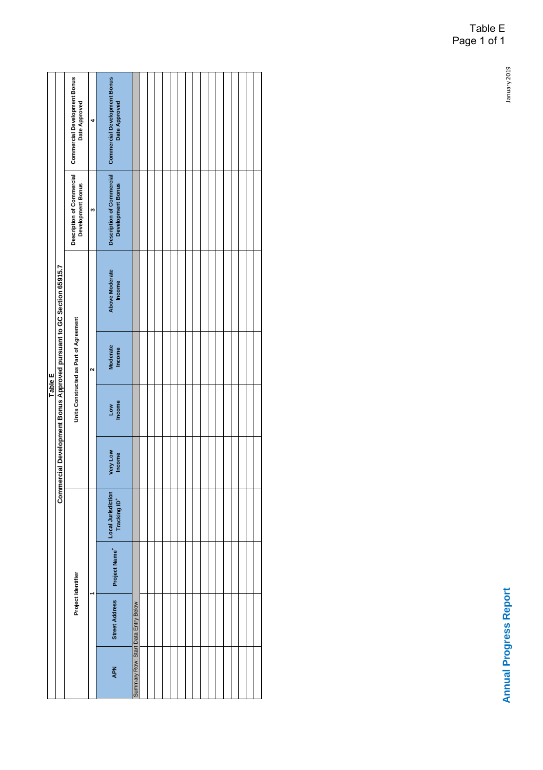# Table E

## Commercial Development Bonus Approved pursuant to GC Section 65915.7

| Project Identifier | | | | Units Constructed as Part of Agreement | | | | Description of Commercial Development Bonus | Commercial Development Bonus Date Approved |
|---|---|---|---|---|---|---|---|---|---|
| 1 | | | | 2 | | | | 3 | 4 |
| APN | Street Address | Project Name⁺ | Local Jurisdiction Tracking ID⁺ | Very Low Income | Low Income | Moderate Income | Above Moderate Income | Description of Commercial Development Bonus | Commercial Development Bonus Date Approved |
| Summary Row: Start Data Entry Below | | | | | | | | | |
| | | | | | | | | | |
| | | | | | | | | | |
| | | | | | | | | | |
| | | | | | | | | | |
| | | | | | | | | | |
| | | | | | | | | | |
| | | | | | | | | | |
| | | | | | | | | | |
| | | | | | | | | | |
| | | | | | | | | | |
| | | | | | | | | | |
| | | | | | | | | | |
| | | | | | | | | | |
| | | | | | | | | | |
| | | | | | | | | | |

January 2019

**Annual Progress Report**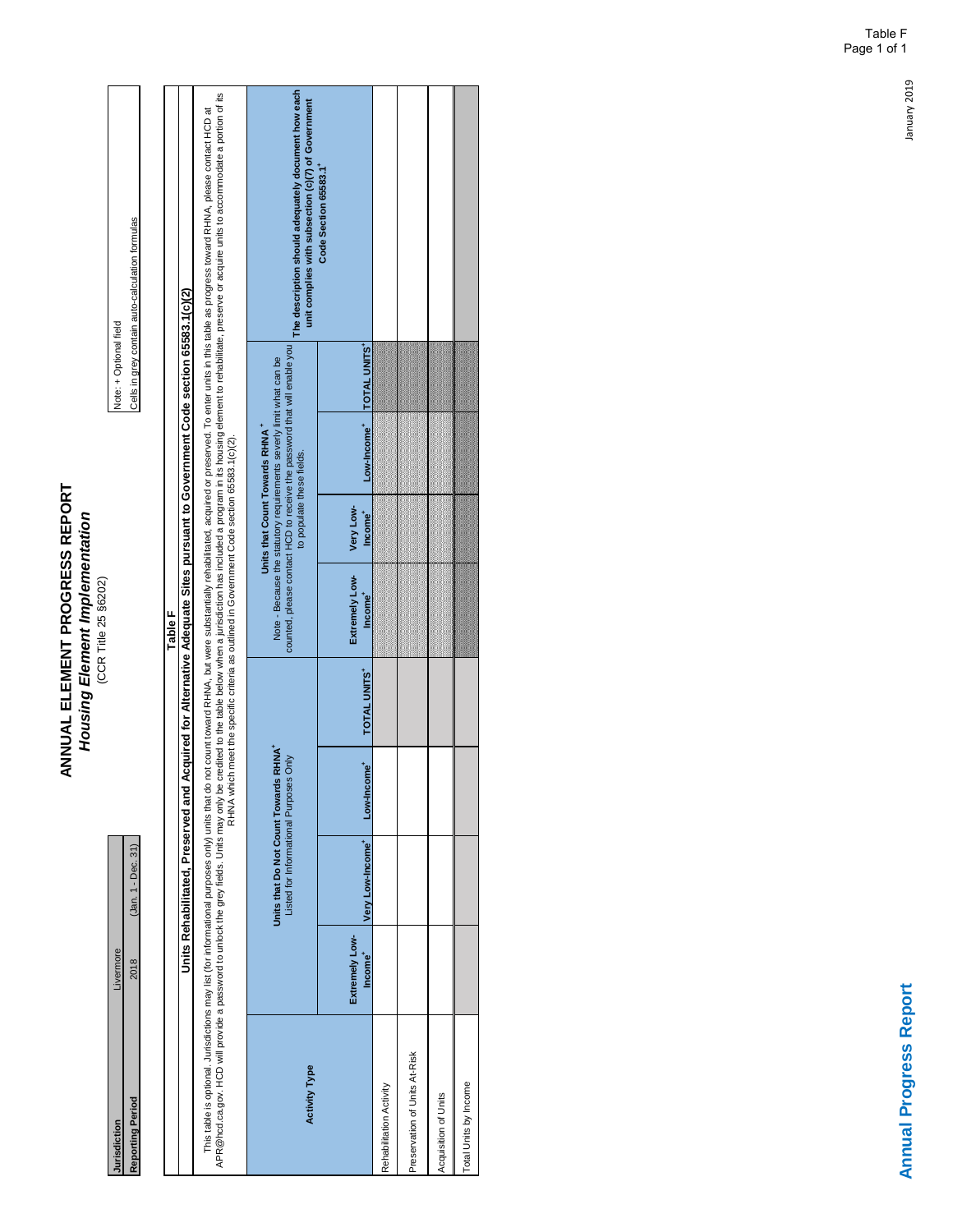# ANNUAL ELEMENT PROGRESS REPORT
## *Housing Element Implementation*
(CCR Title 25 §6202)

| Jurisdiction | Livermore | |
|---|---|---|
| Reporting Period | 2018 | (Jan. 1 - Dec. 31) |

Note: + Optional field
Cells in grey contain auto-calculation formulas

### Table F
### Units Rehabilitated, Preserved and Acquired for Alternative Adequate Sites pursuant to Government Code section 65583.1(c)(2)

This table is optional. Jurisdictions may list (for informational purposes only) units that do not count toward RHNA, but were substantially rehabilitated, acquired or preserved. To enter units in this table as progress toward RHNA, please contact HCD at APR@hcd.ca.gov. HCD will provide a password to unlock the grey fields. Units may only be credited to the table below when a jurisdiction has included a program in its housing element to rehabilitate, preserve or acquire units to accommodate a portion of its RHNA which meet the specific criteria as outlined in Government Code section 65583.1(c)(2).

| Activity Type | Units that Do Not Count Towards RHNA+ Listed for Informational Purposes Only | | | | Units that Count Towards RHNA+ Note - Because the statutory requirements severly limit what can be counted, please contact HCD to receive the password that will enable you to populate these fields. | | | | The description should adequately document how each unit complies with subsection (c)(7) of Government Code Section 65583.1+ |
|---|---|---|---|---|---|---|---|---|---|
| | Extremely Low-Income+ | Very Low-Income+ | Low-Income+ | TOTAL UNITS+ | Extremely Low-Income+ | Very Low-Income+ | Low-Income+ | TOTAL UNITS+ | |
| Rehabilitation Activity | | | | | | | | | |
| Preservation of Units At-Risk | | | | | | | | | |
| Acquisition of Units | | | | | | | | | |
| Total Units by Income | | | | | | | | | |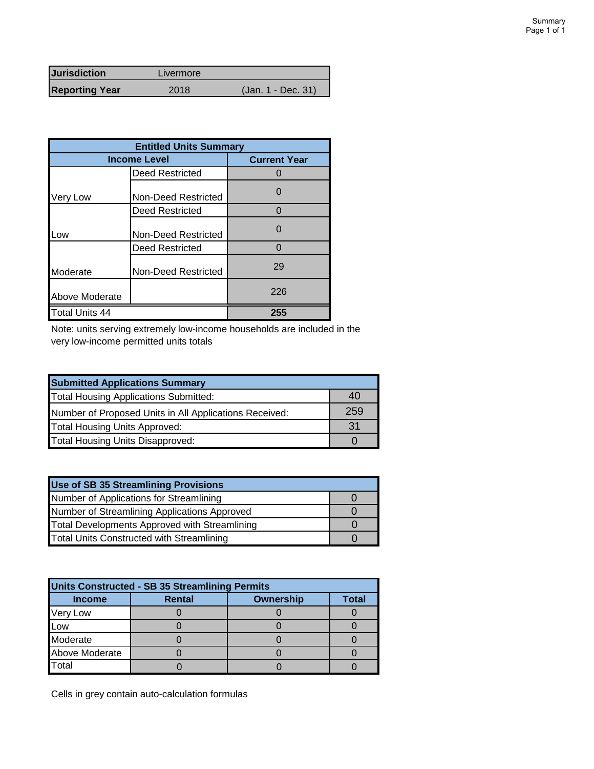| | | |
|---|---|---|
| **Jurisdiction** | Livermore | |
| **Reporting Year** | 2018 | (Jan. 1 - Dec. 31) |

| **Entitled Units Summary** | | |
|---|---|---|
| **Income Level** | | **Current Year** |
| Very Low | Deed Restricted | 0 |
| | Non-Deed Restricted | 0 |
| Low | Deed Restricted | 0 |
| | Non-Deed Restricted | 0 |
| Moderate | Deed Restricted | 0 |
| | Non-Deed Restricted | 29 |
| Above Moderate | | 226 |
| Total Units 44 | | **255** |

Note: units serving extremely low-income households are included in the very low-income permitted units totals

| **Submitted Applications Summary** | |
|---|---|
| Total Housing Applications Submitted: | 40 |
| Number of Proposed Units in All Applications Received: | 259 |
| Total Housing Units Approved: | 31 |
| Total Housing Units Disapproved: | 0 |

| **Use of SB 35 Streamlining Provisions** | |
|---|---|
| Number of Applications for Streamlining | 0 |
| Number of Streamlining Applications Approved | 0 |
| Total Developments Approved with Streamlining | 0 |
| Total Units Constructed with Streamlining | 0 |

| **Units Constructed - SB 35 Streamlining Permits** | | | |
|---|---|---|---|
| **Income** | **Rental** | **Ownership** | **Total** |
| Very Low | 0 | 0 | 0 |
| Low | 0 | 0 | 0 |
| Moderate | 0 | 0 | 0 |
| Above Moderate | 0 | 0 | 0 |
| Total | 0 | 0 | 0 |

Cells in grey contain auto-calculation formulas